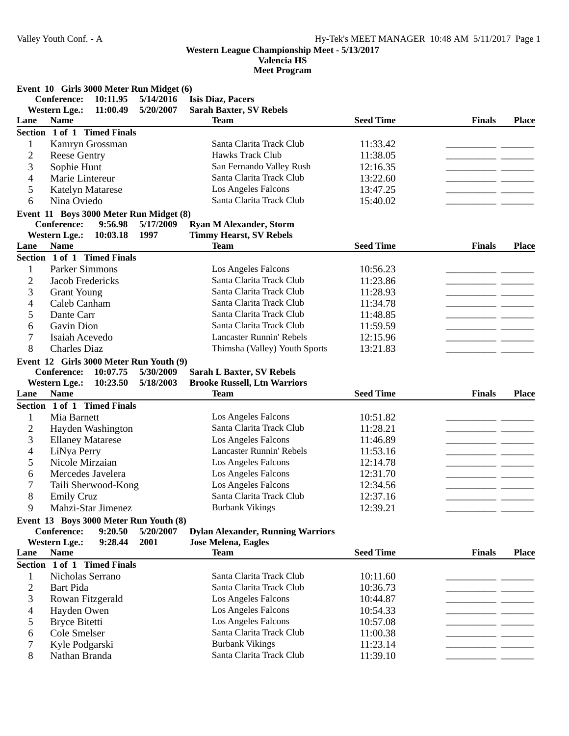**Western League Championship Meet - 5/13/2017**
**Valencia HS**
**Meet Program**

### Event 10 Girls 3000 Meter Run Midget (6)

**Conference:** 10:11.95 5/14/2016 **Isis Diaz, Pacers**
**Western Lge.:** 11:00.49 5/20/2007 **Sarah Baxter, SV Rebels**

**Section 1 of 1 Timed Finals**

| Lane | Name | Team | Seed Time | Finals | Place |
|---|---|---|---|---|---|
| 1 | Kamryn Grossman | Santa Clarita Track Club | 11:33.42 | | |
| 2 | Reese Gentry | Hawks Track Club | 11:38.05 | | |
| 3 | Sophie Hunt | San Fernando Valley Rush | 12:16.35 | | |
| 4 | Marie Lintereur | Santa Clarita Track Club | 13:22.60 | | |
| 5 | Katelyn Matarese | Los Angeles Falcons | 13:47.25 | | |
| 6 | Nina Oviedo | Santa Clarita Track Club | 15:40.02 | | |

### Event 11 Boys 3000 Meter Run Midget (8)

**Conference:** 9:56.98 5/17/2009 **Ryan M Alexander, Storm**
**Western Lge.:** 10:03.18 1997 **Timmy Hearst, SV Rebels**

**Section 1 of 1 Timed Finals**

| Lane | Name | Team | Seed Time | Finals | Place |
|---|---|---|---|---|---|
| 1 | Parker Simmons | Los Angeles Falcons | 10:56.23 | | |
| 2 | Jacob Fredericks | Santa Clarita Track Club | 11:23.86 | | |
| 3 | Grant Young | Santa Clarita Track Club | 11:28.93 | | |
| 4 | Caleb Canham | Santa Clarita Track Club | 11:34.78 | | |
| 5 | Dante Carr | Santa Clarita Track Club | 11:48.85 | | |
| 6 | Gavin Dion | Santa Clarita Track Club | 11:59.59 | | |
| 7 | Isaiah Acevedo | Lancaster Runnin' Rebels | 12:15.96 | | |
| 8 | Charles Diaz | Thimsha (Valley) Youth Sports | 13:21.83 | | |

### Event 12 Girls 3000 Meter Run Youth (9)

**Conference:** 10:07.75 5/30/2009 **Sarah L Baxter, SV Rebels**
**Western Lge.:** 10:23.50 5/18/2003 **Brooke Russell, Ltn Warriors**

**Section 1 of 1 Timed Finals**

| Lane | Name | Team | Seed Time | Finals | Place |
|---|---|---|---|---|---|
| 1 | Mia Barnett | Los Angeles Falcons | 10:51.82 | | |
| 2 | Hayden Washington | Santa Clarita Track Club | 11:28.21 | | |
| 3 | Ellaney Matarese | Los Angeles Falcons | 11:46.89 | | |
| 4 | LiNya Perry | Lancaster Runnin' Rebels | 11:53.16 | | |
| 5 | Nicole Mirzaian | Los Angeles Falcons | 12:14.78 | | |
| 6 | Mercedes Javelera | Los Angeles Falcons | 12:31.70 | | |
| 7 | Taili Sherwood-Kong | Los Angeles Falcons | 12:34.56 | | |
| 8 | Emily Cruz | Santa Clarita Track Club | 12:37.16 | | |
| 9 | Mahzi-Star Jimenez | Burbank Vikings | 12:39.21 | | |

### Event 13 Boys 3000 Meter Run Youth (8)

**Conference:** 9:20.50 5/20/2007 **Dylan Alexander, Running Warriors**
**Western Lge.:** 9:28.44 2001 **Jose Melena, Eagles**

**Section 1 of 1 Timed Finals**

| Lane | Name | Team | Seed Time | Finals | Place |
|---|---|---|---|---|---|
| 1 | Nicholas Serrano | Santa Clarita Track Club | 10:11.60 | | |
| 2 | Bart Pida | Santa Clarita Track Club | 10:36.73 | | |
| 3 | Rowan Fitzgerald | Los Angeles Falcons | 10:44.87 | | |
| 4 | Hayden Owen | Los Angeles Falcons | 10:54.33 | | |
| 5 | Bryce Bitetti | Los Angeles Falcons | 10:57.08 | | |
| 6 | Cole Smelser | Santa Clarita Track Club | 11:00.38 | | |
| 7 | Kyle Podgarski | Burbank Vikings | 11:23.14 | | |
| 8 | Nathan Branda | Santa Clarita Track Club | 11:39.10 | | |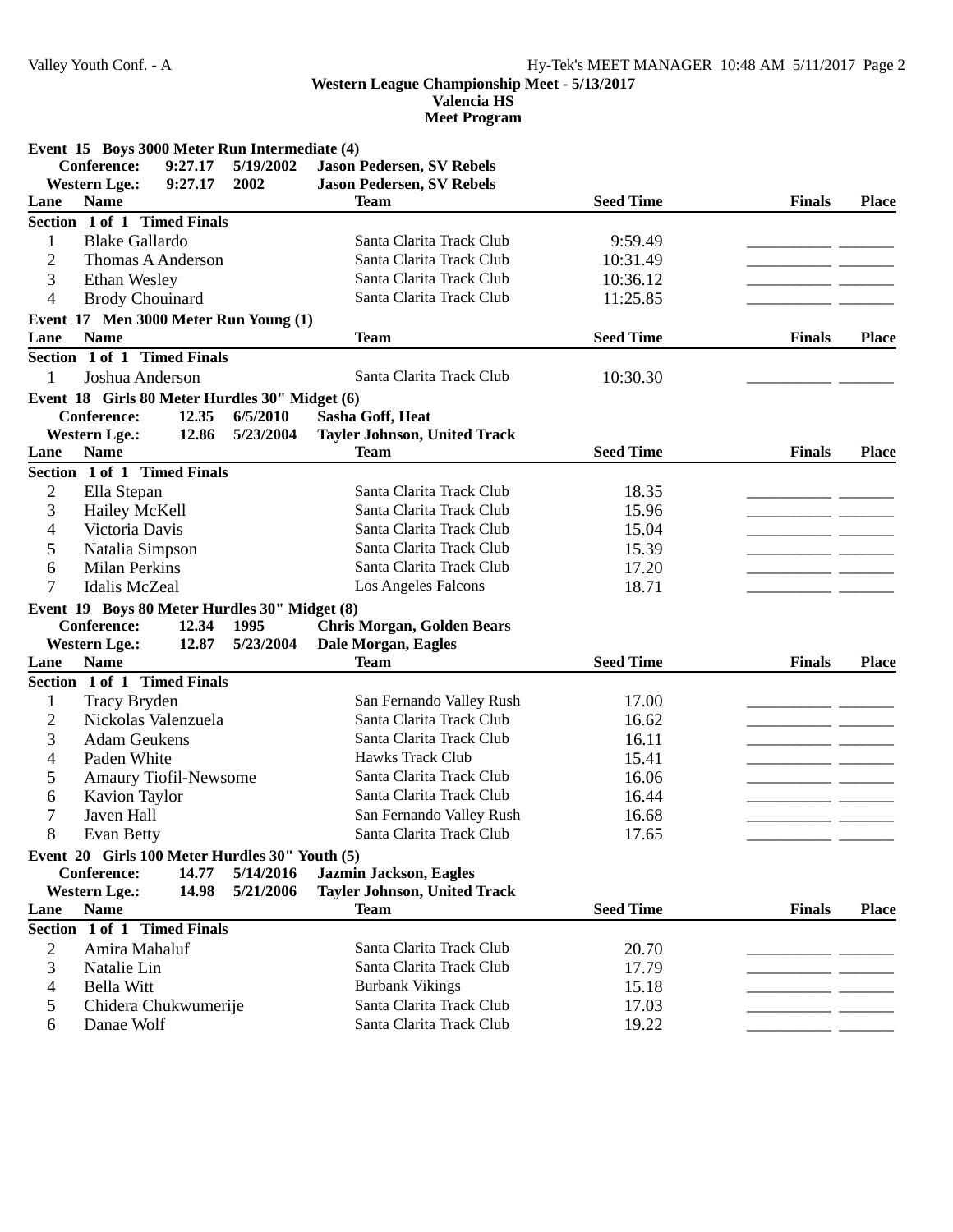**Western League Championship Meet - 5/13/2017**
**Valencia HS**
**Meet Program**

### Event 15 Boys 3000 Meter Run Intermediate (4)

**Conference:** 9:27.17 5/19/2002 **Jason Pedersen, SV Rebels**
**Western Lge.:** 9:27.17 2002 **Jason Pedersen, SV Rebels**

| Lane | Name | Team | Seed Time | Finals | Place |
|---|---|---|---|---|---|
| **Section 1 of 1 Timed Finals** | | | | | |
| 1 | Blake Gallardo | Santa Clarita Track Club | 9:59.49 | __________ | _______ |
| 2 | Thomas A Anderson | Santa Clarita Track Club | 10:31.49 | __________ | _______ |
| 3 | Ethan Wesley | Santa Clarita Track Club | 10:36.12 | __________ | _______ |
| 4 | Brody Chouinard | Santa Clarita Track Club | 11:25.85 | __________ | _______ |

### Event 17 Men 3000 Meter Run Young (1)

| Lane | Name | Team | Seed Time | Finals | Place |
|---|---|---|---|---|---|
| **Section 1 of 1 Timed Finals** | | | | | |
| 1 | Joshua Anderson | Santa Clarita Track Club | 10:30.30 | __________ | _______ |

### Event 18 Girls 80 Meter Hurdles 30" Midget (6)

**Conference:** 12.35 6/5/2010 **Sasha Goff, Heat**
**Western Lge.:** 12.86 5/23/2004 **Tayler Johnson, United Track**

| Lane | Name | Team | Seed Time | Finals | Place |
|---|---|---|---|---|---|
| **Section 1 of 1 Timed Finals** | | | | | |
| 2 | Ella Stepan | Santa Clarita Track Club | 18.35 | __________ | _______ |
| 3 | Hailey McKell | Santa Clarita Track Club | 15.96 | __________ | _______ |
| 4 | Victoria Davis | Santa Clarita Track Club | 15.04 | __________ | _______ |
| 5 | Natalia Simpson | Santa Clarita Track Club | 15.39 | __________ | _______ |
| 6 | Milan Perkins | Santa Clarita Track Club | 17.20 | __________ | _______ |
| 7 | Idalis McZeal | Los Angeles Falcons | 18.71 | __________ | _______ |

### Event 19 Boys 80 Meter Hurdles 30" Midget (8)

**Conference:** 12.34 1995 **Chris Morgan, Golden Bears**
**Western Lge.:** 12.87 5/23/2004 **Dale Morgan, Eagles**

| Lane | Name | Team | Seed Time | Finals | Place |
|---|---|---|---|---|---|
| **Section 1 of 1 Timed Finals** | | | | | |
| 1 | Tracy Bryden | San Fernando Valley Rush | 17.00 | __________ | _______ |
| 2 | Nickolas Valenzuela | Santa Clarita Track Club | 16.62 | __________ | _______ |
| 3 | Adam Geukens | Santa Clarita Track Club | 16.11 | __________ | _______ |
| 4 | Paden White | Hawks Track Club | 15.41 | __________ | _______ |
| 5 | Amaury Tiofil-Newsome | Santa Clarita Track Club | 16.06 | __________ | _______ |
| 6 | Kavion Taylor | Santa Clarita Track Club | 16.44 | __________ | _______ |
| 7 | Javen Hall | San Fernando Valley Rush | 16.68 | __________ | _______ |
| 8 | Evan Betty | Santa Clarita Track Club | 17.65 | __________ | _______ |

### Event 20 Girls 100 Meter Hurdles 30" Youth (5)

**Conference:** 14.77 5/14/2016 **Jazmin Jackson, Eagles**
**Western Lge.:** 14.98 5/21/2006 **Tayler Johnson, United Track**

| Lane | Name | Team | Seed Time | Finals | Place |
|---|---|---|---|---|---|
| **Section 1 of 1 Timed Finals** | | | | | |
| 2 | Amira Mahaluf | Santa Clarita Track Club | 20.70 | __________ | _______ |
| 3 | Natalie Lin | Santa Clarita Track Club | 17.79 | __________ | _______ |
| 4 | Bella Witt | Burbank Vikings | 15.18 | __________ | _______ |
| 5 | Chidera Chukwumerije | Santa Clarita Track Club | 17.03 | __________ | _______ |
| 6 | Danae Wolf | Santa Clarita Track Club | 19.22 | __________ | _______ |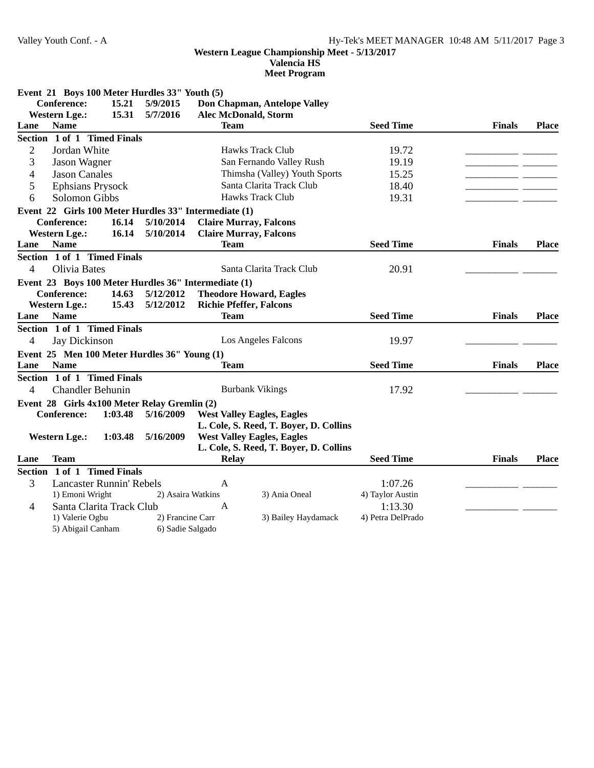**Western League Championship Meet - 5/13/2017**
**Valencia HS**
**Meet Program**

**Event 21 Boys 100 Meter Hurdles 33" Youth (5)**

| | | | |
|---|---|---|---|
| Conference: | 15.21 | 5/9/2015 | Don Chapman, Antelope Valley |
| Western Lge.: | 15.31 | 5/7/2016 | Alec McDonald, Storm |

| Lane | Name | Team | Seed Time | Finals | Place |
|---|---|---|---|---|---|
| **Section 1 of 1 Timed Finals** | | | | | |
| 2 | Jordan White | Hawks Track Club | 19.72 | | |
| 3 | Jason Wagner | San Fernando Valley Rush | 19.19 | | |
| 4 | Jason Canales | Thimsha (Valley) Youth Sports | 15.25 | | |
| 5 | Ephsians Prysock | Santa Clarita Track Club | 18.40 | | |
| 6 | Solomon Gibbs | Hawks Track Club | 19.31 | | |

**Event 22 Girls 100 Meter Hurdles 33" Intermediate (1)**

| | | | |
|---|---|---|---|
| Conference: | 16.14 | 5/10/2014 | Claire Murray, Falcons |
| Western Lge.: | 16.14 | 5/10/2014 | Claire Murray, Falcons |

| Lane | Name | Team | Seed Time | Finals | Place |
|---|---|---|---|---|---|
| **Section 1 of 1 Timed Finals** | | | | | |
| 4 | Olivia Bates | Santa Clarita Track Club | 20.91 | | |

**Event 23 Boys 100 Meter Hurdles 36" Intermediate (1)**

| | | | |
|---|---|---|---|
| Conference: | 14.63 | 5/12/2012 | Theodore Howard, Eagles |
| Western Lge.: | 15.43 | 5/12/2012 | Richie Pfeffer, Falcons |

| Lane | Name | Team | Seed Time | Finals | Place |
|---|---|---|---|---|---|
| **Section 1 of 1 Timed Finals** | | | | | |
| 4 | Jay Dickinson | Los Angeles Falcons | 19.97 | | |

**Event 25 Men 100 Meter Hurdles 36" Young (1)**

| Lane | Name | Team | Seed Time | Finals | Place |
|---|---|---|---|---|---|
| **Section 1 of 1 Timed Finals** | | | | | |
| 4 | Chandler Behunin | Burbank Vikings | 17.92 | | |

**Event 28 Girls 4x100 Meter Relay Gremlin (2)**

| | | | |
|---|---|---|---|
| Conference: | 1:03.48 | 5/16/2009 | West Valley Eagles, Eagles<br>L. Cole, S. Reed, T. Boyer, D. Collins |
| Western Lge.: | 1:03.48 | 5/16/2009 | West Valley Eagles, Eagles<br>L. Cole, S. Reed, T. Boyer, D. Collins |

| Lane | Team | Relay | Seed Time | Finals | Place |
|---|---|---|---|---|---|
| **Section 1 of 1 Timed Finals** | | | | | |
| 3 | Lancaster Runnin' Rebels | A | 1:07.26 | | |
| | 1) Emoni Wright, 2) Asaira Watkins, 3) Ania Oneal, 4) Taylor Austin | | | | |
| 4 | Santa Clarita Track Club | A | 1:13.30 | | |
| | 1) Valerie Ogbu, 2) Francine Carr, 3) Bailey Haydamack, 4) Petra DelPrado, 5) Abigail Canham, 6) Sadie Salgado | | | | |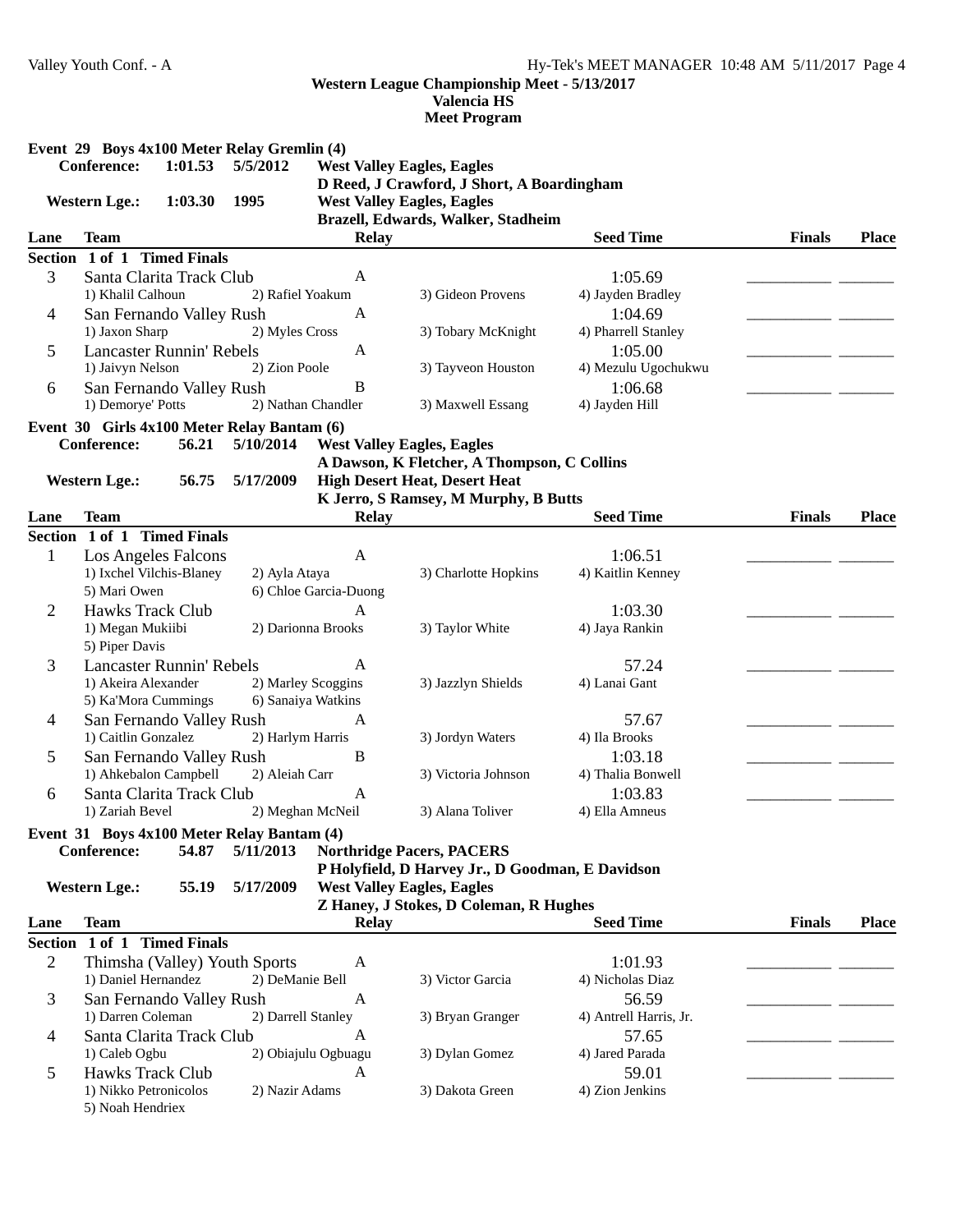Western League Championship Meet - 5/13/2017
Valencia HS
Meet Program

## Event 29 Boys 4x100 Meter Relay Gremlin (4)

**Conference:** 1:01.53 5/5/2012 **West Valley Eagles, Eagles**
D Reed, J Crawford, J Short, A Boardingham

**Western Lge.:** 1:03.30 1995 **West Valley Eagles, Eagles**
Brazell, Edwards, Walker, Stadheim

| Lane | Team | Relay | Seed Time | Finals | Place |
|---|---|---|---|---|---|
| **Section 1 of 1 Timed Finals** | | | | | |
| 3 | Santa Clarita Track Club<br>1) Khalil Calhoun 2) Rafiel Yoakum 3) Gideon Provens 4) Jayden Bradley | A | 1:05.69 | | |
| 4 | San Fernando Valley Rush<br>1) Jaxon Sharp 2) Myles Cross 3) Tobary McKnight 4) Pharrell Stanley | A | 1:04.69 | | |
| 5 | Lancaster Runnin' Rebels<br>1) Jaivyn Nelson 2) Zion Poole 3) Tayveon Houston 4) Mezulu Ugochukwu | A | 1:05.00 | | |
| 6 | San Fernando Valley Rush<br>1) Demorye' Potts 2) Nathan Chandler 3) Maxwell Essang 4) Jayden Hill | B | 1:06.68 | | |

## Event 30 Girls 4x100 Meter Relay Bantam (6)

**Conference:** 56.21 5/10/2014 **West Valley Eagles, Eagles**
A Dawson, K Fletcher, A Thompson, C Collins

**Western Lge.:** 56.75 5/17/2009 **High Desert Heat, Desert Heat**
K Jerro, S Ramsey, M Murphy, B Butts

| Lane | Team | Relay | Seed Time | Finals | Place |
|---|---|---|---|---|---|
| **Section 1 of 1 Timed Finals** | | | | | |
| 1 | Los Angeles Falcons<br>1) Ixchel Vilchis-Blaney 2) Ayla Ataya 3) Charlotte Hopkins 4) Kaitlin Kenney<br>5) Mari Owen 6) Chloe Garcia-Duong | A | 1:06.51 | | |
| 2 | Hawks Track Club<br>1) Megan Mukiibi 2) Darionna Brooks 3) Taylor White 4) Jaya Rankin<br>5) Piper Davis | A | 1:03.30 | | |
| 3 | Lancaster Runnin' Rebels<br>1) Akeira Alexander 2) Marley Scoggins 3) Jazzlyn Shields 4) Lanai Gant<br>5) Ka'Mora Cummings 6) Sanaiya Watkins | A | 57.24 | | |
| 4 | San Fernando Valley Rush<br>1) Caitlin Gonzalez 2) Harlym Harris 3) Jordyn Waters 4) Ila Brooks | A | 57.67 | | |
| 5 | San Fernando Valley Rush<br>1) Ahkebalon Campbell 2) Aleiah Carr 3) Victoria Johnson 4) Thalia Bonwell | B | 1:03.18 | | |
| 6 | Santa Clarita Track Club<br>1) Zariah Bevel 2) Meghan McNeil 3) Alana Toliver 4) Ella Amneus | A | 1:03.83 | | |

## Event 31 Boys 4x100 Meter Relay Bantam (4)

**Conference:** 54.87 5/11/2013 **Northridge Pacers, PACERS**
P Holyfield, D Harvey Jr., D Goodman, E Davidson

**Western Lge.:** 55.19 5/17/2009 **West Valley Eagles, Eagles**
Z Haney, J Stokes, D Coleman, R Hughes

| Lane | Team | Relay | Seed Time | Finals | Place |
|---|---|---|---|---|---|
| **Section 1 of 1 Timed Finals** | | | | | |
| 2 | Thimsha (Valley) Youth Sports<br>1) Daniel Hernandez 2) DeManie Bell 3) Victor Garcia 4) Nicholas Diaz | A | 1:01.93 | | |
| 3 | San Fernando Valley Rush<br>1) Darren Coleman 2) Darrell Stanley 3) Bryan Granger 4) Antrell Harris, Jr. | A | 56.59 | | |
| 4 | Santa Clarita Track Club<br>1) Caleb Ogbu 2) Obiajulu Ogbuagu 3) Dylan Gomez 4) Jared Parada | A | 57.65 | | |
| 5 | Hawks Track Club<br>1) Nikko Petronicolos 2) Nazir Adams 3) Dakota Green 4) Zion Jenkins<br>5) Noah Hendriex | A | 59.01 | | |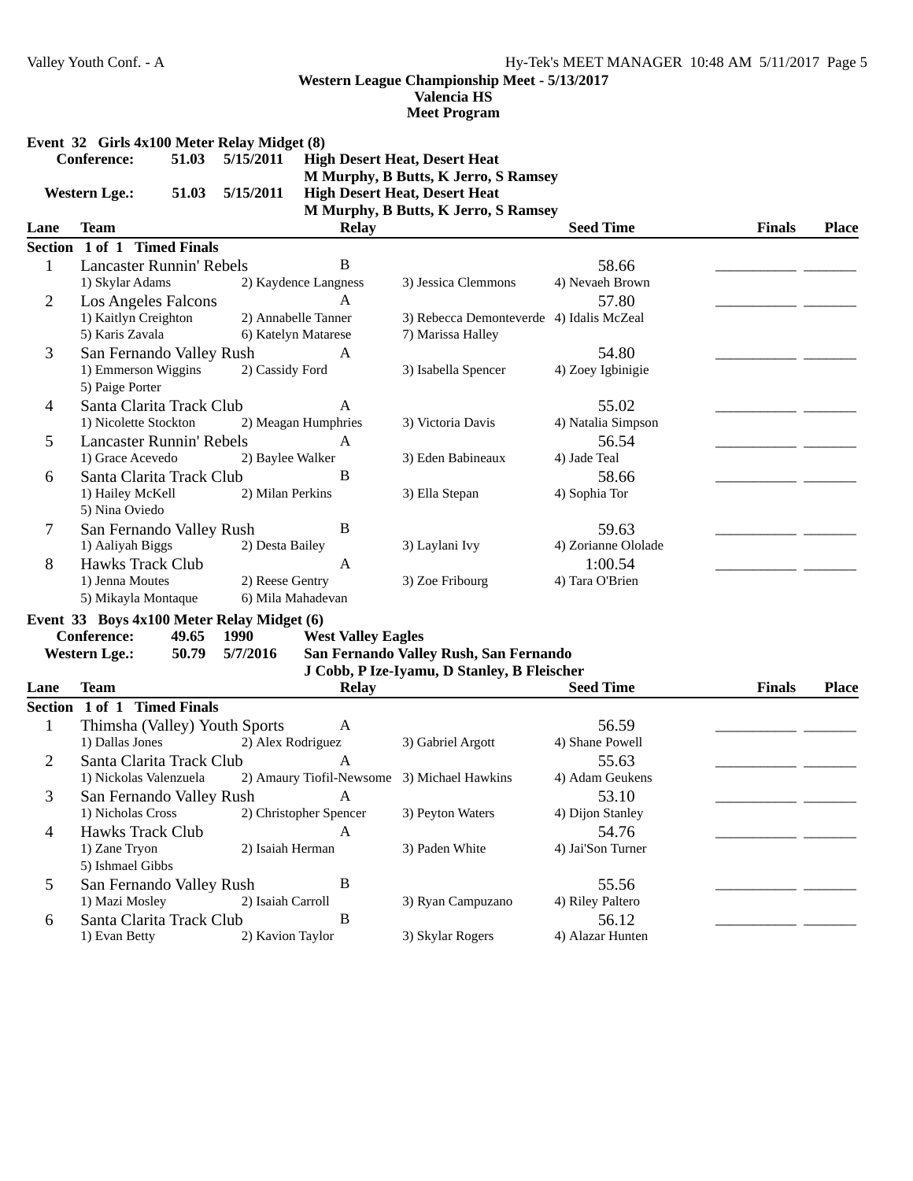## Western League Championship Meet - 5/13/2017
### Valencia HS
### Meet Program

**Event 32 Girls 4x100 Meter Relay Midget (8)**

**Conference:** 51.03 5/15/2011 **High Desert Heat, Desert Heat**
**M Murphy, B Butts, K Jerro, S Ramsey**

**Western Lge.:** 51.03 5/15/2011 **High Desert Heat, Desert Heat**
**M Murphy, B Butts, K Jerro, S Ramsey**

**Section 1 of 1 Timed Finals**

| Lane | Team | Relay | Seed Time | Finals | Place |
|---|---|---|---|---|---|
| 1 | Lancaster Runnin' Rebels | B | 58.66 | ________ | _____ |
| | 1) Skylar Adams, 2) Kaydence Langness, 3) Jessica Clemmons, 4) Nevaeh Brown | | | | |
| 2 | Los Angeles Falcons | A | 57.80 | ________ | _____ |
| | 1) Kaitlyn Creighton, 2) Annabelle Tanner, 3) Rebecca Demonteverde, 4) Idalis McZeal, 5) Karis Zavala, 6) Katelyn Matarese, 7) Marissa Halley | | | | |
| 3 | San Fernando Valley Rush | A | 54.80 | ________ | _____ |
| | 1) Emmerson Wiggins, 2) Cassidy Ford, 3) Isabella Spencer, 4) Zoey Igbinigie, 5) Paige Porter | | | | |
| 4 | Santa Clarita Track Club | A | 55.02 | ________ | _____ |
| | 1) Nicolette Stockton, 2) Meagan Humphries, 3) Victoria Davis, 4) Natalia Simpson | | | | |
| 5 | Lancaster Runnin' Rebels | A | 56.54 | ________ | _____ |
| | 1) Grace Acevedo, 2) Baylee Walker, 3) Eden Babineaux, 4) Jade Teal | | | | |
| 6 | Santa Clarita Track Club | B | 58.66 | ________ | _____ |
| | 1) Hailey McKell, 2) Milan Perkins, 3) Ella Stepan, 4) Sophia Tor, 5) Nina Oviedo | | | | |
| 7 | San Fernando Valley Rush | B | 59.63 | ________ | _____ |
| | 1) Aaliyah Biggs, 2) Desta Bailey, 3) Laylani Ivy, 4) Zorianne Ololade | | | | |
| 8 | Hawks Track Club | A | 1:00.54 | ________ | _____ |
| | 1) Jenna Moutes, 2) Reese Gentry, 3) Zoe Fribourg, 4) Tara O'Brien, 5) Mikayla Montaque, 6) Mila Mahadevan | | | | |

**Event 33 Boys 4x100 Meter Relay Midget (6)**

**Conference:** 49.65 1990 **West Valley Eagles**

**Western Lge.:** 50.79 5/7/2016 **San Fernando Valley Rush, San Fernando**
**J Cobb, P Ize-Iyamu, D Stanley, B Fleischer**

**Section 1 of 1 Timed Finals**

| Lane | Team | Relay | Seed Time | Finals | Place |
|---|---|---|---|---|---|
| 1 | Thimsha (Valley) Youth Sports | A | 56.59 | ________ | _____ |
| | 1) Dallas Jones, 2) Alex Rodriguez, 3) Gabriel Argott, 4) Shane Powell | | | | |
| 2 | Santa Clarita Track Club | A | 55.63 | ________ | _____ |
| | 1) Nickolas Valenzuela, 2) Amaury Tiofil-Newsome, 3) Michael Hawkins, 4) Adam Geukens | | | | |
| 3 | San Fernando Valley Rush | A | 53.10 | ________ | _____ |
| | 1) Nicholas Cross, 2) Christopher Spencer, 3) Peyton Waters, 4) Dijon Stanley | | | | |
| 4 | Hawks Track Club | A | 54.76 | ________ | _____ |
| | 1) Zane Tryon, 2) Isaiah Herman, 3) Paden White, 4) Jai'Son Turner, 5) Ishmael Gibbs | | | | |
| 5 | San Fernando Valley Rush | B | 55.56 | ________ | _____ |
| | 1) Mazi Mosley, 2) Isaiah Carroll, 3) Ryan Campuzano, 4) Riley Paltero | | | | |
| 6 | Santa Clarita Track Club | B | 56.12 | ________ | _____ |
| | 1) Evan Betty, 2) Kavion Taylor, 3) Skylar Rogers, 4) Alazar Hunten | | | | |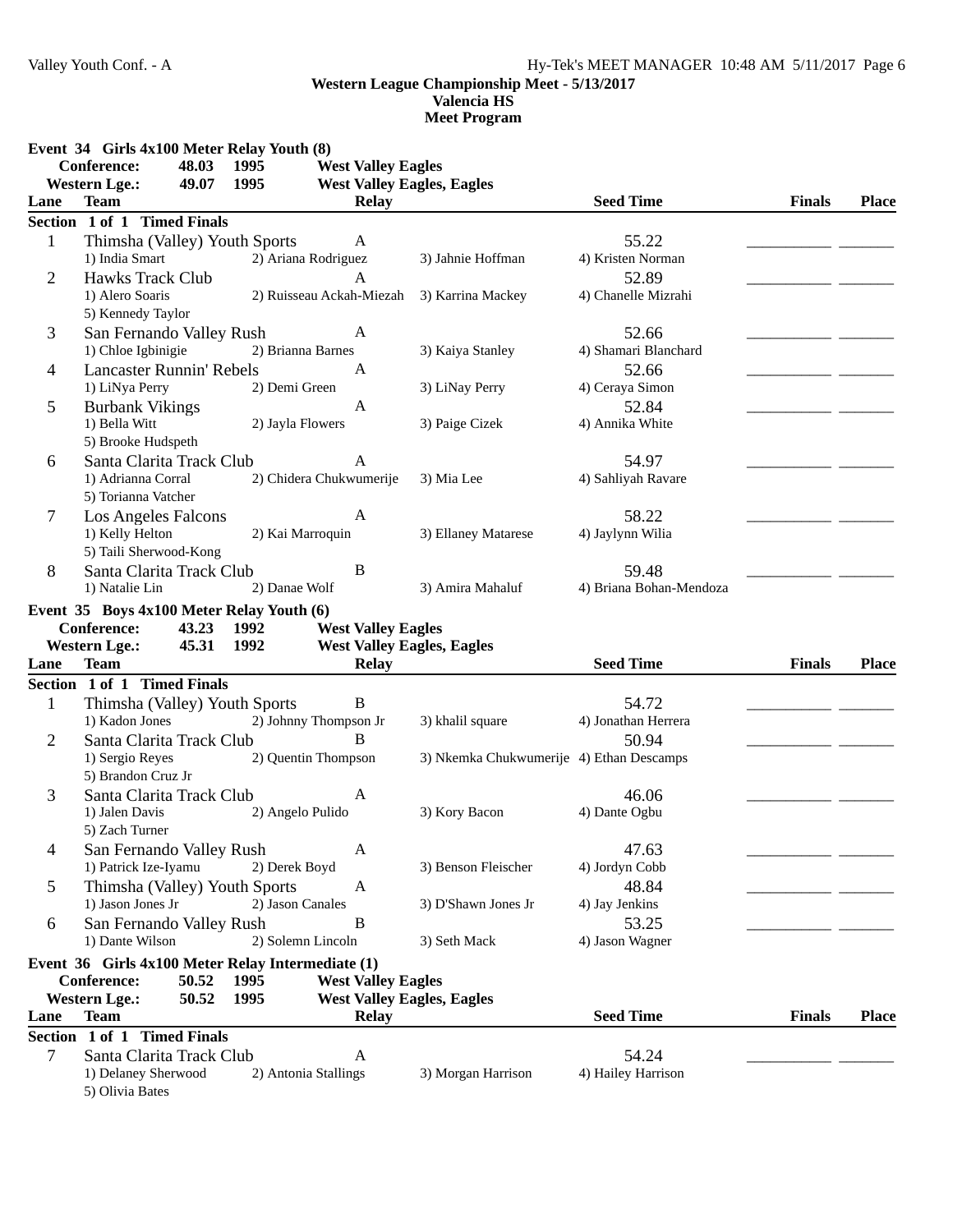## Western League Championship Meet - 5/13/2017
### Valencia HS
### Meet Program

**Event 34 Girls 4x100 Meter Relay Youth (8)**

**Conference:** 48.03 1995 **West Valley Eagles**
**Western Lge.:** 49.07 1995 **West Valley Eagles, Eagles**

**Section 1 of 1 Timed Finals**

| Lane | Team | Relay | Seed Time | Finals | Place |
|---|---|---|---|---|---|
| 1 | Thimsha (Valley) Youth Sports | A | 55.22 | ___ | ___ |
| | 1) India Smart 2) Ariana Rodriguez 3) Jahnie Hoffman 4) Kristen Norman | | | | |
| 2 | Hawks Track Club | A | 52.89 | ___ | ___ |
| | 1) Alero Soaris 2) Ruisseau Ackah-Miezah 3) Karrina Mackey 4) Chanelle Mizrahi 5) Kennedy Taylor | | | | |
| 3 | San Fernando Valley Rush | A | 52.66 | ___ | ___ |
| | 1) Chloe Igbinigie 2) Brianna Barnes 3) Kaiya Stanley 4) Shamari Blanchard | | | | |
| 4 | Lancaster Runnin' Rebels | A | 52.66 | ___ | ___ |
| | 1) LiNya Perry 2) Demi Green 3) LiNay Perry 4) Ceraya Simon | | | | |
| 5 | Burbank Vikings | A | 52.84 | ___ | ___ |
| | 1) Bella Witt 2) Jayla Flowers 3) Paige Cizek 4) Annika White 5) Brooke Hudspeth | | | | |
| 6 | Santa Clarita Track Club | A | 54.97 | ___ | ___ |
| | 1) Adrianna Corral 2) Chidera Chukwumerije 3) Mia Lee 4) Sahliyah Ravare 5) Torianna Vatcher | | | | |
| 7 | Los Angeles Falcons | A | 58.22 | ___ | ___ |
| | 1) Kelly Helton 2) Kai Marroquin 3) Ellaney Matarese 4) Jaylynn Wilia 5) Taili Sherwood-Kong | | | | |
| 8 | Santa Clarita Track Club | B | 59.48 | ___ | ___ |
| | 1) Natalie Lin 2) Danae Wolf 3) Amira Mahaluf 4) Briana Bohan-Mendoza | | | | |

**Event 35 Boys 4x100 Meter Relay Youth (6)**

**Conference:** 43.23 1992 **West Valley Eagles**
**Western Lge.:** 45.31 1992 **West Valley Eagles, Eagles**

**Section 1 of 1 Timed Finals**

| Lane | Team | Relay | Seed Time | Finals | Place |
|---|---|---|---|---|---|
| 1 | Thimsha (Valley) Youth Sports | B | 54.72 | ___ | ___ |
| | 1) Kadon Jones 2) Johnny Thompson Jr 3) khalil square 4) Jonathan Herrera | | | | |
| 2 | Santa Clarita Track Club | B | 50.94 | ___ | ___ |
| | 1) Sergio Reyes 2) Quentin Thompson 3) Nkemka Chukwumerije 4) Ethan Descamps 5) Brandon Cruz Jr | | | | |
| 3 | Santa Clarita Track Club | A | 46.06 | ___ | ___ |
| | 1) Jalen Davis 2) Angelo Pulido 3) Kory Bacon 4) Dante Ogbu 5) Zach Turner | | | | |
| 4 | San Fernando Valley Rush | A | 47.63 | ___ | ___ |
| | 1) Patrick Ize-Iyamu 2) Derek Boyd 3) Benson Fleischer 4) Jordyn Cobb | | | | |
| 5 | Thimsha (Valley) Youth Sports | A | 48.84 | ___ | ___ |
| | 1) Jason Jones Jr 2) Jason Canales 3) D'Shawn Jones Jr 4) Jay Jenkins | | | | |
| 6 | San Fernando Valley Rush | B | 53.25 | ___ | ___ |
| | 1) Dante Wilson 2) Solemn Lincoln 3) Seth Mack 4) Jason Wagner | | | | |

**Event 36 Girls 4x100 Meter Relay Intermediate (1)**

**Conference:** 50.52 1995 **West Valley Eagles**
**Western Lge.:** 50.52 1995 **West Valley Eagles, Eagles**

**Section 1 of 1 Timed Finals**

| Lane | Team | Relay | Seed Time | Finals | Place |
|---|---|---|---|---|---|
| 7 | Santa Clarita Track Club | A | 54.24 | ___ | ___ |
| | 1) Delaney Sherwood 2) Antonia Stallings 3) Morgan Harrison 4) Hailey Harrison 5) Olivia Bates | | | | |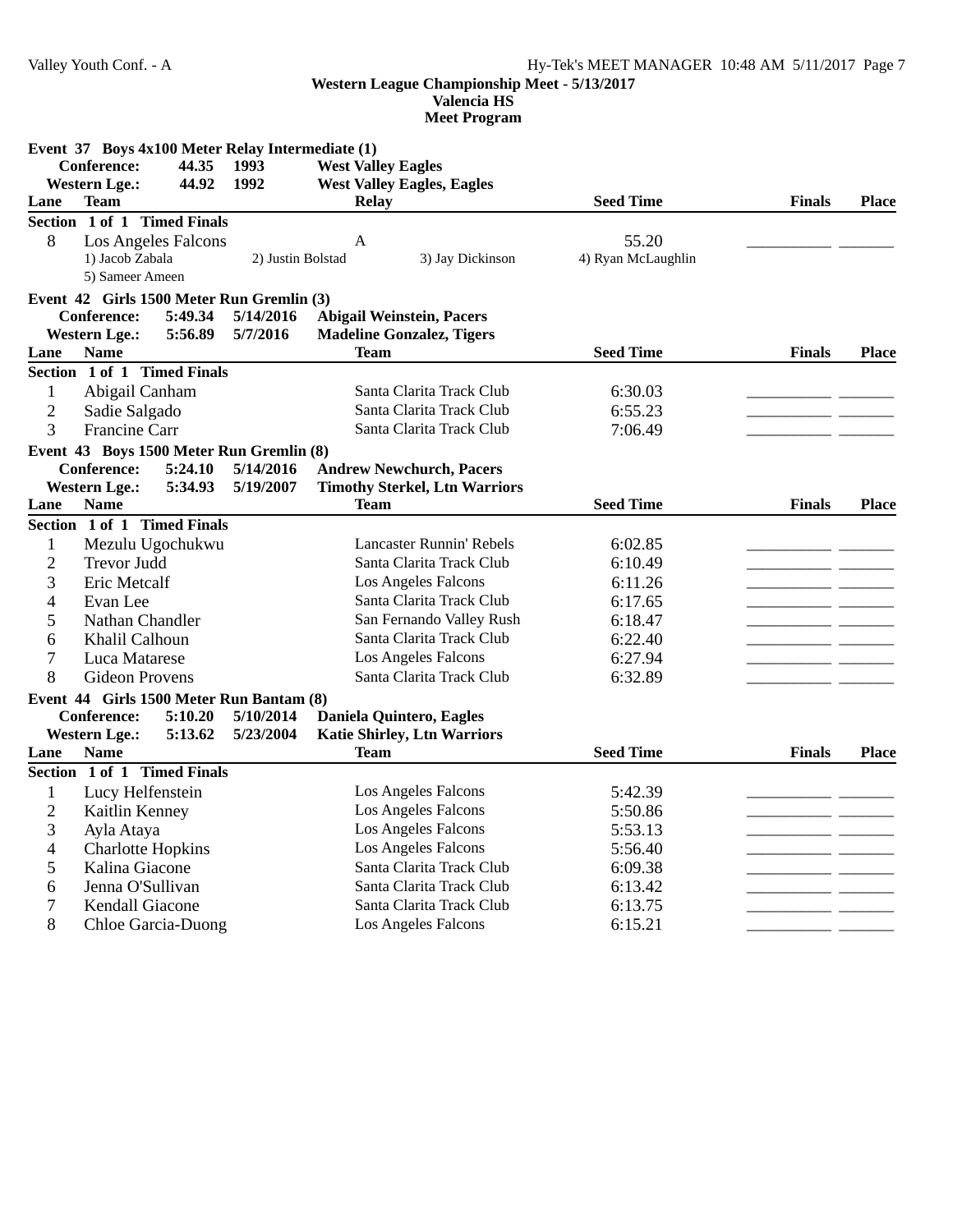**Western League Championship Meet - 5/13/2017**
**Valencia HS**
**Meet Program**

**Event 37 Boys 4x100 Meter Relay Intermediate (1)**

| | | | |
|---|---|---|---|
| **Conference:** | 44.35 | 1993 | **West Valley Eagles** |
| **Western Lge.:** | 44.92 | 1992 | **West Valley Eagles, Eagles** |

| Lane | Team | Relay | Seed Time | Finals | Place |
|---|---|---|---|---|---|
| **Section 1 of 1 Timed Finals** | | | | | |
| 8 | Los Angeles Falcons | A | 55.20 | ________ | ______ |
| | 1) Jacob Zabala | 2) Justin Bolstad | 3) Jay Dickinson | 4) Ryan McLaughlin | |
| | 5) Sameer Ameen | | | | |

**Event 42 Girls 1500 Meter Run Gremlin (3)**

| | | | |
|---|---|---|---|
| **Conference:** | 5:49.34 | 5/14/2016 | **Abigail Weinstein, Pacers** |
| **Western Lge.:** | 5:56.89 | 5/7/2016 | **Madeline Gonzalez, Tigers** |

| Lane | Name | Team | Seed Time | Finals | Place |
|---|---|---|---|---|---|
| **Section 1 of 1 Timed Finals** | | | | | |
| 1 | Abigail Canham | Santa Clarita Track Club | 6:30.03 | ________ | ______ |
| 2 | Sadie Salgado | Santa Clarita Track Club | 6:55.23 | ________ | ______ |
| 3 | Francine Carr | Santa Clarita Track Club | 7:06.49 | ________ | ______ |

**Event 43 Boys 1500 Meter Run Gremlin (8)**

| | | | |
|---|---|---|---|
| **Conference:** | 5:24.10 | 5/14/2016 | **Andrew Newchurch, Pacers** |
| **Western Lge.:** | 5:34.93 | 5/19/2007 | **Timothy Sterkel, Ltn Warriors** |

| Lane | Name | Team | Seed Time | Finals | Place |
|---|---|---|---|---|---|
| **Section 1 of 1 Timed Finals** | | | | | |
| 1 | Mezulu Ugochukwu | Lancaster Runnin' Rebels | 6:02.85 | ________ | ______ |
| 2 | Trevor Judd | Santa Clarita Track Club | 6:10.49 | ________ | ______ |
| 3 | Eric Metcalf | Los Angeles Falcons | 6:11.26 | ________ | ______ |
| 4 | Evan Lee | Santa Clarita Track Club | 6:17.65 | ________ | ______ |
| 5 | Nathan Chandler | San Fernando Valley Rush | 6:18.47 | ________ | ______ |
| 6 | Khalil Calhoun | Santa Clarita Track Club | 6:22.40 | ________ | ______ |
| 7 | Luca Matarese | Los Angeles Falcons | 6:27.94 | ________ | ______ |
| 8 | Gideon Provens | Santa Clarita Track Club | 6:32.89 | ________ | ______ |

**Event 44 Girls 1500 Meter Run Bantam (8)**

| | | | |
|---|---|---|---|
| **Conference:** | 5:10.20 | 5/10/2014 | **Daniela Quintero, Eagles** |
| **Western Lge.:** | 5:13.62 | 5/23/2004 | **Katie Shirley, Ltn Warriors** |

| Lane | Name | Team | Seed Time | Finals | Place |
|---|---|---|---|---|---|
| **Section 1 of 1 Timed Finals** | | | | | |
| 1 | Lucy Helfenstein | Los Angeles Falcons | 5:42.39 | ________ | ______ |
| 2 | Kaitlin Kenney | Los Angeles Falcons | 5:50.86 | ________ | ______ |
| 3 | Ayla Ataya | Los Angeles Falcons | 5:53.13 | ________ | ______ |
| 4 | Charlotte Hopkins | Los Angeles Falcons | 5:56.40 | ________ | ______ |
| 5 | Kalina Giacone | Santa Clarita Track Club | 6:09.38 | ________ | ______ |
| 6 | Jenna O'Sullivan | Santa Clarita Track Club | 6:13.42 | ________ | ______ |
| 7 | Kendall Giacone | Santa Clarita Track Club | 6:13.75 | ________ | ______ |
| 8 | Chloe Garcia-Duong | Los Angeles Falcons | 6:15.21 | ________ | ______ |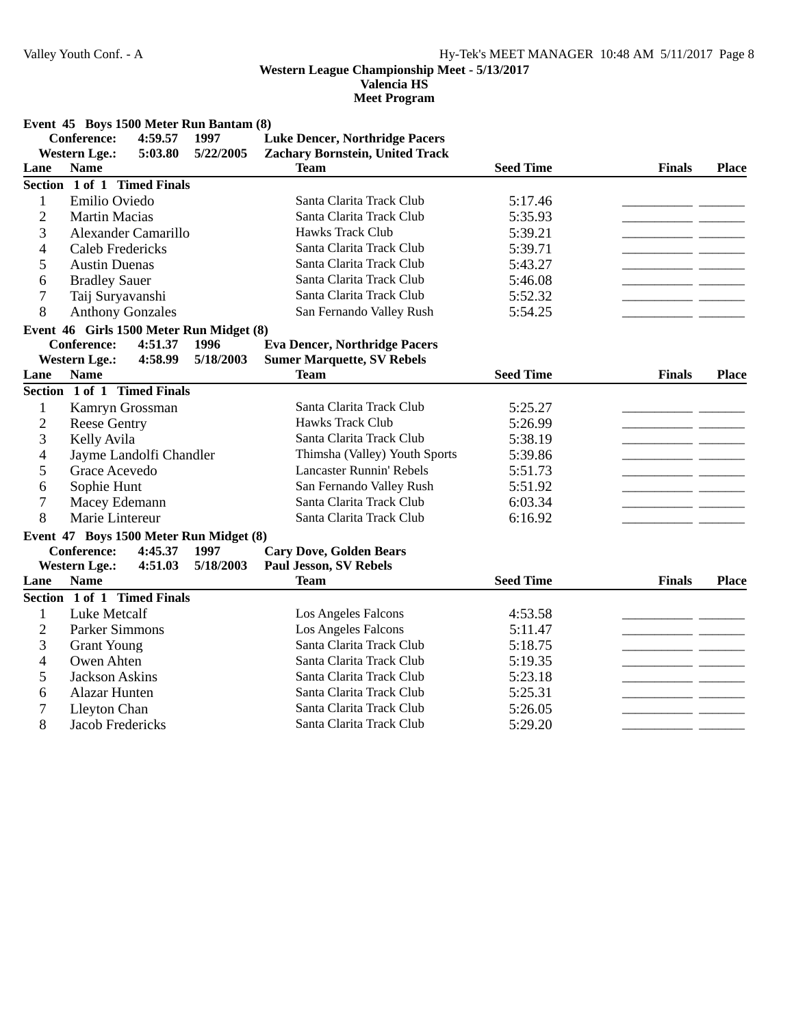### Event 45 Boys 1500 Meter Run Bantam (8)

**Conference:** 4:59.57 1997 **Luke Dencer, Northridge Pacers**
**Western Lge.:** 5:03.80 5/22/2005 **Zachary Bornstein, United Track**

| Lane | Name | Team | Seed Time | Finals | Place |
|---|---|---|---|---|---|
| **Section 1 of 1 Timed Finals** | | | | | |
| 1 | Emilio Oviedo | Santa Clarita Track Club | 5:17.46 | | |
| 2 | Martin Macias | Santa Clarita Track Club | 5:35.93 | | |
| 3 | Alexander Camarillo | Hawks Track Club | 5:39.21 | | |
| 4 | Caleb Fredericks | Santa Clarita Track Club | 5:39.71 | | |
| 5 | Austin Duenas | Santa Clarita Track Club | 5:43.27 | | |
| 6 | Bradley Sauer | Santa Clarita Track Club | 5:46.08 | | |
| 7 | Taij Suryavanshi | Santa Clarita Track Club | 5:52.32 | | |
| 8 | Anthony Gonzales | San Fernando Valley Rush | 5:54.25 | | |

### Event 46 Girls 1500 Meter Run Midget (8)

**Conference:** 4:51.37 1996 **Eva Dencer, Northridge Pacers**
**Western Lge.:** 4:58.99 5/18/2003 **Sumer Marquette, SV Rebels**

| Lane | Name | Team | Seed Time | Finals | Place |
|---|---|---|---|---|---|
| **Section 1 of 1 Timed Finals** | | | | | |
| 1 | Kamryn Grossman | Santa Clarita Track Club | 5:25.27 | | |
| 2 | Reese Gentry | Hawks Track Club | 5:26.99 | | |
| 3 | Kelly Avila | Santa Clarita Track Club | 5:38.19 | | |
| 4 | Jayme Landolfi Chandler | Thimsha (Valley) Youth Sports | 5:39.86 | | |
| 5 | Grace Acevedo | Lancaster Runnin' Rebels | 5:51.73 | | |
| 6 | Sophie Hunt | San Fernando Valley Rush | 5:51.92 | | |
| 7 | Macey Edemann | Santa Clarita Track Club | 6:03.34 | | |
| 8 | Marie Lintereur | Santa Clarita Track Club | 6:16.92 | | |

### Event 47 Boys 1500 Meter Run Midget (8)

**Conference:** 4:45.37 1997 **Cary Dove, Golden Bears**
**Western Lge.:** 4:51.03 5/18/2003 **Paul Jesson, SV Rebels**

| Lane | Name | Team | Seed Time | Finals | Place |
|---|---|---|---|---|---|
| **Section 1 of 1 Timed Finals** | | | | | |
| 1 | Luke Metcalf | Los Angeles Falcons | 4:53.58 | | |
| 2 | Parker Simmons | Los Angeles Falcons | 5:11.47 | | |
| 3 | Grant Young | Santa Clarita Track Club | 5:18.75 | | |
| 4 | Owen Ahten | Santa Clarita Track Club | 5:19.35 | | |
| 5 | Jackson Askins | Santa Clarita Track Club | 5:23.18 | | |
| 6 | Alazar Hunten | Santa Clarita Track Club | 5:25.31 | | |
| 7 | Lleyton Chan | Santa Clarita Track Club | 5:26.05 | | |
| 8 | Jacob Fredericks | Santa Clarita Track Club | 5:29.20 | | |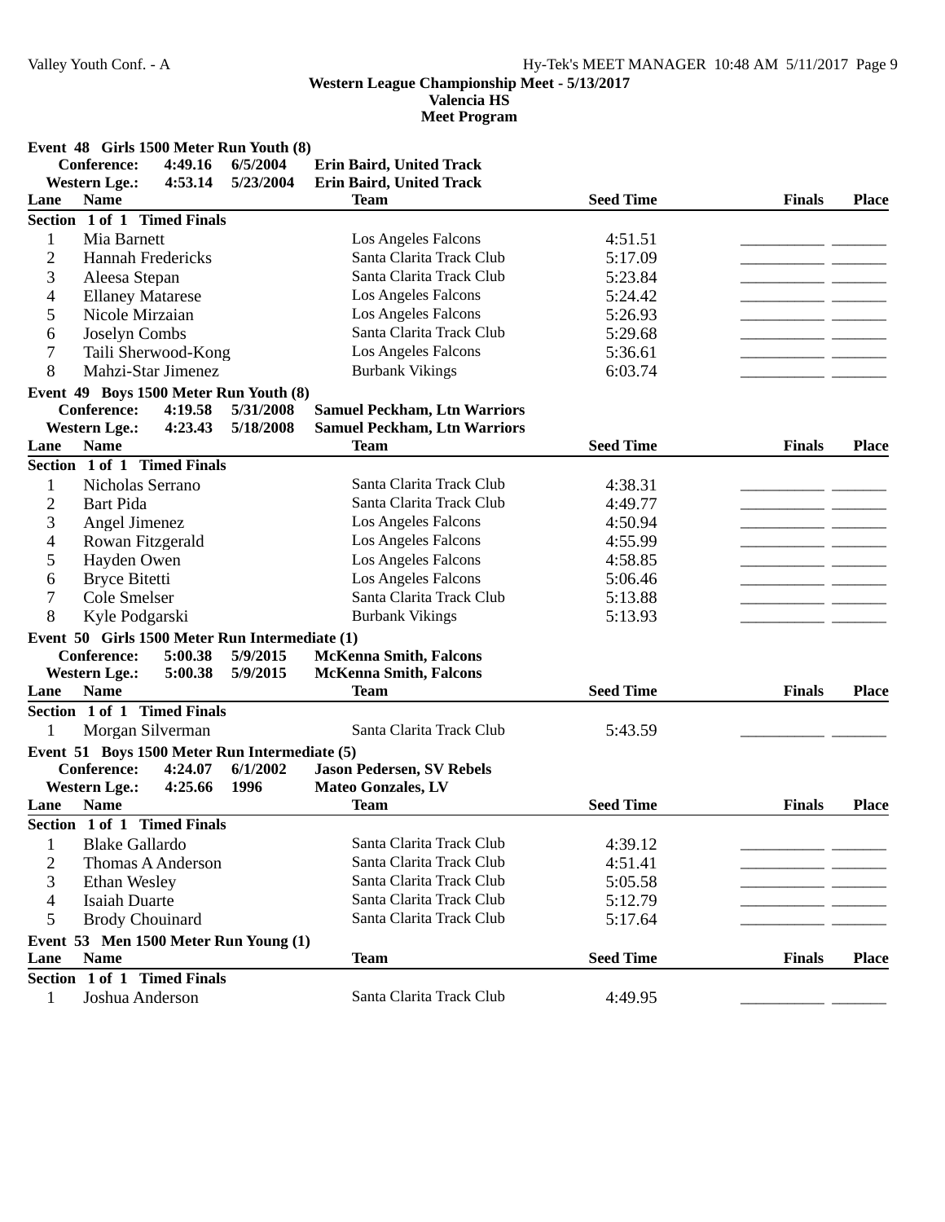## Western League Championship Meet - 5/13/2017
### Valencia HS
### Meet Program

**Event 48 Girls 1500 Meter Run Youth (8)**

**Conference:** 4:49.16 6/5/2004 **Erin Baird, United Track**
**Western Lge.:** 4:53.14 5/23/2004 **Erin Baird, United Track**

**Section 1 of 1 Timed Finals**

| Lane | Name | Team | Seed Time | Finals | Place |
|---|---|---|---|---|---|
| 1 | Mia Barnett | Los Angeles Falcons | 4:51.51 | ________ | ______ |
| 2 | Hannah Fredericks | Santa Clarita Track Club | 5:17.09 | ________ | ______ |
| 3 | Aleesa Stepan | Santa Clarita Track Club | 5:23.84 | ________ | ______ |
| 4 | Ellaney Matarese | Los Angeles Falcons | 5:24.42 | ________ | ______ |
| 5 | Nicole Mirzaian | Los Angeles Falcons | 5:26.93 | ________ | ______ |
| 6 | Joselyn Combs | Santa Clarita Track Club | 5:29.68 | ________ | ______ |
| 7 | Taili Sherwood-Kong | Los Angeles Falcons | 5:36.61 | ________ | ______ |
| 8 | Mahzi-Star Jimenez | Burbank Vikings | 6:03.74 | ________ | ______ |

**Event 49 Boys 1500 Meter Run Youth (8)**

**Conference:** 4:19.58 5/31/2008 **Samuel Peckham, Ltn Warriors**
**Western Lge.:** 4:23.43 5/18/2008 **Samuel Peckham, Ltn Warriors**

**Section 1 of 1 Timed Finals**

| Lane | Name | Team | Seed Time | Finals | Place |
|---|---|---|---|---|---|
| 1 | Nicholas Serrano | Santa Clarita Track Club | 4:38.31 | ________ | ______ |
| 2 | Bart Pida | Santa Clarita Track Club | 4:49.77 | ________ | ______ |
| 3 | Angel Jimenez | Los Angeles Falcons | 4:50.94 | ________ | ______ |
| 4 | Rowan Fitzgerald | Los Angeles Falcons | 4:55.99 | ________ | ______ |
| 5 | Hayden Owen | Los Angeles Falcons | 4:58.85 | ________ | ______ |
| 6 | Bryce Bitetti | Los Angeles Falcons | 5:06.46 | ________ | ______ |
| 7 | Cole Smelser | Santa Clarita Track Club | 5:13.88 | ________ | ______ |
| 8 | Kyle Podgarski | Burbank Vikings | 5:13.93 | ________ | ______ |

**Event 50 Girls 1500 Meter Run Intermediate (1)**

**Conference:** 5:00.38 5/9/2015 **McKenna Smith, Falcons**
**Western Lge.:** 5:00.38 5/9/2015 **McKenna Smith, Falcons**

**Section 1 of 1 Timed Finals**

| Lane | Name | Team | Seed Time | Finals | Place |
|---|---|---|---|---|---|
| 1 | Morgan Silverman | Santa Clarita Track Club | 5:43.59 | ________ | ______ |

**Event 51 Boys 1500 Meter Run Intermediate (5)**

**Conference:** 4:24.07 6/1/2002 **Jason Pedersen, SV Rebels**
**Western Lge.:** 4:25.66 1996 **Mateo Gonzales, LV**

**Section 1 of 1 Timed Finals**

| Lane | Name | Team | Seed Time | Finals | Place |
|---|---|---|---|---|---|
| 1 | Blake Gallardo | Santa Clarita Track Club | 4:39.12 | ________ | ______ |
| 2 | Thomas A Anderson | Santa Clarita Track Club | 4:51.41 | ________ | ______ |
| 3 | Ethan Wesley | Santa Clarita Track Club | 5:05.58 | ________ | ______ |
| 4 | Isaiah Duarte | Santa Clarita Track Club | 5:12.79 | ________ | ______ |
| 5 | Brody Chouinard | Santa Clarita Track Club | 5:17.64 | ________ | ______ |

**Event 53 Men 1500 Meter Run Young (1)**

**Section 1 of 1 Timed Finals**

| Lane | Name | Team | Seed Time | Finals | Place |
|---|---|---|---|---|---|
| 1 | Joshua Anderson | Santa Clarita Track Club | 4:49.95 | ________ | ______ |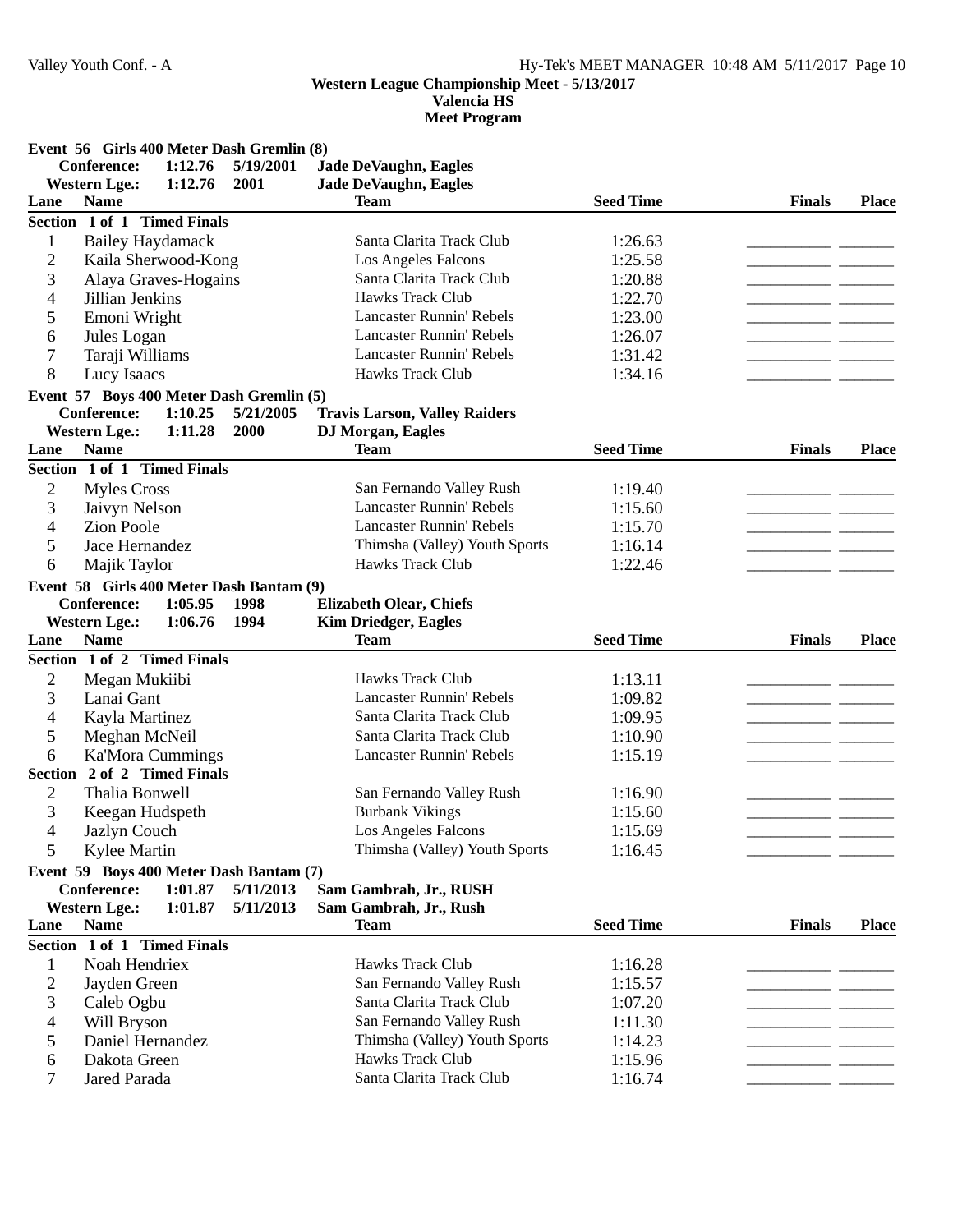**Western League Championship Meet - 5/13/2017**
**Valencia HS**
**Meet Program**

### Event 56 Girls 400 Meter Dash Gremlin (8)

**Conference:** 1:12.76 5/19/2001 **Jade DeVaughn, Eagles**
**Western Lge.:** 1:12.76 2001 **Jade DeVaughn, Eagles**

**Section 1 of 1 Timed Finals**

| Lane | Name | Team | Seed Time | Finals | Place |
|---|---|---|---|---|---|
| 1 | Bailey Haydamack | Santa Clarita Track Club | 1:26.63 | ________ | _____ |
| 2 | Kaila Sherwood-Kong | Los Angeles Falcons | 1:25.58 | ________ | _____ |
| 3 | Alaya Graves-Hogains | Santa Clarita Track Club | 1:20.88 | ________ | _____ |
| 4 | Jillian Jenkins | Hawks Track Club | 1:22.70 | ________ | _____ |
| 5 | Emoni Wright | Lancaster Runnin' Rebels | 1:23.00 | ________ | _____ |
| 6 | Jules Logan | Lancaster Runnin' Rebels | 1:26.07 | ________ | _____ |
| 7 | Taraji Williams | Lancaster Runnin' Rebels | 1:31.42 | ________ | _____ |
| 8 | Lucy Isaacs | Hawks Track Club | 1:34.16 | ________ | _____ |

### Event 57 Boys 400 Meter Dash Gremlin (5)

**Conference:** 1:10.25 5/21/2005 **Travis Larson, Valley Raiders**
**Western Lge.:** 1:11.28 2000 **DJ Morgan, Eagles**

**Section 1 of 1 Timed Finals**

| Lane | Name | Team | Seed Time | Finals | Place |
|---|---|---|---|---|---|
| 2 | Myles Cross | San Fernando Valley Rush | 1:19.40 | ________ | _____ |
| 3 | Jaivyn Nelson | Lancaster Runnin' Rebels | 1:15.60 | ________ | _____ |
| 4 | Zion Poole | Lancaster Runnin' Rebels | 1:15.70 | ________ | _____ |
| 5 | Jace Hernandez | Thimsha (Valley) Youth Sports | 1:16.14 | ________ | _____ |
| 6 | Majik Taylor | Hawks Track Club | 1:22.46 | ________ | _____ |

### Event 58 Girls 400 Meter Dash Bantam (9)

**Conference:** 1:05.95 1998 **Elizabeth Olear, Chiefs**
**Western Lge.:** 1:06.76 1994 **Kim Driedger, Eagles**

**Section 1 of 2 Timed Finals**

| Lane | Name | Team | Seed Time | Finals | Place |
|---|---|---|---|---|---|
| 2 | Megan Mukiibi | Hawks Track Club | 1:13.11 | ________ | _____ |
| 3 | Lanai Gant | Lancaster Runnin' Rebels | 1:09.82 | ________ | _____ |
| 4 | Kayla Martinez | Santa Clarita Track Club | 1:09.95 | ________ | _____ |
| 5 | Meghan McNeil | Santa Clarita Track Club | 1:10.90 | ________ | _____ |
| 6 | Ka'Mora Cummings | Lancaster Runnin' Rebels | 1:15.19 | ________ | _____ |

**Section 2 of 2 Timed Finals**

| Lane | Name | Team | Seed Time | Finals | Place |
|---|---|---|---|---|---|
| 2 | Thalia Bonwell | San Fernando Valley Rush | 1:16.90 | ________ | _____ |
| 3 | Keegan Hudspeth | Burbank Vikings | 1:15.60 | ________ | _____ |
| 4 | Jazlyn Couch | Los Angeles Falcons | 1:15.69 | ________ | _____ |
| 5 | Kylee Martin | Thimsha (Valley) Youth Sports | 1:16.45 | ________ | _____ |

### Event 59 Boys 400 Meter Dash Bantam (7)

**Conference:** 1:01.87 5/11/2013 **Sam Gambrah, Jr., RUSH**
**Western Lge.:** 1:01.87 5/11/2013 **Sam Gambrah, Jr., Rush**

**Section 1 of 1 Timed Finals**

| Lane | Name | Team | Seed Time | Finals | Place |
|---|---|---|---|---|---|
| 1 | Noah Hendriex | Hawks Track Club | 1:16.28 | ________ | _____ |
| 2 | Jayden Green | San Fernando Valley Rush | 1:15.57 | ________ | _____ |
| 3 | Caleb Ogbu | Santa Clarita Track Club | 1:07.20 | ________ | _____ |
| 4 | Will Bryson | San Fernando Valley Rush | 1:11.30 | ________ | _____ |
| 5 | Daniel Hernandez | Thimsha (Valley) Youth Sports | 1:14.23 | ________ | _____ |
| 6 | Dakota Green | Hawks Track Club | 1:15.96 | ________ | _____ |
| 7 | Jared Parada | Santa Clarita Track Club | 1:16.74 | ________ | _____ |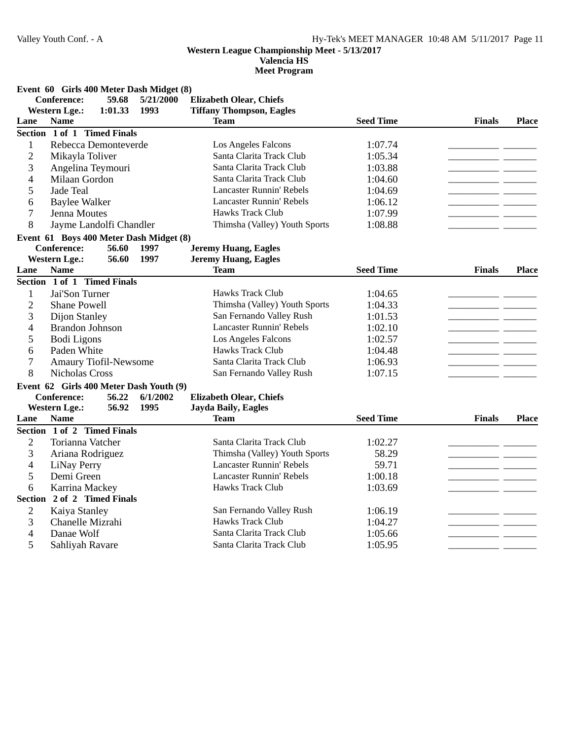**Western League Championship Meet - 5/13/2017**
**Valencia HS**
**Meet Program**

### Event 60 Girls 400 Meter Dash Midget (8)

**Conference:** 59.68 5/21/2000 **Elizabeth Olear, Chiefs**
**Western Lge.:** 1:01.33 1993 **Tiffany Thompson, Eagles**

**Section 1 of 1 Timed Finals**

| Lane | Name | Team | Seed Time | Finals | Place |
|---|---|---|---|---|---|
| 1 | Rebecca Demonteverde | Los Angeles Falcons | 1:07.74 | ________ | ______ |
| 2 | Mikayla Toliver | Santa Clarita Track Club | 1:05.34 | ________ | ______ |
| 3 | Angelina Teymouri | Santa Clarita Track Club | 1:03.88 | ________ | ______ |
| 4 | Milaan Gordon | Santa Clarita Track Club | 1:04.60 | ________ | ______ |
| 5 | Jade Teal | Lancaster Runnin' Rebels | 1:04.69 | ________ | ______ |
| 6 | Baylee Walker | Lancaster Runnin' Rebels | 1:06.12 | ________ | ______ |
| 7 | Jenna Moutes | Hawks Track Club | 1:07.99 | ________ | ______ |
| 8 | Jayme Landolfi Chandler | Thimsha (Valley) Youth Sports | 1:08.88 | ________ | ______ |

### Event 61 Boys 400 Meter Dash Midget (8)

**Conference:** 56.60 1997 **Jeremy Huang, Eagles**
**Western Lge.:** 56.60 1997 **Jeremy Huang, Eagles**

**Section 1 of 1 Timed Finals**

| Lane | Name | Team | Seed Time | Finals | Place |
|---|---|---|---|---|---|
| 1 | Jai'Son Turner | Hawks Track Club | 1:04.65 | ________ | ______ |
| 2 | Shane Powell | Thimsha (Valley) Youth Sports | 1:04.33 | ________ | ______ |
| 3 | Dijon Stanley | San Fernando Valley Rush | 1:01.53 | ________ | ______ |
| 4 | Brandon Johnson | Lancaster Runnin' Rebels | 1:02.10 | ________ | ______ |
| 5 | Bodi Ligons | Los Angeles Falcons | 1:02.57 | ________ | ______ |
| 6 | Paden White | Hawks Track Club | 1:04.48 | ________ | ______ |
| 7 | Amaury Tiofil-Newsome | Santa Clarita Track Club | 1:06.93 | ________ | ______ |
| 8 | Nicholas Cross | San Fernando Valley Rush | 1:07.15 | ________ | ______ |

### Event 62 Girls 400 Meter Dash Youth (9)

**Conference:** 56.22 6/1/2002 **Elizabeth Olear, Chiefs**
**Western Lge.:** 56.92 1995 **Jayda Baily, Eagles**

| Lane | Name | Team | Seed Time | Finals | Place |
|---|---|---|---|---|---|
| **Section 1 of 2 Timed Finals** | | | | | |
| 2 | Torianna Vatcher | Santa Clarita Track Club | 1:02.27 | ________ | ______ |
| 3 | Ariana Rodriguez | Thimsha (Valley) Youth Sports | 58.29 | ________ | ______ |
| 4 | LiNay Perry | Lancaster Runnin' Rebels | 59.71 | ________ | ______ |
| 5 | Demi Green | Lancaster Runnin' Rebels | 1:00.18 | ________ | ______ |
| 6 | Karrina Mackey | Hawks Track Club | 1:03.69 | ________ | ______ |
| **Section 2 of 2 Timed Finals** | | | | | |
| 2 | Kaiya Stanley | San Fernando Valley Rush | 1:06.19 | ________ | ______ |
| 3 | Chanelle Mizrahi | Hawks Track Club | 1:04.27 | ________ | ______ |
| 4 | Danae Wolf | Santa Clarita Track Club | 1:05.66 | ________ | ______ |
| 5 | Sahliyah Ravare | Santa Clarita Track Club | 1:05.95 | ________ | ______ |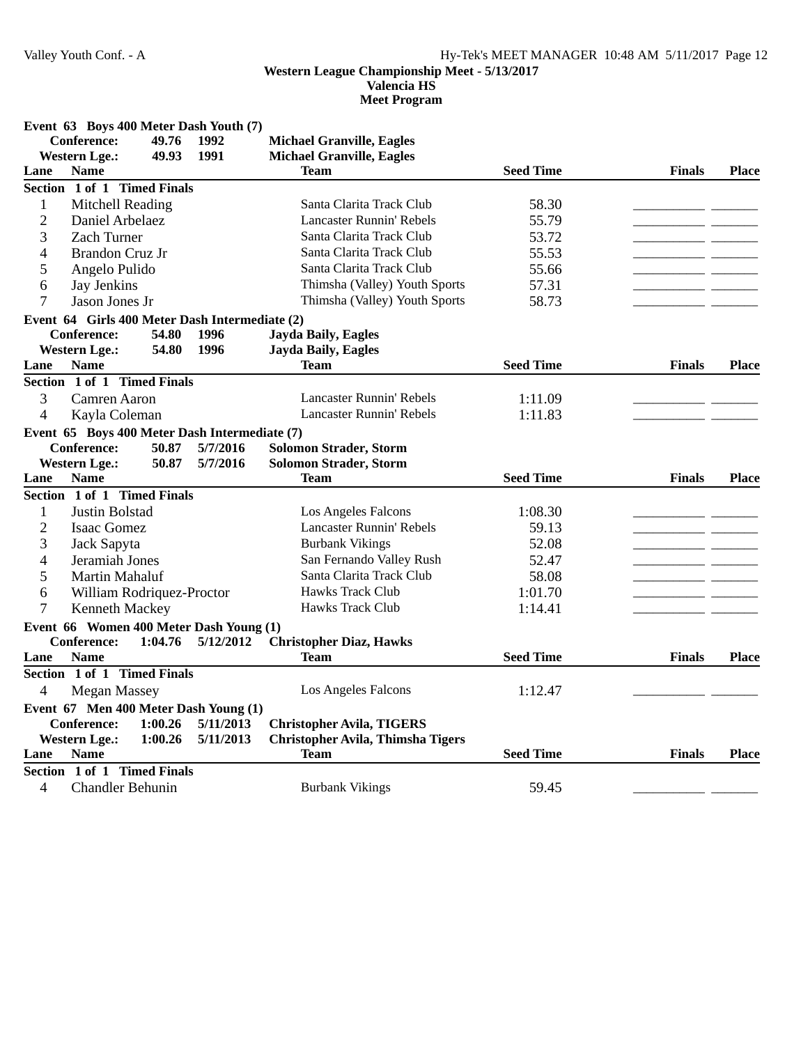**Western League Championship Meet - 5/13/2017**
**Valencia HS**
**Meet Program**

### Event 63 Boys 400 Meter Dash Youth (7)

**Conference:** 49.76 1992 **Michael Granville, Eagles**
**Western Lge.:** 49.93 1991 **Michael Granville, Eagles**

**Section 1 of 1 Timed Finals**

| Lane | Name | Team | Seed Time | Finals | Place |
|---|---|---|---|---|---|
| 1 | Mitchell Reading | Santa Clarita Track Club | 58.30 | | |
| 2 | Daniel Arbelaez | Lancaster Runnin' Rebels | 55.79 | | |
| 3 | Zach Turner | Santa Clarita Track Club | 53.72 | | |
| 4 | Brandon Cruz Jr | Santa Clarita Track Club | 55.53 | | |
| 5 | Angelo Pulido | Santa Clarita Track Club | 55.66 | | |
| 6 | Jay Jenkins | Thimsha (Valley) Youth Sports | 57.31 | | |
| 7 | Jason Jones Jr | Thimsha (Valley) Youth Sports | 58.73 | | |

### Event 64 Girls 400 Meter Dash Intermediate (2)

**Conference:** 54.80 1996 **Jayda Baily, Eagles**
**Western Lge.:** 54.80 1996 **Jayda Baily, Eagles**

**Section 1 of 1 Timed Finals**

| Lane | Name | Team | Seed Time | Finals | Place |
|---|---|---|---|---|---|
| 3 | Camren Aaron | Lancaster Runnin' Rebels | 1:11.09 | | |
| 4 | Kayla Coleman | Lancaster Runnin' Rebels | 1:11.83 | | |

### Event 65 Boys 400 Meter Dash Intermediate (7)

**Conference:** 50.87 5/7/2016 **Solomon Strader, Storm**
**Western Lge.:** 50.87 5/7/2016 **Solomon Strader, Storm**

**Section 1 of 1 Timed Finals**

| Lane | Name | Team | Seed Time | Finals | Place |
|---|---|---|---|---|---|
| 1 | Justin Bolstad | Los Angeles Falcons | 1:08.30 | | |
| 2 | Isaac Gomez | Lancaster Runnin' Rebels | 59.13 | | |
| 3 | Jack Sapyta | Burbank Vikings | 52.08 | | |
| 4 | Jeramiah Jones | San Fernando Valley Rush | 52.47 | | |
| 5 | Martin Mahaluf | Santa Clarita Track Club | 58.08 | | |
| 6 | William Rodriquez-Proctor | Hawks Track Club | 1:01.70 | | |
| 7 | Kenneth Mackey | Hawks Track Club | 1:14.41 | | |

### Event 66 Women 400 Meter Dash Young (1)

**Conference:** 1:04.76 5/12/2012 **Christopher Diaz, Hawks**

**Section 1 of 1 Timed Finals**

| Lane | Name | Team | Seed Time | Finals | Place |
|---|---|---|---|---|---|
| 4 | Megan Massey | Los Angeles Falcons | 1:12.47 | | |

### Event 67 Men 400 Meter Dash Young (1)

**Conference:** 1:00.26 5/11/2013 **Christopher Avila, TIGERS**
**Western Lge.:** 1:00.26 5/11/2013 **Christopher Avila, Thimsha Tigers**

**Section 1 of 1 Timed Finals**

| Lane | Name | Team | Seed Time | Finals | Place |
|---|---|---|---|---|---|
| 4 | Chandler Behunin | Burbank Vikings | 59.45 | | |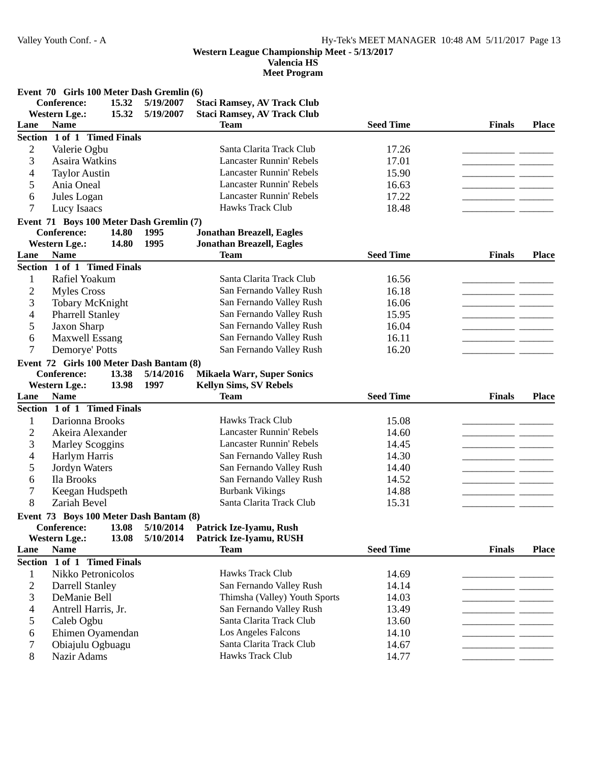**Western League Championship Meet - 5/13/2017**
**Valencia HS**
**Meet Program**

### Event 70 Girls 100 Meter Dash Gremlin (6)

**Conference:** 15.32 5/19/2007 **Staci Ramsey, AV Track Club**
**Western Lge.:** 15.32 5/19/2007 **Staci Ramsey, AV Track Club**

Section 1 of 1 Timed Finals

| Lane | Name | Team | Seed Time | Finals | Place |
|---|---|---|---|---|---|
| 2 | Valerie Ogbu | Santa Clarita Track Club | 17.26 | | |
| 3 | Asaira Watkins | Lancaster Runnin' Rebels | 17.01 | | |
| 4 | Taylor Austin | Lancaster Runnin' Rebels | 15.90 | | |
| 5 | Ania Oneal | Lancaster Runnin' Rebels | 16.63 | | |
| 6 | Jules Logan | Lancaster Runnin' Rebels | 17.22 | | |
| 7 | Lucy Isaacs | Hawks Track Club | 18.48 | | |

### Event 71 Boys 100 Meter Dash Gremlin (7)

**Conference:** 14.80 1995 **Jonathan Breazell, Eagles**
**Western Lge.:** 14.80 1995 **Jonathan Breazell, Eagles**

Section 1 of 1 Timed Finals

| Lane | Name | Team | Seed Time | Finals | Place |
|---|---|---|---|---|---|
| 1 | Rafiel Yoakum | Santa Clarita Track Club | 16.56 | | |
| 2 | Myles Cross | San Fernando Valley Rush | 16.18 | | |
| 3 | Tobary McKnight | San Fernando Valley Rush | 16.06 | | |
| 4 | Pharrell Stanley | San Fernando Valley Rush | 15.95 | | |
| 5 | Jaxon Sharp | San Fernando Valley Rush | 16.04 | | |
| 6 | Maxwell Essang | San Fernando Valley Rush | 16.11 | | |
| 7 | Demorye' Potts | San Fernando Valley Rush | 16.20 | | |

### Event 72 Girls 100 Meter Dash Bantam (8)

**Conference:** 13.38 5/14/2016 **Mikaela Warr, Super Sonics**
**Western Lge.:** 13.98 1997 **Kellyn Sims, SV Rebels**

Section 1 of 1 Timed Finals

| Lane | Name | Team | Seed Time | Finals | Place |
|---|---|---|---|---|---|
| 1 | Darionna Brooks | Hawks Track Club | 15.08 | | |
| 2 | Akeira Alexander | Lancaster Runnin' Rebels | 14.60 | | |
| 3 | Marley Scoggins | Lancaster Runnin' Rebels | 14.45 | | |
| 4 | Harlym Harris | San Fernando Valley Rush | 14.30 | | |
| 5 | Jordyn Waters | San Fernando Valley Rush | 14.40 | | |
| 6 | Ila Brooks | San Fernando Valley Rush | 14.52 | | |
| 7 | Keegan Hudspeth | Burbank Vikings | 14.88 | | |
| 8 | Zariah Bevel | Santa Clarita Track Club | 15.31 | | |

### Event 73 Boys 100 Meter Dash Bantam (8)

**Conference:** 13.08 5/10/2014 **Patrick Ize-Iyamu, Rush**
**Western Lge.:** 13.08 5/10/2014 **Patrick Ize-Iyamu, RUSH**

Section 1 of 1 Timed Finals

| Lane | Name | Team | Seed Time | Finals | Place |
|---|---|---|---|---|---|
| 1 | Nikko Petronicolos | Hawks Track Club | 14.69 | | |
| 2 | Darrell Stanley | San Fernando Valley Rush | 14.14 | | |
| 3 | DeManie Bell | Thimsha (Valley) Youth Sports | 14.03 | | |
| 4 | Antrell Harris, Jr. | San Fernando Valley Rush | 13.49 | | |
| 5 | Caleb Ogbu | Santa Clarita Track Club | 13.60 | | |
| 6 | Ehimen Oyamendan | Los Angeles Falcons | 14.10 | | |
| 7 | Obiajulu Ogbuagu | Santa Clarita Track Club | 14.67 | | |
| 8 | Nazir Adams | Hawks Track Club | 14.77 | | |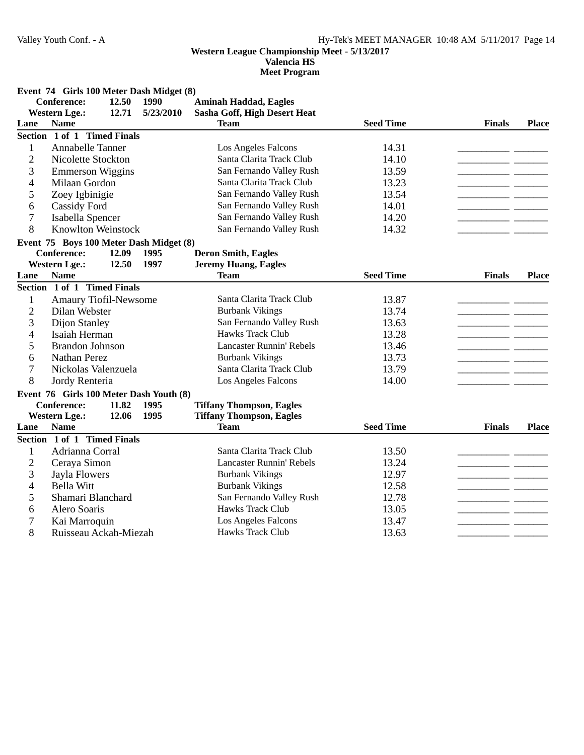### Event 74 Girls 100 Meter Dash Midget (8)

**Conference:** 12.50 1990 **Aminah Haddad, Eagles**
**Western Lge.:** 12.71 5/23/2010 **Sasha Goff, High Desert Heat**

**Section 1 of 1 Timed Finals**

| Lane | Name | Team | Seed Time | Finals | Place |
|---|---|---|---|---|---|
| 1 | Annabelle Tanner | Los Angeles Falcons | 14.31 | ________ | ______ |
| 2 | Nicolette Stockton | Santa Clarita Track Club | 14.10 | ________ | ______ |
| 3 | Emmerson Wiggins | San Fernando Valley Rush | 13.59 | ________ | ______ |
| 4 | Milaan Gordon | Santa Clarita Track Club | 13.23 | ________ | ______ |
| 5 | Zoey Igbinigie | San Fernando Valley Rush | 13.54 | ________ | ______ |
| 6 | Cassidy Ford | San Fernando Valley Rush | 14.01 | ________ | ______ |
| 7 | Isabella Spencer | San Fernando Valley Rush | 14.20 | ________ | ______ |
| 8 | Knowlton Weinstock | San Fernando Valley Rush | 14.32 | ________ | ______ |

### Event 75 Boys 100 Meter Dash Midget (8)

**Conference:** 12.09 1995 **Deron Smith, Eagles**
**Western Lge.:** 12.50 1997 **Jeremy Huang, Eagles**

**Section 1 of 1 Timed Finals**

| Lane | Name | Team | Seed Time | Finals | Place |
|---|---|---|---|---|---|
| 1 | Amaury Tiofil-Newsome | Santa Clarita Track Club | 13.87 | ________ | ______ |
| 2 | Dilan Webster | Burbank Vikings | 13.74 | ________ | ______ |
| 3 | Dijon Stanley | San Fernando Valley Rush | 13.63 | ________ | ______ |
| 4 | Isaiah Herman | Hawks Track Club | 13.28 | ________ | ______ |
| 5 | Brandon Johnson | Lancaster Runnin' Rebels | 13.46 | ________ | ______ |
| 6 | Nathan Perez | Burbank Vikings | 13.73 | ________ | ______ |
| 7 | Nickolas Valenzuela | Santa Clarita Track Club | 13.79 | ________ | ______ |
| 8 | Jordy Renteria | Los Angeles Falcons | 14.00 | ________ | ______ |

### Event 76 Girls 100 Meter Dash Youth (8)

**Conference:** 11.82 1995 **Tiffany Thompson, Eagles**
**Western Lge.:** 12.06 1995 **Tiffany Thompson, Eagles**

**Section 1 of 1 Timed Finals**

| Lane | Name | Team | Seed Time | Finals | Place |
|---|---|---|---|---|---|
| 1 | Adrianna Corral | Santa Clarita Track Club | 13.50 | ________ | ______ |
| 2 | Ceraya Simon | Lancaster Runnin' Rebels | 13.24 | ________ | ______ |
| 3 | Jayla Flowers | Burbank Vikings | 12.97 | ________ | ______ |
| 4 | Bella Witt | Burbank Vikings | 12.58 | ________ | ______ |
| 5 | Shamari Blanchard | San Fernando Valley Rush | 12.78 | ________ | ______ |
| 6 | Alero Soaris | Hawks Track Club | 13.05 | ________ | ______ |
| 7 | Kai Marroquin | Los Angeles Falcons | 13.47 | ________ | ______ |
| 8 | Ruisseau Ackah-Miezah | Hawks Track Club | 13.63 | ________ | ______ |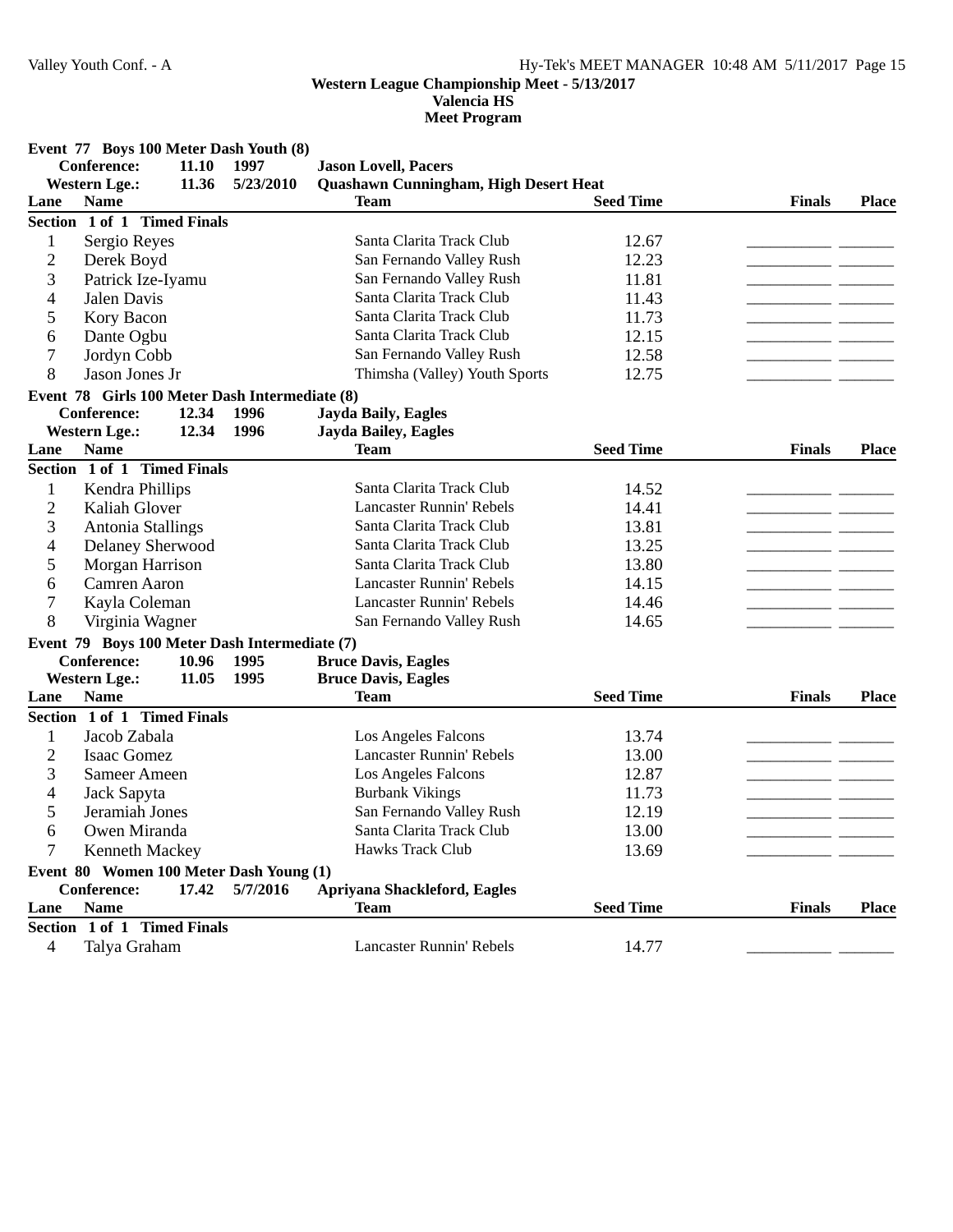**Western League Championship Meet - 5/13/2017**
**Valencia HS**
**Meet Program**

**Event 77 Boys 100 Meter Dash Youth (8)**

| | | | |
|---|---|---|---|
| **Conference:** | 11.10 | 1997 | **Jason Lovell, Pacers** |
| **Western Lge.:** | 11.36 | 5/23/2010 | **Quashawn Cunningham, High Desert Heat** |

**Section 1 of 1 Timed Finals**

| Lane | Name | Team | Seed Time | Finals | Place |
|---|---|---|---|---|---|
| 1 | Sergio Reyes | Santa Clarita Track Club | 12.67 | ________ | ______ |
| 2 | Derek Boyd | San Fernando Valley Rush | 12.23 | ________ | ______ |
| 3 | Patrick Ize-Iyamu | San Fernando Valley Rush | 11.81 | ________ | ______ |
| 4 | Jalen Davis | Santa Clarita Track Club | 11.43 | ________ | ______ |
| 5 | Kory Bacon | Santa Clarita Track Club | 11.73 | ________ | ______ |
| 6 | Dante Ogbu | Santa Clarita Track Club | 12.15 | ________ | ______ |
| 7 | Jordyn Cobb | San Fernando Valley Rush | 12.58 | ________ | ______ |
| 8 | Jason Jones Jr | Thimsha (Valley) Youth Sports | 12.75 | ________ | ______ |

**Event 78 Girls 100 Meter Dash Intermediate (8)**

| | | | |
|---|---|---|---|
| **Conference:** | 12.34 | 1996 | **Jayda Baily, Eagles** |
| **Western Lge.:** | 12.34 | 1996 | **Jayda Bailey, Eagles** |

**Section 1 of 1 Timed Finals**

| Lane | Name | Team | Seed Time | Finals | Place |
|---|---|---|---|---|---|
| 1 | Kendra Phillips | Santa Clarita Track Club | 14.52 | ________ | ______ |
| 2 | Kaliah Glover | Lancaster Runnin' Rebels | 14.41 | ________ | ______ |
| 3 | Antonia Stallings | Santa Clarita Track Club | 13.81 | ________ | ______ |
| 4 | Delaney Sherwood | Santa Clarita Track Club | 13.25 | ________ | ______ |
| 5 | Morgan Harrison | Santa Clarita Track Club | 13.80 | ________ | ______ |
| 6 | Camren Aaron | Lancaster Runnin' Rebels | 14.15 | ________ | ______ |
| 7 | Kayla Coleman | Lancaster Runnin' Rebels | 14.46 | ________ | ______ |
| 8 | Virginia Wagner | San Fernando Valley Rush | 14.65 | ________ | ______ |

**Event 79 Boys 100 Meter Dash Intermediate (7)**

| | | | |
|---|---|---|---|
| **Conference:** | 10.96 | 1995 | **Bruce Davis, Eagles** |
| **Western Lge.:** | 11.05 | 1995 | **Bruce Davis, Eagles** |

**Section 1 of 1 Timed Finals**

| Lane | Name | Team | Seed Time | Finals | Place |
|---|---|---|---|---|---|
| 1 | Jacob Zabala | Los Angeles Falcons | 13.74 | ________ | ______ |
| 2 | Isaac Gomez | Lancaster Runnin' Rebels | 13.00 | ________ | ______ |
| 3 | Sameer Ameen | Los Angeles Falcons | 12.87 | ________ | ______ |
| 4 | Jack Sapyta | Burbank Vikings | 11.73 | ________ | ______ |
| 5 | Jeramiah Jones | San Fernando Valley Rush | 12.19 | ________ | ______ |
| 6 | Owen Miranda | Santa Clarita Track Club | 13.00 | ________ | ______ |
| 7 | Kenneth Mackey | Hawks Track Club | 13.69 | ________ | ______ |

**Event 80 Women 100 Meter Dash Young (1)**

| | | | |
|---|---|---|---|
| **Conference:** | 17.42 | 5/7/2016 | **Apriyana Shackleford, Eagles** |

**Section 1 of 1 Timed Finals**

| Lane | Name | Team | Seed Time | Finals | Place |
|---|---|---|---|---|---|
| 4 | Talya Graham | Lancaster Runnin' Rebels | 14.77 | ________ | ______ |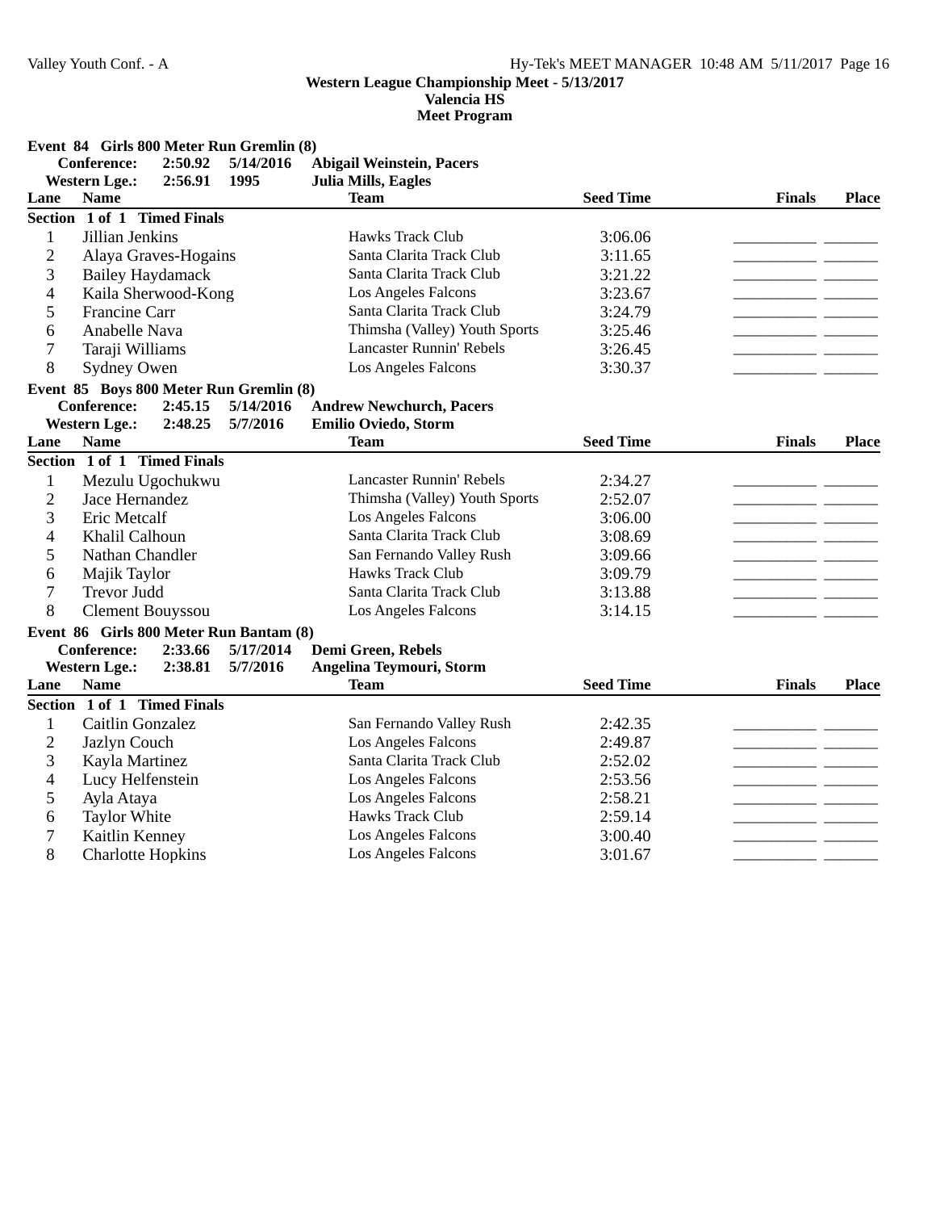**Western League Championship Meet - 5/13/2017**
**Valencia HS**
**Meet Program**

### Event 84 Girls 800 Meter Run Gremlin (8)

**Conference:** 2:50.92 5/14/2016 **Abigail Weinstein, Pacers**
**Western Lge.:** 2:56.91 1995 **Julia Mills, Eagles**

| Lane | Name | Team | Seed Time | Finals | Place |
|---|---|---|---|---|---|
| **Section 1 of 1 Timed Finals** | | | | | |
| 1 | Jillian Jenkins | Hawks Track Club | 3:06.06 | __________ | _______ |
| 2 | Alaya Graves-Hogains | Santa Clarita Track Club | 3:11.65 | __________ | _______ |
| 3 | Bailey Haydamack | Santa Clarita Track Club | 3:21.22 | __________ | _______ |
| 4 | Kaila Sherwood-Kong | Los Angeles Falcons | 3:23.67 | __________ | _______ |
| 5 | Francine Carr | Santa Clarita Track Club | 3:24.79 | __________ | _______ |
| 6 | Anabelle Nava | Thimsha (Valley) Youth Sports | 3:25.46 | __________ | _______ |
| 7 | Taraji Williams | Lancaster Runnin' Rebels | 3:26.45 | __________ | _______ |
| 8 | Sydney Owen | Los Angeles Falcons | 3:30.37 | __________ | _______ |

### Event 85 Boys 800 Meter Run Gremlin (8)

**Conference:** 2:45.15 5/14/2016 **Andrew Newchurch, Pacers**
**Western Lge.:** 2:48.25 5/7/2016 **Emilio Oviedo, Storm**

| Lane | Name | Team | Seed Time | Finals | Place |
|---|---|---|---|---|---|
| **Section 1 of 1 Timed Finals** | | | | | |
| 1 | Mezulu Ugochukwu | Lancaster Runnin' Rebels | 2:34.27 | __________ | _______ |
| 2 | Jace Hernandez | Thimsha (Valley) Youth Sports | 2:52.07 | __________ | _______ |
| 3 | Eric Metcalf | Los Angeles Falcons | 3:06.00 | __________ | _______ |
| 4 | Khalil Calhoun | Santa Clarita Track Club | 3:08.69 | __________ | _______ |
| 5 | Nathan Chandler | San Fernando Valley Rush | 3:09.66 | __________ | _______ |
| 6 | Majik Taylor | Hawks Track Club | 3:09.79 | __________ | _______ |
| 7 | Trevor Judd | Santa Clarita Track Club | 3:13.88 | __________ | _______ |
| 8 | Clement Bouyssou | Los Angeles Falcons | 3:14.15 | __________ | _______ |

### Event 86 Girls 800 Meter Run Bantam (8)

**Conference:** 2:33.66 5/17/2014 **Demi Green, Rebels**
**Western Lge.:** 2:38.81 5/7/2016 **Angelina Teymouri, Storm**

| Lane | Name | Team | Seed Time | Finals | Place |
|---|---|---|---|---|---|
| **Section 1 of 1 Timed Finals** | | | | | |
| 1 | Caitlin Gonzalez | San Fernando Valley Rush | 2:42.35 | __________ | _______ |
| 2 | Jazlyn Couch | Los Angeles Falcons | 2:49.87 | __________ | _______ |
| 3 | Kayla Martinez | Santa Clarita Track Club | 2:52.02 | __________ | _______ |
| 4 | Lucy Helfenstein | Los Angeles Falcons | 2:53.56 | __________ | _______ |
| 5 | Ayla Ataya | Los Angeles Falcons | 2:58.21 | __________ | _______ |
| 6 | Taylor White | Hawks Track Club | 2:59.14 | __________ | _______ |
| 7 | Kaitlin Kenney | Los Angeles Falcons | 3:00.40 | __________ | _______ |
| 8 | Charlotte Hopkins | Los Angeles Falcons | 3:01.67 | __________ | _______ |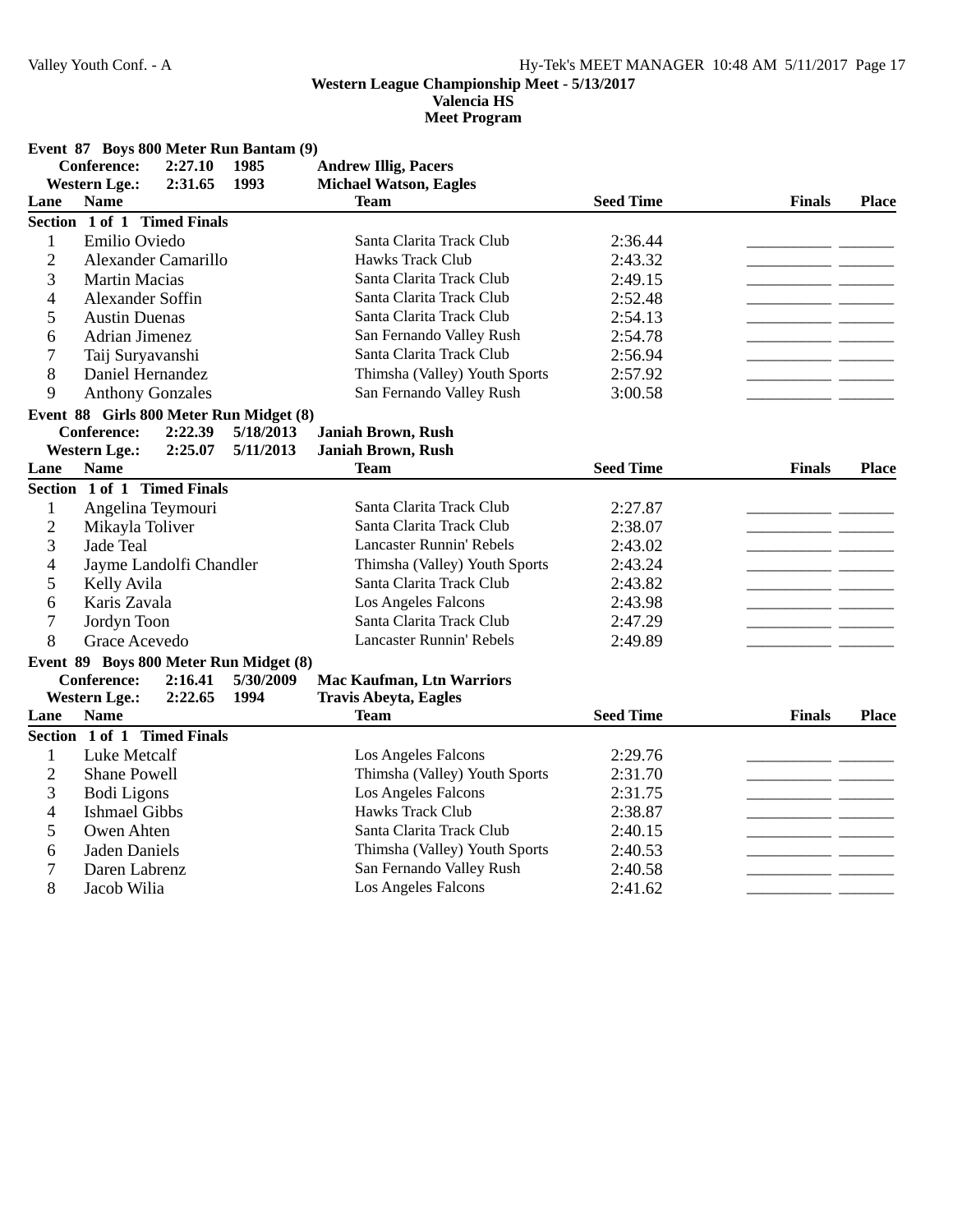Western League Championship Meet - 5/13/2017
Valencia HS
Meet Program

**Event 87 Boys 800 Meter Run Bantam (9)**

**Conference:** 2:27.10 1985 **Andrew Illig, Pacers**
**Western Lge.:** 2:31.65 1993 **Michael Watson, Eagles**

| Lane | Name | Team | Seed Time | Finals | Place |
|---|---|---|---|---|---|
| **Section 1 of 1 Timed Finals** | | | | | |
| 1 | Emilio Oviedo | Santa Clarita Track Club | 2:36.44 | __________ | _______ |
| 2 | Alexander Camarillo | Hawks Track Club | 2:43.32 | __________ | _______ |
| 3 | Martin Macias | Santa Clarita Track Club | 2:49.15 | __________ | _______ |
| 4 | Alexander Soffin | Santa Clarita Track Club | 2:52.48 | __________ | _______ |
| 5 | Austin Duenas | Santa Clarita Track Club | 2:54.13 | __________ | _______ |
| 6 | Adrian Jimenez | San Fernando Valley Rush | 2:54.78 | __________ | _______ |
| 7 | Taij Suryavanshi | Santa Clarita Track Club | 2:56.94 | __________ | _______ |
| 8 | Daniel Hernandez | Thimsha (Valley) Youth Sports | 2:57.92 | __________ | _______ |
| 9 | Anthony Gonzales | San Fernando Valley Rush | 3:00.58 | __________ | _______ |

**Event 88 Girls 800 Meter Run Midget (8)**

**Conference:** 2:22.39 5/18/2013 **Janiah Brown, Rush**
**Western Lge.:** 2:25.07 5/11/2013 **Janiah Brown, Rush**

| Lane | Name | Team | Seed Time | Finals | Place |
|---|---|---|---|---|---|
| **Section 1 of 1 Timed Finals** | | | | | |
| 1 | Angelina Teymouri | Santa Clarita Track Club | 2:27.87 | __________ | _______ |
| 2 | Mikayla Toliver | Santa Clarita Track Club | 2:38.07 | __________ | _______ |
| 3 | Jade Teal | Lancaster Runnin' Rebels | 2:43.02 | __________ | _______ |
| 4 | Jayme Landolfi Chandler | Thimsha (Valley) Youth Sports | 2:43.24 | __________ | _______ |
| 5 | Kelly Avila | Santa Clarita Track Club | 2:43.82 | __________ | _______ |
| 6 | Karis Zavala | Los Angeles Falcons | 2:43.98 | __________ | _______ |
| 7 | Jordyn Toon | Santa Clarita Track Club | 2:47.29 | __________ | _______ |
| 8 | Grace Acevedo | Lancaster Runnin' Rebels | 2:49.89 | __________ | _______ |

**Event 89 Boys 800 Meter Run Midget (8)**

**Conference:** 2:16.41 5/30/2009 **Mac Kaufman, Ltn Warriors**
**Western Lge.:** 2:22.65 1994 **Travis Abeyta, Eagles**

| Lane | Name | Team | Seed Time | Finals | Place |
|---|---|---|---|---|---|
| **Section 1 of 1 Timed Finals** | | | | | |
| 1 | Luke Metcalf | Los Angeles Falcons | 2:29.76 | __________ | _______ |
| 2 | Shane Powell | Thimsha (Valley) Youth Sports | 2:31.70 | __________ | _______ |
| 3 | Bodi Ligons | Los Angeles Falcons | 2:31.75 | __________ | _______ |
| 4 | Ishmael Gibbs | Hawks Track Club | 2:38.87 | __________ | _______ |
| 5 | Owen Ahten | Santa Clarita Track Club | 2:40.15 | __________ | _______ |
| 6 | Jaden Daniels | Thimsha (Valley) Youth Sports | 2:40.53 | __________ | _______ |
| 7 | Daren Labrenz | San Fernando Valley Rush | 2:40.58 | __________ | _______ |
| 8 | Jacob Wilia | Los Angeles Falcons | 2:41.62 | __________ | _______ |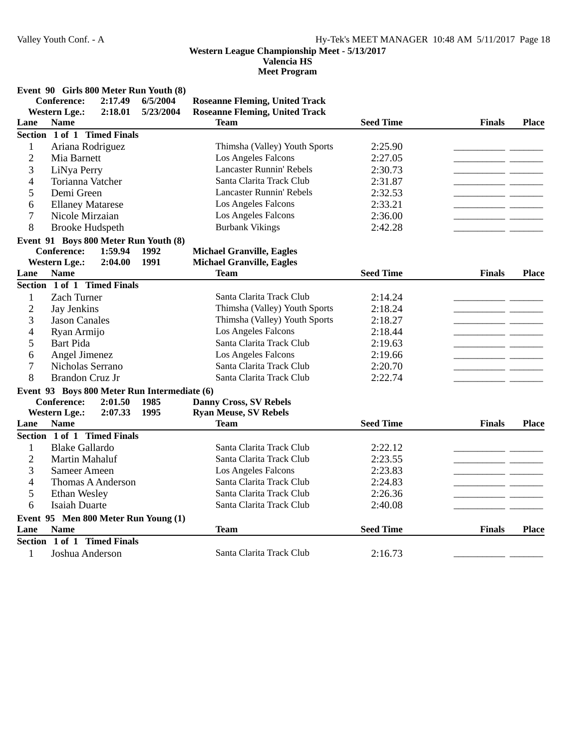**Western League Championship Meet - 5/13/2017**
**Valencia HS**
**Meet Program**

**Event 90 Girls 800 Meter Run Youth (8)**

| | | | |
|---|---|---|---|
| Conference: | 2:17.49 | 6/5/2004 | Roseanne Fleming, United Track |
| Western Lge.: | 2:18.01 | 5/23/2004 | Roseanne Fleming, United Track |

**Section 1 of 1 Timed Finals**

| Lane | Name | Team | Seed Time | Finals | Place |
|---|---|---|---|---|---|
| 1 | Ariana Rodriguez | Thimsha (Valley) Youth Sports | 2:25.90 | | |
| 2 | Mia Barnett | Los Angeles Falcons | 2:27.05 | | |
| 3 | LiNya Perry | Lancaster Runnin' Rebels | 2:30.73 | | |
| 4 | Torianna Vatcher | Santa Clarita Track Club | 2:31.87 | | |
| 5 | Demi Green | Lancaster Runnin' Rebels | 2:32.53 | | |
| 6 | Ellaney Matarese | Los Angeles Falcons | 2:33.21 | | |
| 7 | Nicole Mirzaian | Los Angeles Falcons | 2:36.00 | | |
| 8 | Brooke Hudspeth | Burbank Vikings | 2:42.28 | | |

**Event 91 Boys 800 Meter Run Youth (8)**

| | | | |
|---|---|---|---|
| Conference: | 1:59.94 | 1992 | Michael Granville, Eagles |
| Western Lge.: | 2:04.00 | 1991 | Michael Granville, Eagles |

**Section 1 of 1 Timed Finals**

| Lane | Name | Team | Seed Time | Finals | Place |
|---|---|---|---|---|---|
| 1 | Zach Turner | Santa Clarita Track Club | 2:14.24 | | |
| 2 | Jay Jenkins | Thimsha (Valley) Youth Sports | 2:18.24 | | |
| 3 | Jason Canales | Thimsha (Valley) Youth Sports | 2:18.27 | | |
| 4 | Ryan Armijo | Los Angeles Falcons | 2:18.44 | | |
| 5 | Bart Pida | Santa Clarita Track Club | 2:19.63 | | |
| 6 | Angel Jimenez | Los Angeles Falcons | 2:19.66 | | |
| 7 | Nicholas Serrano | Santa Clarita Track Club | 2:20.70 | | |
| 8 | Brandon Cruz Jr | Santa Clarita Track Club | 2:22.74 | | |

**Event 93 Boys 800 Meter Run Intermediate (6)**

| | | | |
|---|---|---|---|
| Conference: | 2:01.50 | 1985 | Danny Cross, SV Rebels |
| Western Lge.: | 2:07.33 | 1995 | Ryan Meuse, SV Rebels |

**Section 1 of 1 Timed Finals**

| Lane | Name | Team | Seed Time | Finals | Place |
|---|---|---|---|---|---|
| 1 | Blake Gallardo | Santa Clarita Track Club | 2:22.12 | | |
| 2 | Martin Mahaluf | Santa Clarita Track Club | 2:23.55 | | |
| 3 | Sameer Ameen | Los Angeles Falcons | 2:23.83 | | |
| 4 | Thomas A Anderson | Santa Clarita Track Club | 2:24.83 | | |
| 5 | Ethan Wesley | Santa Clarita Track Club | 2:26.36 | | |
| 6 | Isaiah Duarte | Santa Clarita Track Club | 2:40.08 | | |

**Event 95 Men 800 Meter Run Young (1)**

**Section 1 of 1 Timed Finals**

| Lane | Name | Team | Seed Time | Finals | Place |
|---|---|---|---|---|---|
| 1 | Joshua Anderson | Santa Clarita Track Club | 2:16.73 | | |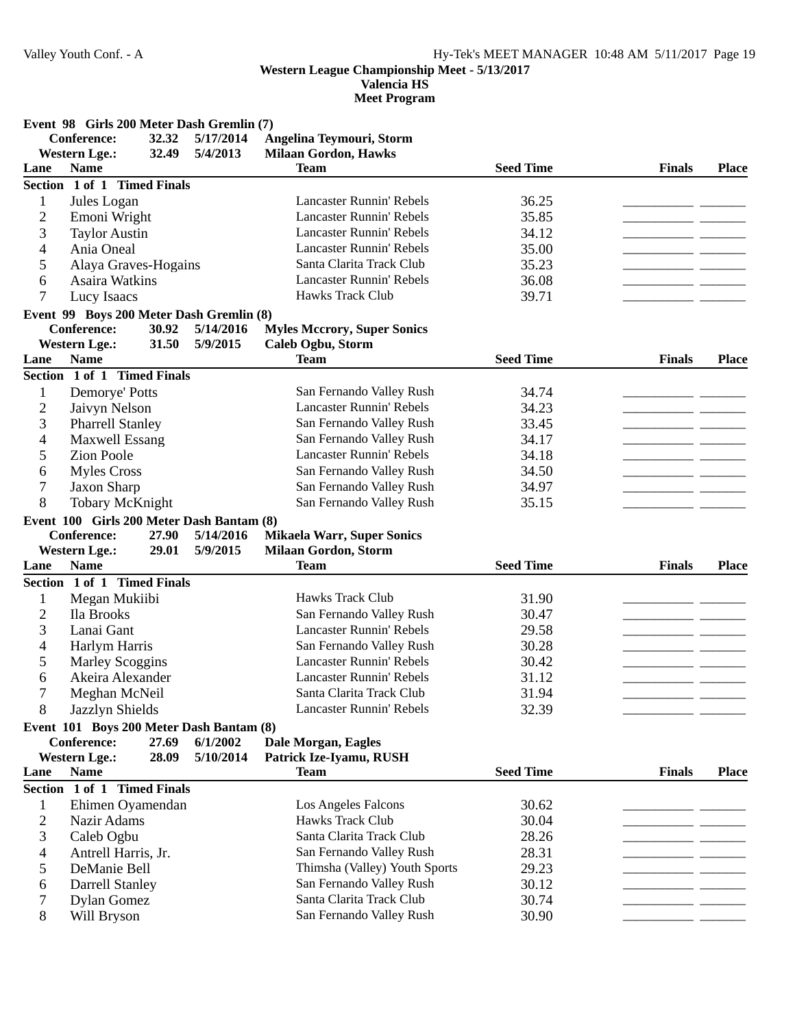**Western League Championship Meet - 5/13/2017**
**Valencia HS**
**Meet Program**

### Event 98 Girls 200 Meter Dash Gremlin (7)

**Conference:** 32.32 5/17/2014 **Angelina Teymouri, Storm**
**Western Lge.:** 32.49 5/4/2013 **Milaan Gordon, Hawks**

| Lane | Name | Team | Seed Time | Finals | Place |
|---|---|---|---|---|---|
| **Section 1 of 1 Timed Finals** | | | | | |
| 1 | Jules Logan | Lancaster Runnin' Rebels | 36.25 | ________ | ______ |
| 2 | Emoni Wright | Lancaster Runnin' Rebels | 35.85 | ________ | ______ |
| 3 | Taylor Austin | Lancaster Runnin' Rebels | 34.12 | ________ | ______ |
| 4 | Ania Oneal | Lancaster Runnin' Rebels | 35.00 | ________ | ______ |
| 5 | Alaya Graves-Hogains | Santa Clarita Track Club | 35.23 | ________ | ______ |
| 6 | Asaira Watkins | Lancaster Runnin' Rebels | 36.08 | ________ | ______ |
| 7 | Lucy Isaacs | Hawks Track Club | 39.71 | ________ | ______ |

### Event 99 Boys 200 Meter Dash Gremlin (8)

**Conference:** 30.92 5/14/2016 **Myles Mccrory, Super Sonics**
**Western Lge.:** 31.50 5/9/2015 **Caleb Ogbu, Storm**

| Lane | Name | Team | Seed Time | Finals | Place |
|---|---|---|---|---|---|
| **Section 1 of 1 Timed Finals** | | | | | |
| 1 | Demorye' Potts | San Fernando Valley Rush | 34.74 | ________ | ______ |
| 2 | Jaivyn Nelson | Lancaster Runnin' Rebels | 34.23 | ________ | ______ |
| 3 | Pharrell Stanley | San Fernando Valley Rush | 33.45 | ________ | ______ |
| 4 | Maxwell Essang | San Fernando Valley Rush | 34.17 | ________ | ______ |
| 5 | Zion Poole | Lancaster Runnin' Rebels | 34.18 | ________ | ______ |
| 6 | Myles Cross | San Fernando Valley Rush | 34.50 | ________ | ______ |
| 7 | Jaxon Sharp | San Fernando Valley Rush | 34.97 | ________ | ______ |
| 8 | Tobary McKnight | San Fernando Valley Rush | 35.15 | ________ | ______ |

### Event 100 Girls 200 Meter Dash Bantam (8)

**Conference:** 27.90 5/14/2016 **Mikaela Warr, Super Sonics**
**Western Lge.:** 29.01 5/9/2015 **Milaan Gordon, Storm**

| Lane | Name | Team | Seed Time | Finals | Place |
|---|---|---|---|---|---|
| **Section 1 of 1 Timed Finals** | | | | | |
| 1 | Megan Mukiibi | Hawks Track Club | 31.90 | ________ | ______ |
| 2 | Ila Brooks | San Fernando Valley Rush | 30.47 | ________ | ______ |
| 3 | Lanai Gant | Lancaster Runnin' Rebels | 29.58 | ________ | ______ |
| 4 | Harlym Harris | San Fernando Valley Rush | 30.28 | ________ | ______ |
| 5 | Marley Scoggins | Lancaster Runnin' Rebels | 30.42 | ________ | ______ |
| 6 | Akeira Alexander | Lancaster Runnin' Rebels | 31.12 | ________ | ______ |
| 7 | Meghan McNeil | Santa Clarita Track Club | 31.94 | ________ | ______ |
| 8 | Jazzlyn Shields | Lancaster Runnin' Rebels | 32.39 | ________ | ______ |

### Event 101 Boys 200 Meter Dash Bantam (8)

**Conference:** 27.69 6/1/2002 **Dale Morgan, Eagles**
**Western Lge.:** 28.09 5/10/2014 **Patrick Ize-Iyamu, RUSH**

| Lane | Name | Team | Seed Time | Finals | Place |
|---|---|---|---|---|---|
| **Section 1 of 1 Timed Finals** | | | | | |
| 1 | Ehimen Oyamendan | Los Angeles Falcons | 30.62 | ________ | ______ |
| 2 | Nazir Adams | Hawks Track Club | 30.04 | ________ | ______ |
| 3 | Caleb Ogbu | Santa Clarita Track Club | 28.26 | ________ | ______ |
| 4 | Antrell Harris, Jr. | San Fernando Valley Rush | 28.31 | ________ | ______ |
| 5 | DeManie Bell | Thimsha (Valley) Youth Sports | 29.23 | ________ | ______ |
| 6 | Darrell Stanley | San Fernando Valley Rush | 30.12 | ________ | ______ |
| 7 | Dylan Gomez | Santa Clarita Track Club | 30.74 | ________ | ______ |
| 8 | Will Bryson | San Fernando Valley Rush | 30.90 | ________ | ______ |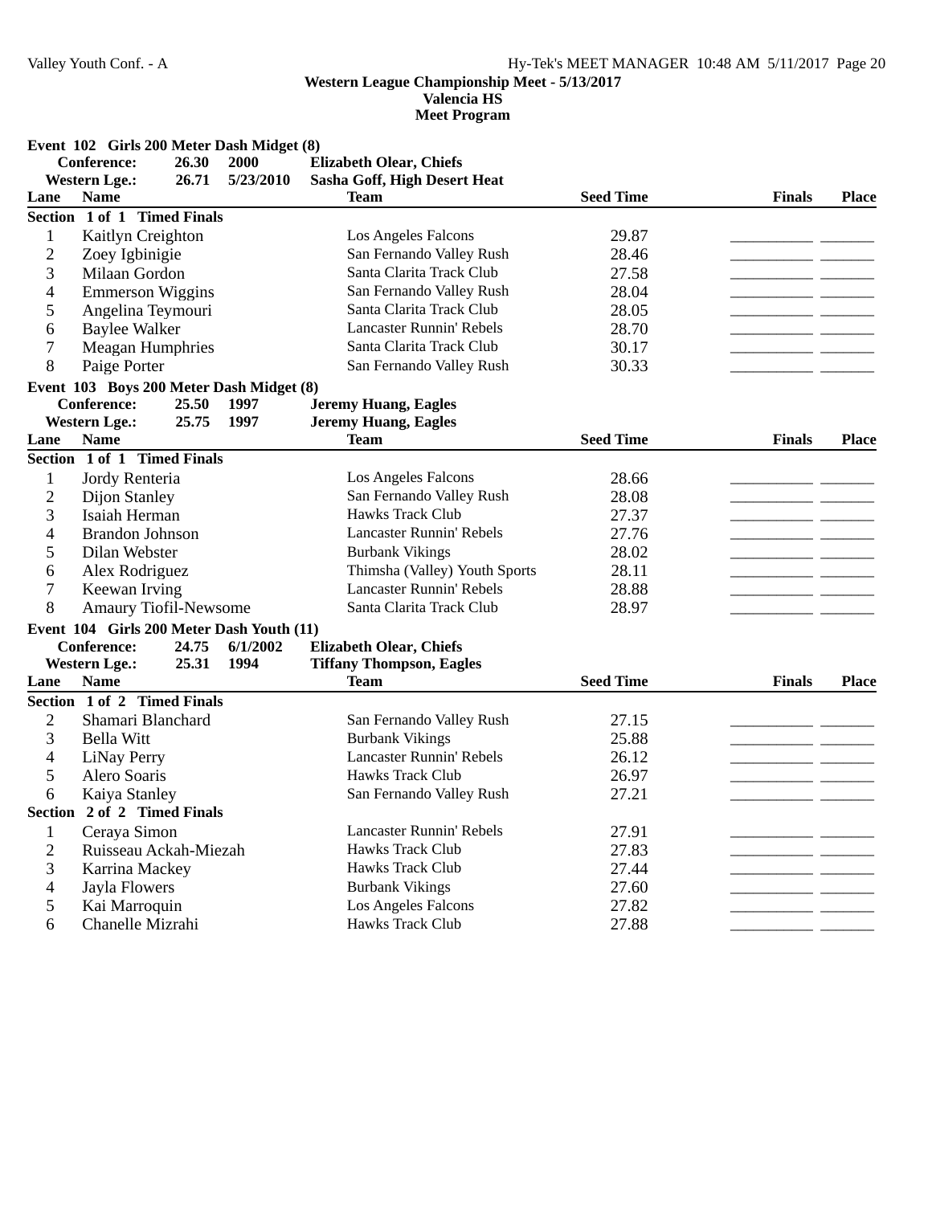**Western League Championship Meet - 5/13/2017**
**Valencia HS**
**Meet Program**

### Event 102 Girls 200 Meter Dash Midget (8)

| | | | |
|---|---|---|---|
| **Conference:** | **26.30** | **2000** | **Elizabeth Olear, Chiefs** |
| **Western Lge.:** | **26.71** | **5/23/2010** | **Sasha Goff, High Desert Heat** |

| Lane | Name | Team | Seed Time | Finals | Place |
|---|---|---|---|---|---|
| **Section 1 of 1 Timed Finals** | | | | | |
| 1 | Kaitlyn Creighton | Los Angeles Falcons | 29.87 | ________ | ______ |
| 2 | Zoey Igbinigie | San Fernando Valley Rush | 28.46 | ________ | ______ |
| 3 | Milaan Gordon | Santa Clarita Track Club | 27.58 | ________ | ______ |
| 4 | Emmerson Wiggins | San Fernando Valley Rush | 28.04 | ________ | ______ |
| 5 | Angelina Teymouri | Santa Clarita Track Club | 28.05 | ________ | ______ |
| 6 | Baylee Walker | Lancaster Runnin' Rebels | 28.70 | ________ | ______ |
| 7 | Meagan Humphries | Santa Clarita Track Club | 30.17 | ________ | ______ |
| 8 | Paige Porter | San Fernando Valley Rush | 30.33 | ________ | ______ |

### Event 103 Boys 200 Meter Dash Midget (8)

| | | | |
|---|---|---|---|
| **Conference:** | **25.50** | **1997** | **Jeremy Huang, Eagles** |
| **Western Lge.:** | **25.75** | **1997** | **Jeremy Huang, Eagles** |

| Lane | Name | Team | Seed Time | Finals | Place |
|---|---|---|---|---|---|
| **Section 1 of 1 Timed Finals** | | | | | |
| 1 | Jordy Renteria | Los Angeles Falcons | 28.66 | ________ | ______ |
| 2 | Dijon Stanley | San Fernando Valley Rush | 28.08 | ________ | ______ |
| 3 | Isaiah Herman | Hawks Track Club | 27.37 | ________ | ______ |
| 4 | Brandon Johnson | Lancaster Runnin' Rebels | 27.76 | ________ | ______ |
| 5 | Dilan Webster | Burbank Vikings | 28.02 | ________ | ______ |
| 6 | Alex Rodriguez | Thimsha (Valley) Youth Sports | 28.11 | ________ | ______ |
| 7 | Keewan Irving | Lancaster Runnin' Rebels | 28.88 | ________ | ______ |
| 8 | Amaury Tiofil-Newsome | Santa Clarita Track Club | 28.97 | ________ | ______ |

### Event 104 Girls 200 Meter Dash Youth (11)

| | | | |
|---|---|---|---|
| **Conference:** | **24.75** | **6/1/2002** | **Elizabeth Olear, Chiefs** |
| **Western Lge.:** | **25.31** | **1994** | **Tiffany Thompson, Eagles** |

| Lane | Name | Team | Seed Time | Finals | Place |
|---|---|---|---|---|---|
| **Section 1 of 2 Timed Finals** | | | | | |
| 2 | Shamari Blanchard | San Fernando Valley Rush | 27.15 | ________ | ______ |
| 3 | Bella Witt | Burbank Vikings | 25.88 | ________ | ______ |
| 4 | LiNay Perry | Lancaster Runnin' Rebels | 26.12 | ________ | ______ |
| 5 | Alero Soaris | Hawks Track Club | 26.97 | ________ | ______ |
| 6 | Kaiya Stanley | San Fernando Valley Rush | 27.21 | ________ | ______ |
| **Section 2 of 2 Timed Finals** | | | | | |
| 1 | Ceraya Simon | Lancaster Runnin' Rebels | 27.91 | ________ | ______ |
| 2 | Ruisseau Ackah-Miezah | Hawks Track Club | 27.83 | ________ | ______ |
| 3 | Karrina Mackey | Hawks Track Club | 27.44 | ________ | ______ |
| 4 | Jayla Flowers | Burbank Vikings | 27.60 | ________ | ______ |
| 5 | Kai Marroquin | Los Angeles Falcons | 27.82 | ________ | ______ |
| 6 | Chanelle Mizrahi | Hawks Track Club | 27.88 | ________ | ______ |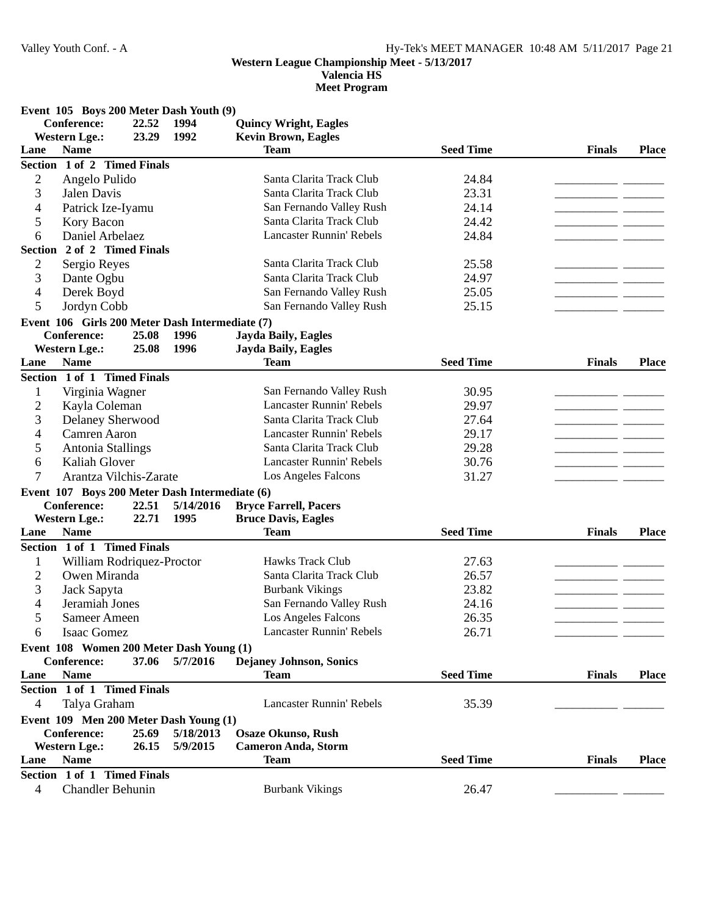**Western League Championship Meet - 5/13/2017**
**Valencia HS**
**Meet Program**

**Event 105 Boys 200 Meter Dash Youth (9)**

| | | | |
|---|---|---|---|
| **Conference:** | 22.52 | 1994 | **Quincy Wright, Eagles** |
| **Western Lge.:** | 23.29 | 1992 | **Kevin Brown, Eagles** |

| Lane | Name | Team | Seed Time | Finals | Place |
|---|---|---|---|---|---|
| **Section 1 of 2 Timed Finals** | | | | | |
| 2 | Angelo Pulido | Santa Clarita Track Club | 24.84 | __________ | _______ |
| 3 | Jalen Davis | Santa Clarita Track Club | 23.31 | __________ | _______ |
| 4 | Patrick Ize-Iyamu | San Fernando Valley Rush | 24.14 | __________ | _______ |
| 5 | Kory Bacon | Santa Clarita Track Club | 24.42 | __________ | _______ |
| 6 | Daniel Arbelaez | Lancaster Runnin' Rebels | 24.84 | __________ | _______ |
| **Section 2 of 2 Timed Finals** | | | | | |
| 2 | Sergio Reyes | Santa Clarita Track Club | 25.58 | __________ | _______ |
| 3 | Dante Ogbu | Santa Clarita Track Club | 24.97 | __________ | _______ |
| 4 | Derek Boyd | San Fernando Valley Rush | 25.05 | __________ | _______ |
| 5 | Jordyn Cobb | San Fernando Valley Rush | 25.15 | __________ | _______ |

**Event 106 Girls 200 Meter Dash Intermediate (7)**

| | | | |
|---|---|---|---|
| **Conference:** | 25.08 | 1996 | **Jayda Baily, Eagles** |
| **Western Lge.:** | 25.08 | 1996 | **Jayda Baily, Eagles** |

| Lane | Name | Team | Seed Time | Finals | Place |
|---|---|---|---|---|---|
| **Section 1 of 1 Timed Finals** | | | | | |
| 1 | Virginia Wagner | San Fernando Valley Rush | 30.95 | __________ | _______ |
| 2 | Kayla Coleman | Lancaster Runnin' Rebels | 29.97 | __________ | _______ |
| 3 | Delaney Sherwood | Santa Clarita Track Club | 27.64 | __________ | _______ |
| 4 | Camren Aaron | Lancaster Runnin' Rebels | 29.17 | __________ | _______ |
| 5 | Antonia Stallings | Santa Clarita Track Club | 29.28 | __________ | _______ |
| 6 | Kaliah Glover | Lancaster Runnin' Rebels | 30.76 | __________ | _______ |
| 7 | Arantza Vilchis-Zarate | Los Angeles Falcons | 31.27 | __________ | _______ |

**Event 107 Boys 200 Meter Dash Intermediate (6)**

| | | | |
|---|---|---|---|
| **Conference:** | 22.51 | 5/14/2016 | **Bryce Farrell, Pacers** |
| **Western Lge.:** | 22.71 | 1995 | **Bruce Davis, Eagles** |

| Lane | Name | Team | Seed Time | Finals | Place |
|---|---|---|---|---|---|
| **Section 1 of 1 Timed Finals** | | | | | |
| 1 | William Rodriquez-Proctor | Hawks Track Club | 27.63 | __________ | _______ |
| 2 | Owen Miranda | Santa Clarita Track Club | 26.57 | __________ | _______ |
| 3 | Jack Sapyta | Burbank Vikings | 23.82 | __________ | _______ |
| 4 | Jeramiah Jones | San Fernando Valley Rush | 24.16 | __________ | _______ |
| 5 | Sameer Ameen | Los Angeles Falcons | 26.35 | __________ | _______ |
| 6 | Isaac Gomez | Lancaster Runnin' Rebels | 26.71 | __________ | _______ |

**Event 108 Women 200 Meter Dash Young (1)**

| | | | |
|---|---|---|---|
| **Conference:** | 37.06 | 5/7/2016 | **Dejaney Johnson, Sonics** |

| Lane | Name | Team | Seed Time | Finals | Place |
|---|---|---|---|---|---|
| **Section 1 of 1 Timed Finals** | | | | | |
| 4 | Talya Graham | Lancaster Runnin' Rebels | 35.39 | __________ | _______ |

**Event 109 Men 200 Meter Dash Young (1)**

| | | | |
|---|---|---|---|
| **Conference:** | 25.69 | 5/18/2013 | **Osaze Okunso, Rush** |
| **Western Lge.:** | 26.15 | 5/9/2015 | **Cameron Anda, Storm** |

| Lane | Name | Team | Seed Time | Finals | Place |
|---|---|---|---|---|---|
| **Section 1 of 1 Timed Finals** | | | | | |
| 4 | Chandler Behunin | Burbank Vikings | 26.47 | __________ | _______ |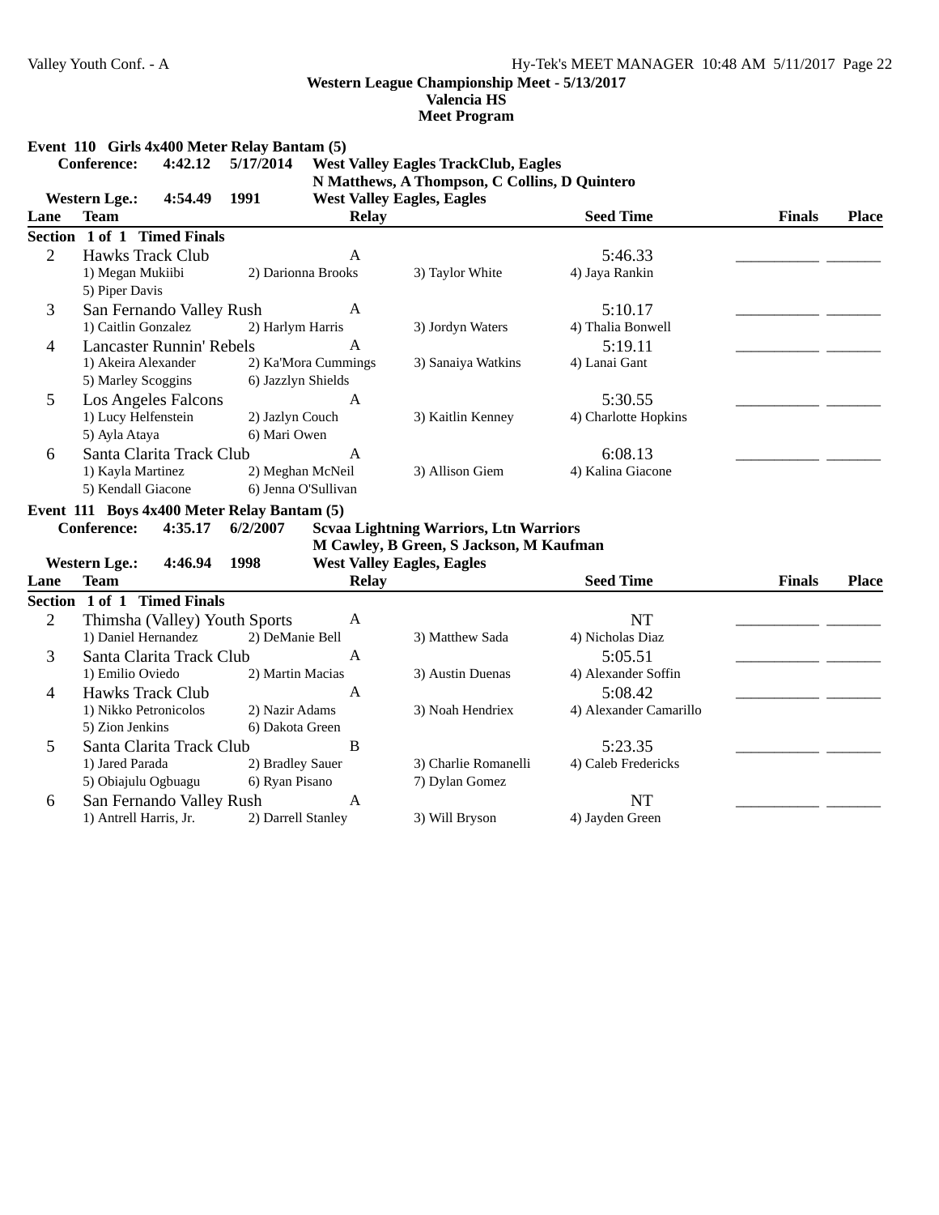**Western League Championship Meet - 5/13/2017**
**Valencia HS**
**Meet Program**

## Event 110 Girls 4x400 Meter Relay Bantam (5)

**Conference:** 4:42.12 5/17/2014 West Valley Eagles TrackClub, Eagles
N Matthews, A Thompson, C Collins, D Quintero

**Western Lge.:** 4:54.49 1991 West Valley Eagles, Eagles

**Section 1 of 1 Timed Finals**

| Lane | Team | Relay | Seed Time | Finals | Place |
|---|---|---|---|---|---|
| 2 | Hawks Track Club | A | 5:46.33 | _________ | ______ |
| | 1) Megan Mukiibi, 2) Darionna Brooks, 3) Taylor White, 4) Jaya Rankin, 5) Piper Davis | | | | |
| 3 | San Fernando Valley Rush | A | 5:10.17 | _________ | ______ |
| | 1) Caitlin Gonzalez, 2) Harlym Harris, 3) Jordyn Waters, 4) Thalia Bonwell | | | | |
| 4 | Lancaster Runnin' Rebels | A | 5:19.11 | _________ | ______ |
| | 1) Akeira Alexander, 2) Ka'Mora Cummings, 3) Sanaiya Watkins, 4) Lanai Gant, 5) Marley Scoggins, 6) Jazzlyn Shields | | | | |
| 5 | Los Angeles Falcons | A | 5:30.55 | _________ | ______ |
| | 1) Lucy Helfenstein, 2) Jazlyn Couch, 3) Kaitlin Kenney, 4) Charlotte Hopkins, 5) Ayla Ataya, 6) Mari Owen | | | | |
| 6 | Santa Clarita Track Club | A | 6:08.13 | _________ | ______ |
| | 1) Kayla Martinez, 2) Meghan McNeil, 3) Allison Giem, 4) Kalina Giacone, 5) Kendall Giacone, 6) Jenna O'Sullivan | | | | |

## Event 111 Boys 4x400 Meter Relay Bantam (5)

**Conference:** 4:35.17 6/2/2007 Scvaa Lightning Warriors, Ltn Warriors
M Cawley, B Green, S Jackson, M Kaufman

**Western Lge.:** 4:46.94 1998 West Valley Eagles, Eagles

**Section 1 of 1 Timed Finals**

| Lane | Team | Relay | Seed Time | Finals | Place |
|---|---|---|---|---|---|
| 2 | Thimsha (Valley) Youth Sports | A | NT | _________ | ______ |
| | 1) Daniel Hernandez, 2) DeManie Bell, 3) Matthew Sada, 4) Nicholas Diaz | | | | |
| 3 | Santa Clarita Track Club | A | 5:05.51 | _________ | ______ |
| | 1) Emilio Oviedo, 2) Martin Macias, 3) Austin Duenas, 4) Alexander Soffin | | | | |
| 4 | Hawks Track Club | A | 5:08.42 | _________ | ______ |
| | 1) Nikko Petronicolos, 2) Nazir Adams, 3) Noah Hendriex, 4) Alexander Camarillo, 5) Zion Jenkins, 6) Dakota Green | | | | |
| 5 | Santa Clarita Track Club | B | 5:23.35 | _________ | ______ |
| | 1) Jared Parada, 2) Bradley Sauer, 3) Charlie Romanelli, 4) Caleb Fredericks, 5) Obiajulu Ogbuagu, 6) Ryan Pisano, 7) Dylan Gomez | | | | |
| 6 | San Fernando Valley Rush | A | NT | _________ | ______ |
| | 1) Antrell Harris, Jr., 2) Darrell Stanley, 3) Will Bryson, 4) Jayden Green | | | | |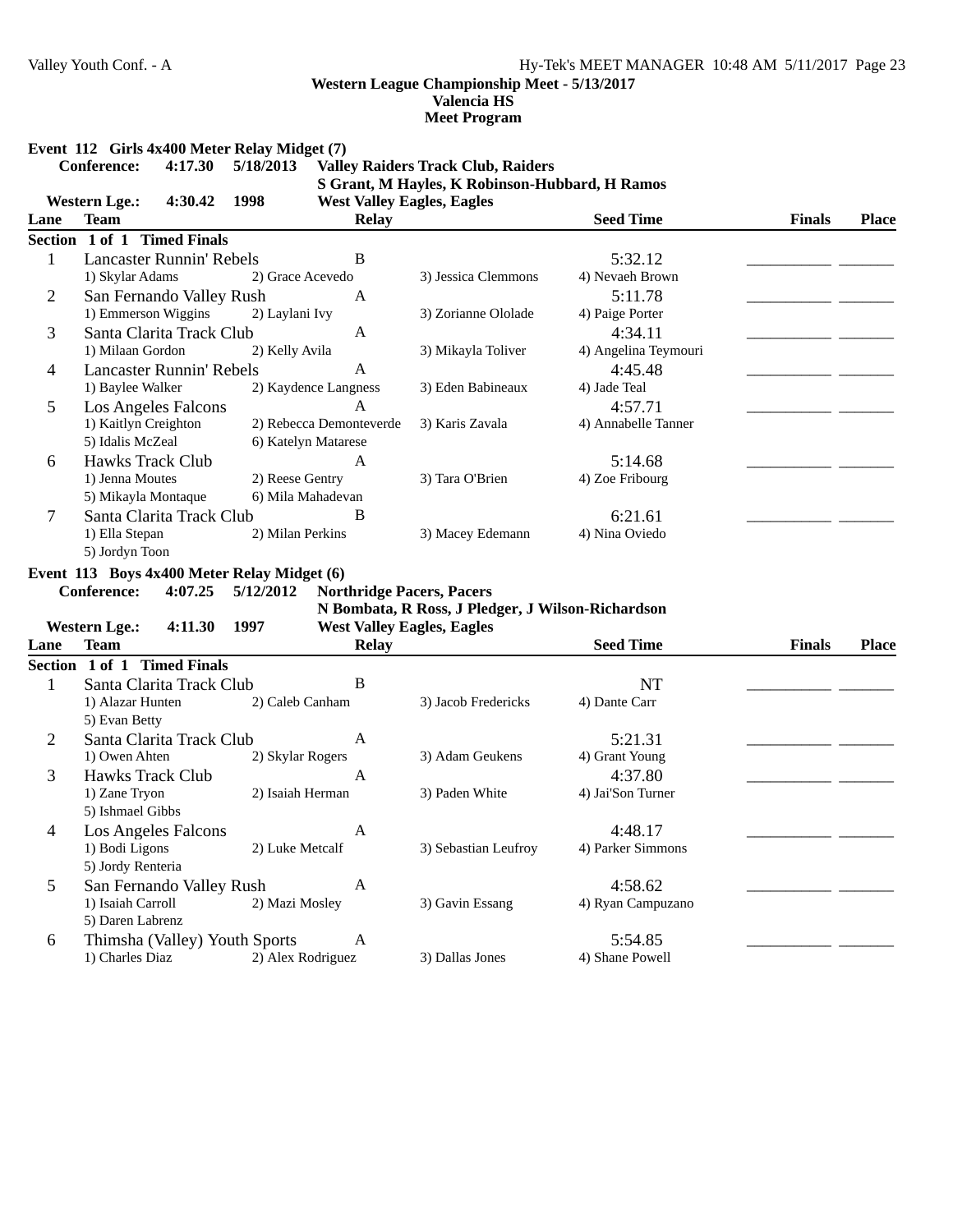**Western League Championship Meet - 5/13/2017**
**Valencia HS**
**Meet Program**

## Event 112 Girls 4x400 Meter Relay Midget (7)

**Conference:** 4:17.30 5/18/2013 **Valley Raiders Track Club, Raiders**
S Grant, M Hayles, K Robinson-Hubbard, H Ramos

**Western Lge.:** 4:30.42 1998 **West Valley Eagles, Eagles**

| Lane | Team | Relay | | Seed Time | Finals | Place |
|---|---|---|---|---|---|---|
| **Section 1 of 1 Timed Finals** | | | | | | |
| 1 | Lancaster Runnin' Rebels | B | | 5:32.12 | ________ | ______ |
| | 1) Skylar Adams | 2) Grace Acevedo | 3) Jessica Clemmons | 4) Nevaeh Brown | | |
| 2 | San Fernando Valley Rush | A | | 5:11.78 | ________ | ______ |
| | 1) Emmerson Wiggins | 2) Laylani Ivy | 3) Zorianne Ololade | 4) Paige Porter | | |
| 3 | Santa Clarita Track Club | A | | 4:34.11 | ________ | ______ |
| | 1) Milaan Gordon | 2) Kelly Avila | 3) Mikayla Toliver | 4) Angelina Teymouri | | |
| 4 | Lancaster Runnin' Rebels | A | | 4:45.48 | ________ | ______ |
| | 1) Baylee Walker | 2) Kaydence Langness | 3) Eden Babineaux | 4) Jade Teal | | |
| 5 | Los Angeles Falcons | A | | 4:57.71 | ________ | ______ |
| | 1) Kaitlyn Creighton | 2) Rebecca Demonteverde | 3) Karis Zavala | 4) Annabelle Tanner | | |
| | 5) Idalis McZeal | 6) Katelyn Matarese | | | | |
| 6 | Hawks Track Club | A | | 5:14.68 | ________ | ______ |
| | 1) Jenna Moutes | 2) Reese Gentry | 3) Tara O'Brien | 4) Zoe Fribourg | | |
| | 5) Mikayla Montaque | 6) Mila Mahadevan | | | | |
| 7 | Santa Clarita Track Club | B | | 6:21.61 | ________ | ______ |
| | 1) Ella Stepan | 2) Milan Perkins | 3) Macey Edemann | 4) Nina Oviedo | | |
| | 5) Jordyn Toon | | | | | |

## Event 113 Boys 4x400 Meter Relay Midget (6)

**Conference:** 4:07.25 5/12/2012 **Northridge Pacers, Pacers**
N Bombata, R Ross, J Pledger, J Wilson-Richardson

**Western Lge.:** 4:11.30 1997 **West Valley Eagles, Eagles**

| Lane | Team | Relay | | Seed Time | Finals | Place |
|---|---|---|---|---|---|---|
| **Section 1 of 1 Timed Finals** | | | | | | |
| 1 | Santa Clarita Track Club | B | | NT | ________ | ______ |
| | 1) Alazar Hunten | 2) Caleb Canham | 3) Jacob Fredericks | 4) Dante Carr | | |
| | 5) Evan Betty | | | | | |
| 2 | Santa Clarita Track Club | A | | 5:21.31 | ________ | ______ |
| | 1) Owen Ahten | 2) Skylar Rogers | 3) Adam Geukens | 4) Grant Young | | |
| 3 | Hawks Track Club | A | | 4:37.80 | ________ | ______ |
| | 1) Zane Tryon | 2) Isaiah Herman | 3) Paden White | 4) Jai'Son Turner | | |
| | 5) Ishmael Gibbs | | | | | |
| 4 | Los Angeles Falcons | A | | 4:48.17 | ________ | ______ |
| | 1) Bodi Ligons | 2) Luke Metcalf | 3) Sebastian Leufroy | 4) Parker Simmons | | |
| | 5) Jordy Renteria | | | | | |
| 5 | San Fernando Valley Rush | A | | 4:58.62 | ________ | ______ |
| | 1) Isaiah Carroll | 2) Mazi Mosley | 3) Gavin Essang | 4) Ryan Campuzano | | |
| | 5) Daren Labrenz | | | | | |
| 6 | Thimsha (Valley) Youth Sports | A | | 5:54.85 | ________ | ______ |
| | 1) Charles Diaz | 2) Alex Rodriguez | 3) Dallas Jones | 4) Shane Powell | | |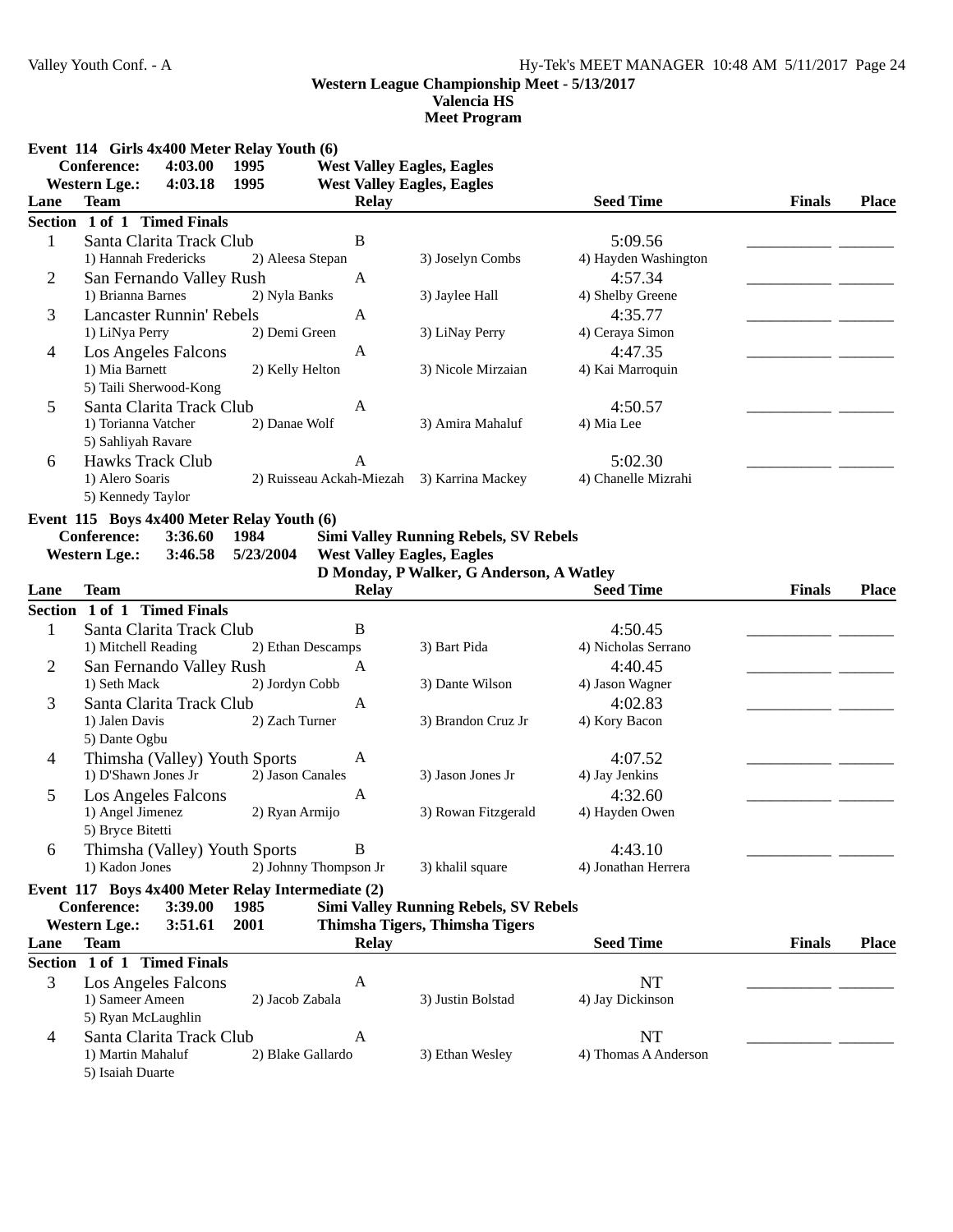**Western League Championship Meet - 5/13/2017**
**Valencia HS**
**Meet Program**

## Event 114 Girls 4x400 Meter Relay Youth (6)

**Conference:** 4:03.00 1995 West Valley Eagles, Eagles
**Western Lge.:** 4:03.18 1995 West Valley Eagles, Eagles

| Lane | Team | Relay | Seed Time | Finals | Place |
|---|---|---|---|---|---|
| **Section 1 of 1 Timed Finals** | | | | | |
| 1 | Santa Clarita Track Club | B | 5:09.56 | ________ | ______ |
| | 1) Hannah Fredericks 2) Aleesa Stepan 3) Joselyn Combs 4) Hayden Washington | | | | |
| 2 | San Fernando Valley Rush | A | 4:57.34 | ________ | ______ |
| | 1) Brianna Barnes 2) Nyla Banks 3) Jaylee Hall 4) Shelby Greene | | | | |
| 3 | Lancaster Runnin' Rebels | A | 4:35.77 | ________ | ______ |
| | 1) LiNya Perry 2) Demi Green 3) LiNay Perry 4) Ceraya Simon | | | | |
| 4 | Los Angeles Falcons | A | 4:47.35 | ________ | ______ |
| | 1) Mia Barnett 2) Kelly Helton 3) Nicole Mirzaian 4) Kai Marroquin 5) Taili Sherwood-Kong | | | | |
| 5 | Santa Clarita Track Club | A | 4:50.57 | ________ | ______ |
| | 1) Torianna Vatcher 2) Danae Wolf 3) Amira Mahaluf 4) Mia Lee 5) Sahliyah Ravare | | | | |
| 6 | Hawks Track Club | A | 5:02.30 | ________ | ______ |
| | 1) Alero Soaris 2) Ruisseau Ackah-Miezah 3) Karrina Mackey 4) Chanelle Mizrahi 5) Kennedy Taylor | | | | |

## Event 115 Boys 4x400 Meter Relay Youth (6)

**Conference:** 3:36.60 1984 Simi Valley Running Rebels, SV Rebels
**Western Lge.:** 3:46.58 5/23/2004 West Valley Eagles, Eagles
D Monday, P Walker, G Anderson, A Watley

| Lane | Team | Relay | Seed Time | Finals | Place |
|---|---|---|---|---|---|
| **Section 1 of 1 Timed Finals** | | | | | |
| 1 | Santa Clarita Track Club | B | 4:50.45 | ________ | ______ |
| | 1) Mitchell Reading 2) Ethan Descamps 3) Bart Pida 4) Nicholas Serrano | | | | |
| 2 | San Fernando Valley Rush | A | 4:40.45 | ________ | ______ |
| | 1) Seth Mack 2) Jordyn Cobb 3) Dante Wilson 4) Jason Wagner | | | | |
| 3 | Santa Clarita Track Club | A | 4:02.83 | ________ | ______ |
| | 1) Jalen Davis 2) Zach Turner 3) Brandon Cruz Jr 4) Kory Bacon 5) Dante Ogbu | | | | |
| 4 | Thimsha (Valley) Youth Sports | A | 4:07.52 | ________ | ______ |
| | 1) D'Shawn Jones Jr 2) Jason Canales 3) Jason Jones Jr 4) Jay Jenkins | | | | |
| 5 | Los Angeles Falcons | A | 4:32.60 | ________ | ______ |
| | 1) Angel Jimenez 2) Ryan Armijo 3) Rowan Fitzgerald 4) Hayden Owen 5) Bryce Bitetti | | | | |
| 6 | Thimsha (Valley) Youth Sports | B | 4:43.10 | ________ | ______ |
| | 1) Kadon Jones 2) Johnny Thompson Jr 3) khalil square 4) Jonathan Herrera | | | | |

## Event 117 Boys 4x400 Meter Relay Intermediate (2)

**Conference:** 3:39.00 1985 Simi Valley Running Rebels, SV Rebels
**Western Lge.:** 3:51.61 2001 Thimsha Tigers, Thimsha Tigers

| Lane | Team | Relay | Seed Time | Finals | Place |
|---|---|---|---|---|---|
| **Section 1 of 1 Timed Finals** | | | | | |
| 3 | Los Angeles Falcons | A | NT | ________ | ______ |
| | 1) Sameer Ameen 2) Jacob Zabala 3) Justin Bolstad 4) Jay Dickinson 5) Ryan McLaughlin | | | | |
| 4 | Santa Clarita Track Club | A | NT | ________ | ______ |
| | 1) Martin Mahaluf 2) Blake Gallardo 3) Ethan Wesley 4) Thomas A Anderson 5) Isaiah Duarte | | | | |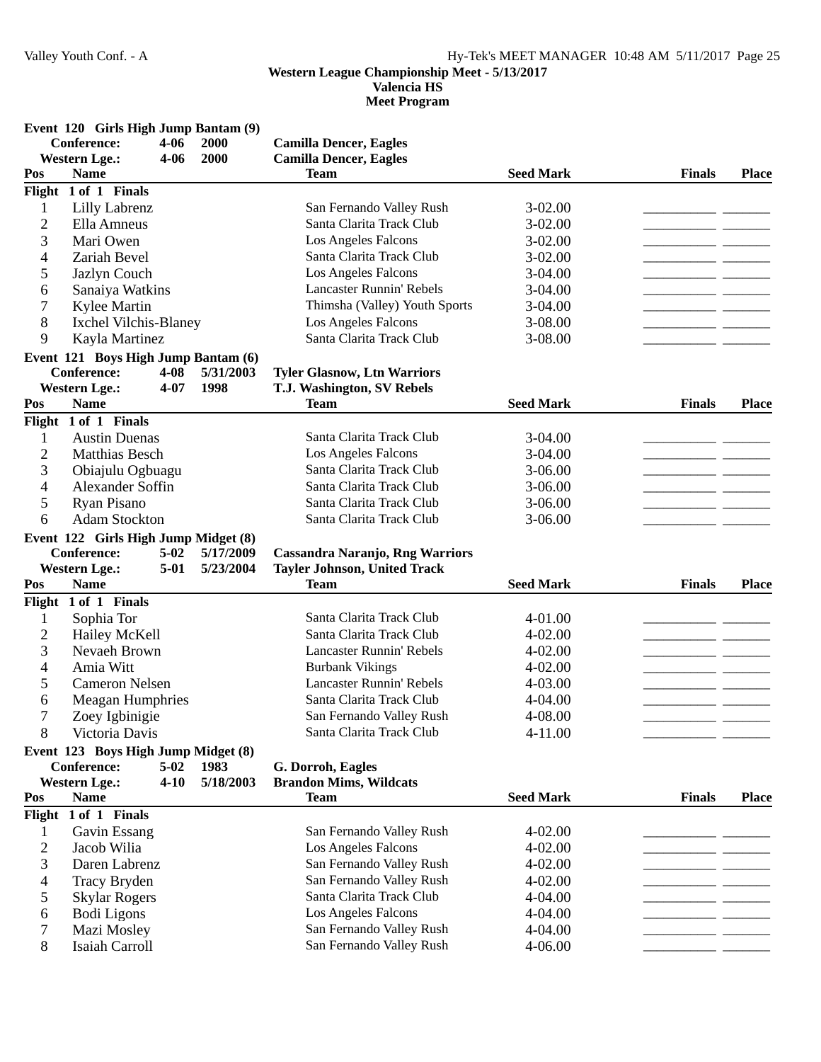## Western League Championship Meet - 5/13/2017
## Valencia HS
## Meet Program

### Event 120 Girls High Jump Bantam (9)

**Conference:** 4-06 2000 **Camilla Dencer, Eagles**
**Western Lge.:** 4-06 2000 **Camilla Dencer, Eagles**

| Pos | Name | Team | Seed Mark | Finals | Place |
|---|---|---|---|---|---|
| **Flight 1 of 1 Finals** | | | | | |
| 1 | Lilly Labrenz | San Fernando Valley Rush | 3-02.00 | ________ | ______ |
| 2 | Ella Amneus | Santa Clarita Track Club | 3-02.00 | ________ | ______ |
| 3 | Mari Owen | Los Angeles Falcons | 3-02.00 | ________ | ______ |
| 4 | Zariah Bevel | Santa Clarita Track Club | 3-02.00 | ________ | ______ |
| 5 | Jazlyn Couch | Los Angeles Falcons | 3-04.00 | ________ | ______ |
| 6 | Sanaiya Watkins | Lancaster Runnin' Rebels | 3-04.00 | ________ | ______ |
| 7 | Kylee Martin | Thimsha (Valley) Youth Sports | 3-04.00 | ________ | ______ |
| 8 | Ixchel Vilchis-Blaney | Los Angeles Falcons | 3-08.00 | ________ | ______ |
| 9 | Kayla Martinez | Santa Clarita Track Club | 3-08.00 | ________ | ______ |

### Event 121 Boys High Jump Bantam (6)

**Conference:** 4-08 5/31/2003 **Tyler Glasnow, Ltn Warriors**
**Western Lge.:** 4-07 1998 **T.J. Washington, SV Rebels**

| Pos | Name | Team | Seed Mark | Finals | Place |
|---|---|---|---|---|---|
| **Flight 1 of 1 Finals** | | | | | |
| 1 | Austin Duenas | Santa Clarita Track Club | 3-04.00 | ________ | ______ |
| 2 | Matthias Besch | Los Angeles Falcons | 3-04.00 | ________ | ______ |
| 3 | Obiajulu Ogbuagu | Santa Clarita Track Club | 3-06.00 | ________ | ______ |
| 4 | Alexander Soffin | Santa Clarita Track Club | 3-06.00 | ________ | ______ |
| 5 | Ryan Pisano | Santa Clarita Track Club | 3-06.00 | ________ | ______ |
| 6 | Adam Stockton | Santa Clarita Track Club | 3-06.00 | ________ | ______ |

### Event 122 Girls High Jump Midget (8)

**Conference:** 5-02 5/17/2009 **Cassandra Naranjo, Rng Warriors**
**Western Lge.:** 5-01 5/23/2004 **Tayler Johnson, United Track**

| Pos | Name | Team | Seed Mark | Finals | Place |
|---|---|---|---|---|---|
| **Flight 1 of 1 Finals** | | | | | |
| 1 | Sophia Tor | Santa Clarita Track Club | 4-01.00 | ________ | ______ |
| 2 | Hailey McKell | Santa Clarita Track Club | 4-02.00 | ________ | ______ |
| 3 | Nevaeh Brown | Lancaster Runnin' Rebels | 4-02.00 | ________ | ______ |
| 4 | Amia Witt | Burbank Vikings | 4-02.00 | ________ | ______ |
| 5 | Cameron Nelsen | Lancaster Runnin' Rebels | 4-03.00 | ________ | ______ |
| 6 | Meagan Humphries | Santa Clarita Track Club | 4-04.00 | ________ | ______ |
| 7 | Zoey Igbinigie | San Fernando Valley Rush | 4-08.00 | ________ | ______ |
| 8 | Victoria Davis | Santa Clarita Track Club | 4-11.00 | ________ | ______ |

### Event 123 Boys High Jump Midget (8)

**Conference:** 5-02 1983 **G. Dorroh, Eagles**
**Western Lge.:** 4-10 5/18/2003 **Brandon Mims, Wildcats**

| Pos | Name | Team | Seed Mark | Finals | Place |
|---|---|---|---|---|---|
| **Flight 1 of 1 Finals** | | | | | |
| 1 | Gavin Essang | San Fernando Valley Rush | 4-02.00 | ________ | ______ |
| 2 | Jacob Wilia | Los Angeles Falcons | 4-02.00 | ________ | ______ |
| 3 | Daren Labrenz | San Fernando Valley Rush | 4-02.00 | ________ | ______ |
| 4 | Tracy Bryden | San Fernando Valley Rush | 4-02.00 | ________ | ______ |
| 5 | Skylar Rogers | Santa Clarita Track Club | 4-04.00 | ________ | ______ |
| 6 | Bodi Ligons | Los Angeles Falcons | 4-04.00 | ________ | ______ |
| 7 | Mazi Mosley | San Fernando Valley Rush | 4-04.00 | ________ | ______ |
| 8 | Isaiah Carroll | San Fernando Valley Rush | 4-06.00 | ________ | ______ |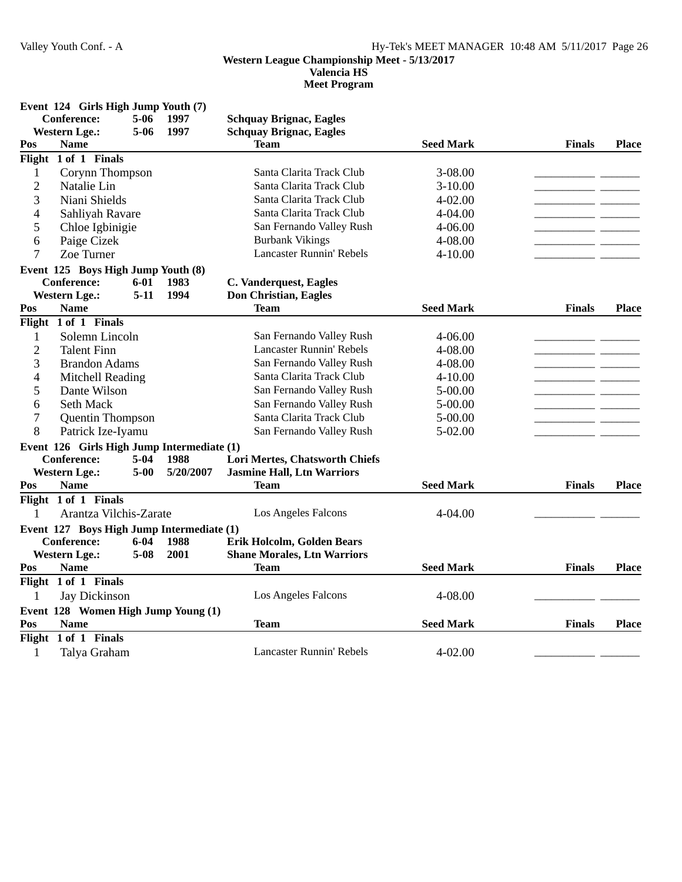**Western League Championship Meet - 5/13/2017**
**Valencia HS**
**Meet Program**

**Event 124 Girls High Jump Youth (7)**

| | | | |
|---|---|---|---|
| **Conference:** | **5-06** | **1997** | **Schquay Brignac, Eagles** |
| **Western Lge.:** | **5-06** | **1997** | **Schquay Brignac, Eagles** |

| Pos | Name | Team | Seed Mark | Finals | Place |
|---|---|---|---|---|---|
| **Flight 1 of 1 Finals** | | | | | |
| 1 | Corynn Thompson | Santa Clarita Track Club | 3-08.00 | __________ | _______ |
| 2 | Natalie Lin | Santa Clarita Track Club | 3-10.00 | __________ | _______ |
| 3 | Niani Shields | Santa Clarita Track Club | 4-02.00 | __________ | _______ |
| 4 | Sahliyah Ravare | Santa Clarita Track Club | 4-04.00 | __________ | _______ |
| 5 | Chloe Igbinigie | San Fernando Valley Rush | 4-06.00 | __________ | _______ |
| 6 | Paige Cizek | Burbank Vikings | 4-08.00 | __________ | _______ |
| 7 | Zoe Turner | Lancaster Runnin' Rebels | 4-10.00 | __________ | _______ |

**Event 125 Boys High Jump Youth (8)**

| | | | |
|---|---|---|---|
| **Conference:** | **6-01** | **1983** | **C. Vanderquest, Eagles** |
| **Western Lge.:** | **5-11** | **1994** | **Don Christian, Eagles** |

| Pos | Name | Team | Seed Mark | Finals | Place |
|---|---|---|---|---|---|
| **Flight 1 of 1 Finals** | | | | | |
| 1 | Solemn Lincoln | San Fernando Valley Rush | 4-06.00 | __________ | _______ |
| 2 | Talent Finn | Lancaster Runnin' Rebels | 4-08.00 | __________ | _______ |
| 3 | Brandon Adams | San Fernando Valley Rush | 4-08.00 | __________ | _______ |
| 4 | Mitchell Reading | Santa Clarita Track Club | 4-10.00 | __________ | _______ |
| 5 | Dante Wilson | San Fernando Valley Rush | 5-00.00 | __________ | _______ |
| 6 | Seth Mack | San Fernando Valley Rush | 5-00.00 | __________ | _______ |
| 7 | Quentin Thompson | Santa Clarita Track Club | 5-00.00 | __________ | _______ |
| 8 | Patrick Ize-Iyamu | San Fernando Valley Rush | 5-02.00 | __________ | _______ |

**Event 126 Girls High Jump Intermediate (1)**

| | | | |
|---|---|---|---|
| **Conference:** | **5-04** | **1988** | **Lori Mertes, Chatsworth Chiefs** |
| **Western Lge.:** | **5-00** | **5/20/2007** | **Jasmine Hall, Ltn Warriors** |

| Pos | Name | Team | Seed Mark | Finals | Place |
|---|---|---|---|---|---|
| **Flight 1 of 1 Finals** | | | | | |
| 1 | Arantza Vilchis-Zarate | Los Angeles Falcons | 4-04.00 | __________ | _______ |

**Event 127 Boys High Jump Intermediate (1)**

| | | | |
|---|---|---|---|
| **Conference:** | **6-04** | **1988** | **Erik Holcolm, Golden Bears** |
| **Western Lge.:** | **5-08** | **2001** | **Shane Morales, Ltn Warriors** |

| Pos | Name | Team | Seed Mark | Finals | Place |
|---|---|---|---|---|---|
| **Flight 1 of 1 Finals** | | | | | |
| 1 | Jay Dickinson | Los Angeles Falcons | 4-08.00 | __________ | _______ |

**Event 128 Women High Jump Young (1)**

| Pos | Name | Team | Seed Mark | Finals | Place |
|---|---|---|---|---|---|
| **Flight 1 of 1 Finals** | | | | | |
| 1 | Talya Graham | Lancaster Runnin' Rebels | 4-02.00 | __________ | _______ |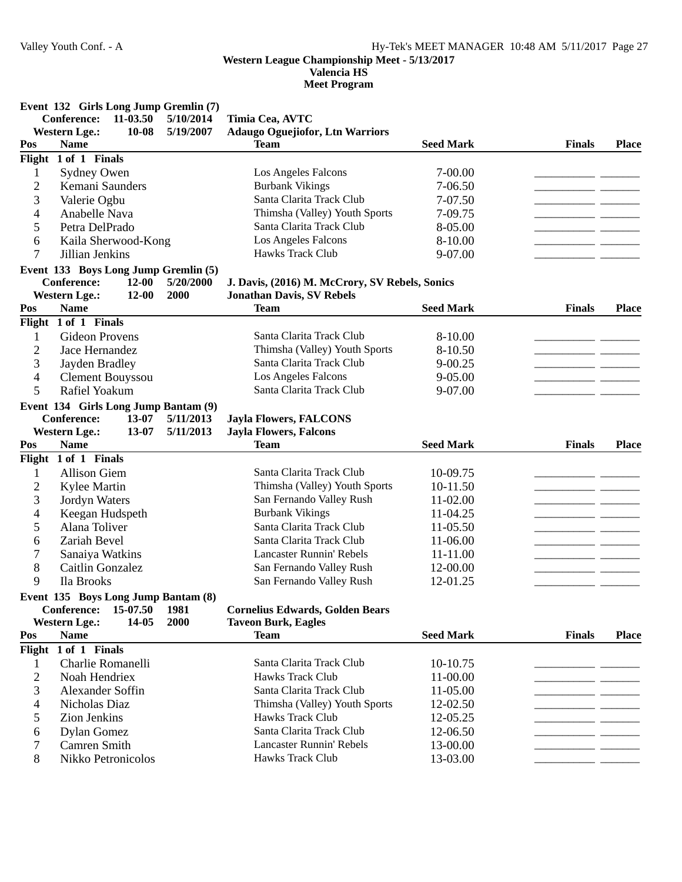**Western League Championship Meet - 5/13/2017**
**Valencia HS**
**Meet Program**

### Event 132 Girls Long Jump Gremlin (7)

**Conference:** 11-03.50 5/10/2014 Timia Cea, AVTC
**Western Lge.:** 10-08 5/19/2007 Adaugo Oguejiofor, Ltn Warriors

| Pos | Name | Team | Seed Mark | Finals | Place |
|---|---|---|---|---|---|
| **Flight 1 of 1 Finals** | | | | | |
| 1 | Sydney Owen | Los Angeles Falcons | 7-00.00 | ________ | ______ |
| 2 | Kemani Saunders | Burbank Vikings | 7-06.50 | ________ | ______ |
| 3 | Valerie Ogbu | Santa Clarita Track Club | 7-07.50 | ________ | ______ |
| 4 | Anabelle Nava | Thimsha (Valley) Youth Sports | 7-09.75 | ________ | ______ |
| 5 | Petra DelPrado | Santa Clarita Track Club | 8-05.00 | ________ | ______ |
| 6 | Kaila Sherwood-Kong | Los Angeles Falcons | 8-10.00 | ________ | ______ |
| 7 | Jillian Jenkins | Hawks Track Club | 9-07.00 | ________ | ______ |

### Event 133 Boys Long Jump Gremlin (5)

**Conference:** 12-00 5/20/2000 J. Davis, (2016) M. McCrory, SV Rebels, Sonics
**Western Lge.:** 12-00 2000 Jonathan Davis, SV Rebels

| Pos | Name | Team | Seed Mark | Finals | Place |
|---|---|---|---|---|---|
| **Flight 1 of 1 Finals** | | | | | |
| 1 | Gideon Provens | Santa Clarita Track Club | 8-10.00 | ________ | ______ |
| 2 | Jace Hernandez | Thimsha (Valley) Youth Sports | 8-10.50 | ________ | ______ |
| 3 | Jayden Bradley | Santa Clarita Track Club | 9-00.25 | ________ | ______ |
| 4 | Clement Bouyssou | Los Angeles Falcons | 9-05.00 | ________ | ______ |
| 5 | Rafiel Yoakum | Santa Clarita Track Club | 9-07.00 | ________ | ______ |

### Event 134 Girls Long Jump Bantam (9)

**Conference:** 13-07 5/11/2013 Jayla Flowers, FALCONS
**Western Lge.:** 13-07 5/11/2013 Jayla Flowers, Falcons

| Pos | Name | Team | Seed Mark | Finals | Place |
|---|---|---|---|---|---|
| **Flight 1 of 1 Finals** | | | | | |
| 1 | Allison Giem | Santa Clarita Track Club | 10-09.75 | ________ | ______ |
| 2 | Kylee Martin | Thimsha (Valley) Youth Sports | 10-11.50 | ________ | ______ |
| 3 | Jordyn Waters | San Fernando Valley Rush | 11-02.00 | ________ | ______ |
| 4 | Keegan Hudspeth | Burbank Vikings | 11-04.25 | ________ | ______ |
| 5 | Alana Toliver | Santa Clarita Track Club | 11-05.50 | ________ | ______ |
| 6 | Zariah Bevel | Santa Clarita Track Club | 11-06.00 | ________ | ______ |
| 7 | Sanaiya Watkins | Lancaster Runnin' Rebels | 11-11.00 | ________ | ______ |
| 8 | Caitlin Gonzalez | San Fernando Valley Rush | 12-00.00 | ________ | ______ |
| 9 | Ila Brooks | San Fernando Valley Rush | 12-01.25 | ________ | ______ |

### Event 135 Boys Long Jump Bantam (8)

**Conference:** 15-07.50 1981 Cornelius Edwards, Golden Bears
**Western Lge.:** 14-05 2000 Taveon Burk, Eagles

| Pos | Name | Team | Seed Mark | Finals | Place |
|---|---|---|---|---|---|
| **Flight 1 of 1 Finals** | | | | | |
| 1 | Charlie Romanelli | Santa Clarita Track Club | 10-10.75 | ________ | ______ |
| 2 | Noah Hendriex | Hawks Track Club | 11-00.00 | ________ | ______ |
| 3 | Alexander Soffin | Santa Clarita Track Club | 11-05.00 | ________ | ______ |
| 4 | Nicholas Diaz | Thimsha (Valley) Youth Sports | 12-02.50 | ________ | ______ |
| 5 | Zion Jenkins | Hawks Track Club | 12-05.25 | ________ | ______ |
| 6 | Dylan Gomez | Santa Clarita Track Club | 12-06.50 | ________ | ______ |
| 7 | Camren Smith | Lancaster Runnin' Rebels | 13-00.00 | ________ | ______ |
| 8 | Nikko Petronicolos | Hawks Track Club | 13-03.00 | ________ | ______ |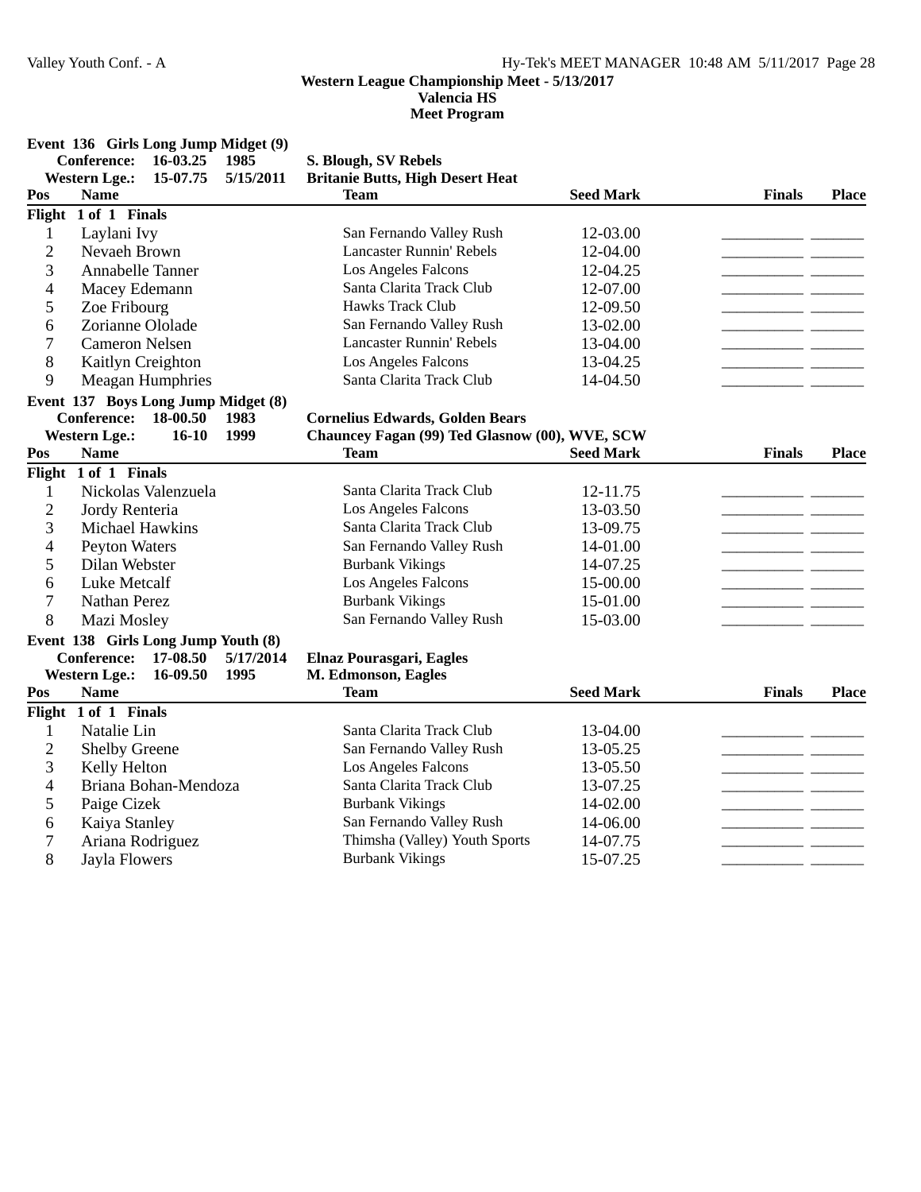**Western League Championship Meet - 5/13/2017**
**Valencia HS**
**Meet Program**

### Event 136 Girls Long Jump Midget (9)

**Conference:** 16-03.25 1985 **S. Blough, SV Rebels**
**Western Lge.:** 15-07.75 5/15/2011 **Britanie Butts, High Desert Heat**

Flight 1 of 1 Finals

| Pos | Name | Team | Seed Mark | Finals | Place |
|---|---|---|---|---|---|
| 1 | Laylani Ivy | San Fernando Valley Rush | 12-03.00 | | |
| 2 | Nevaeh Brown | Lancaster Runnin' Rebels | 12-04.00 | | |
| 3 | Annabelle Tanner | Los Angeles Falcons | 12-04.25 | | |
| 4 | Macey Edemann | Santa Clarita Track Club | 12-07.00 | | |
| 5 | Zoe Fribourg | Hawks Track Club | 12-09.50 | | |
| 6 | Zorianne Ololade | San Fernando Valley Rush | 13-02.00 | | |
| 7 | Cameron Nelsen | Lancaster Runnin' Rebels | 13-04.00 | | |
| 8 | Kaitlyn Creighton | Los Angeles Falcons | 13-04.25 | | |
| 9 | Meagan Humphries | Santa Clarita Track Club | 14-04.50 | | |

### Event 137 Boys Long Jump Midget (8)

**Conference:** 18-00.50 1983 **Cornelius Edwards, Golden Bears**
**Western Lge.:** 16-10 1999 **Chauncey Fagan (99) Ted Glasnow (00), WVE, SCW**

Flight 1 of 1 Finals

| Pos | Name | Team | Seed Mark | Finals | Place |
|---|---|---|---|---|---|
| 1 | Nickolas Valenzuela | Santa Clarita Track Club | 12-11.75 | | |
| 2 | Jordy Renteria | Los Angeles Falcons | 13-03.50 | | |
| 3 | Michael Hawkins | Santa Clarita Track Club | 13-09.75 | | |
| 4 | Peyton Waters | San Fernando Valley Rush | 14-01.00 | | |
| 5 | Dilan Webster | Burbank Vikings | 14-07.25 | | |
| 6 | Luke Metcalf | Los Angeles Falcons | 15-00.00 | | |
| 7 | Nathan Perez | Burbank Vikings | 15-01.00 | | |
| 8 | Mazi Mosley | San Fernando Valley Rush | 15-03.00 | | |

### Event 138 Girls Long Jump Youth (8)

**Conference:** 17-08.50 5/17/2014 **Elnaz Pourasgari, Eagles**
**Western Lge.:** 16-09.50 1995 **M. Edmonson, Eagles**

Flight 1 of 1 Finals

| Pos | Name | Team | Seed Mark | Finals | Place |
|---|---|---|---|---|---|
| 1 | Natalie Lin | Santa Clarita Track Club | 13-04.00 | | |
| 2 | Shelby Greene | San Fernando Valley Rush | 13-05.25 | | |
| 3 | Kelly Helton | Los Angeles Falcons | 13-05.50 | | |
| 4 | Briana Bohan-Mendoza | Santa Clarita Track Club | 13-07.25 | | |
| 5 | Paige Cizek | Burbank Vikings | 14-02.00 | | |
| 6 | Kaiya Stanley | San Fernando Valley Rush | 14-06.00 | | |
| 7 | Ariana Rodriguez | Thimsha (Valley) Youth Sports | 14-07.75 | | |
| 8 | Jayla Flowers | Burbank Vikings | 15-07.25 | | |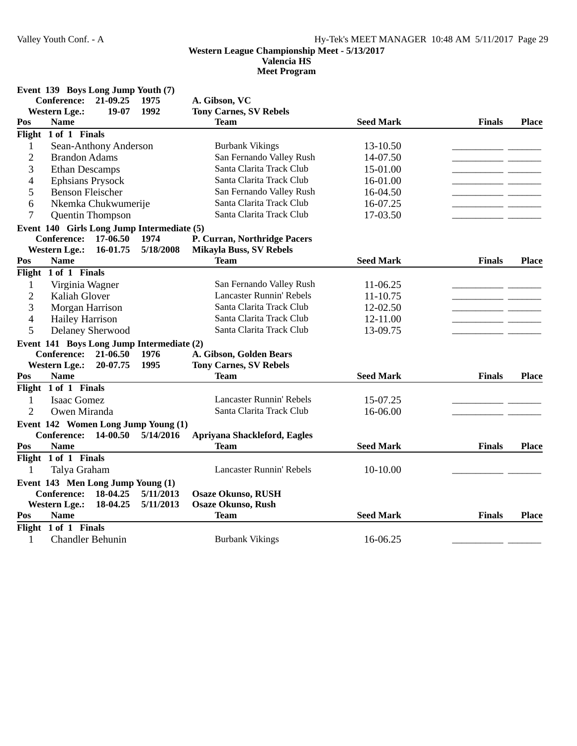Western League Championship Meet - 5/13/2017
Valencia HS
Meet Program

**Event 139 Boys Long Jump Youth (7)**

**Conference:** 21-09.25 1975 A. Gibson, VC
**Western Lge.:** 19-07 1992 Tony Carnes, SV Rebels

| Pos | Name | Team | Seed Mark | Finals | Place |
|---|---|---|---|---|---|
| **Flight 1 of 1 Finals** | | | | | |
| 1 | Sean-Anthony Anderson | Burbank Vikings | 13-10.50 | ________ | ______ |
| 2 | Brandon Adams | San Fernando Valley Rush | 14-07.50 | ________ | ______ |
| 3 | Ethan Descamps | Santa Clarita Track Club | 15-01.00 | ________ | ______ |
| 4 | Ephsians Prysock | Santa Clarita Track Club | 16-01.00 | ________ | ______ |
| 5 | Benson Fleischer | San Fernando Valley Rush | 16-04.50 | ________ | ______ |
| 6 | Nkemka Chukwumerije | Santa Clarita Track Club | 16-07.25 | ________ | ______ |
| 7 | Quentin Thompson | Santa Clarita Track Club | 17-03.50 | ________ | ______ |

**Event 140 Girls Long Jump Intermediate (5)**

**Conference:** 17-06.50 1974 P. Curran, Northridge Pacers
**Western Lge.:** 16-01.75 5/18/2008 Mikayla Buss, SV Rebels

| Pos | Name | Team | Seed Mark | Finals | Place |
|---|---|---|---|---|---|
| **Flight 1 of 1 Finals** | | | | | |
| 1 | Virginia Wagner | San Fernando Valley Rush | 11-06.25 | ________ | ______ |
| 2 | Kaliah Glover | Lancaster Runnin' Rebels | 11-10.75 | ________ | ______ |
| 3 | Morgan Harrison | Santa Clarita Track Club | 12-02.50 | ________ | ______ |
| 4 | Hailey Harrison | Santa Clarita Track Club | 12-11.00 | ________ | ______ |
| 5 | Delaney Sherwood | Santa Clarita Track Club | 13-09.75 | ________ | ______ |

**Event 141 Boys Long Jump Intermediate (2)**

**Conference:** 21-06.50 1976 A. Gibson, Golden Bears
**Western Lge.:** 20-07.75 1995 Tony Carnes, SV Rebels

| Pos | Name | Team | Seed Mark | Finals | Place |
|---|---|---|---|---|---|
| **Flight 1 of 1 Finals** | | | | | |
| 1 | Isaac Gomez | Lancaster Runnin' Rebels | 15-07.25 | ________ | ______ |
| 2 | Owen Miranda | Santa Clarita Track Club | 16-06.00 | ________ | ______ |

**Event 142 Women Long Jump Young (1)**

**Conference:** 14-00.50 5/14/2016 Apriyana Shackleford, Eagles

| Pos | Name | Team | Seed Mark | Finals | Place |
|---|---|---|---|---|---|
| **Flight 1 of 1 Finals** | | | | | |
| 1 | Talya Graham | Lancaster Runnin' Rebels | 10-10.00 | ________ | ______ |

**Event 143 Men Long Jump Young (1)**

**Conference:** 18-04.25 5/11/2013 Osaze Okunso, RUSH
**Western Lge.:** 18-04.25 5/11/2013 Osaze Okunso, Rush

| Pos | Name | Team | Seed Mark | Finals | Place |
|---|---|---|---|---|---|
| **Flight 1 of 1 Finals** | | | | | |
| 1 | Chandler Behunin | Burbank Vikings | 16-06.25 | ________ | ______ |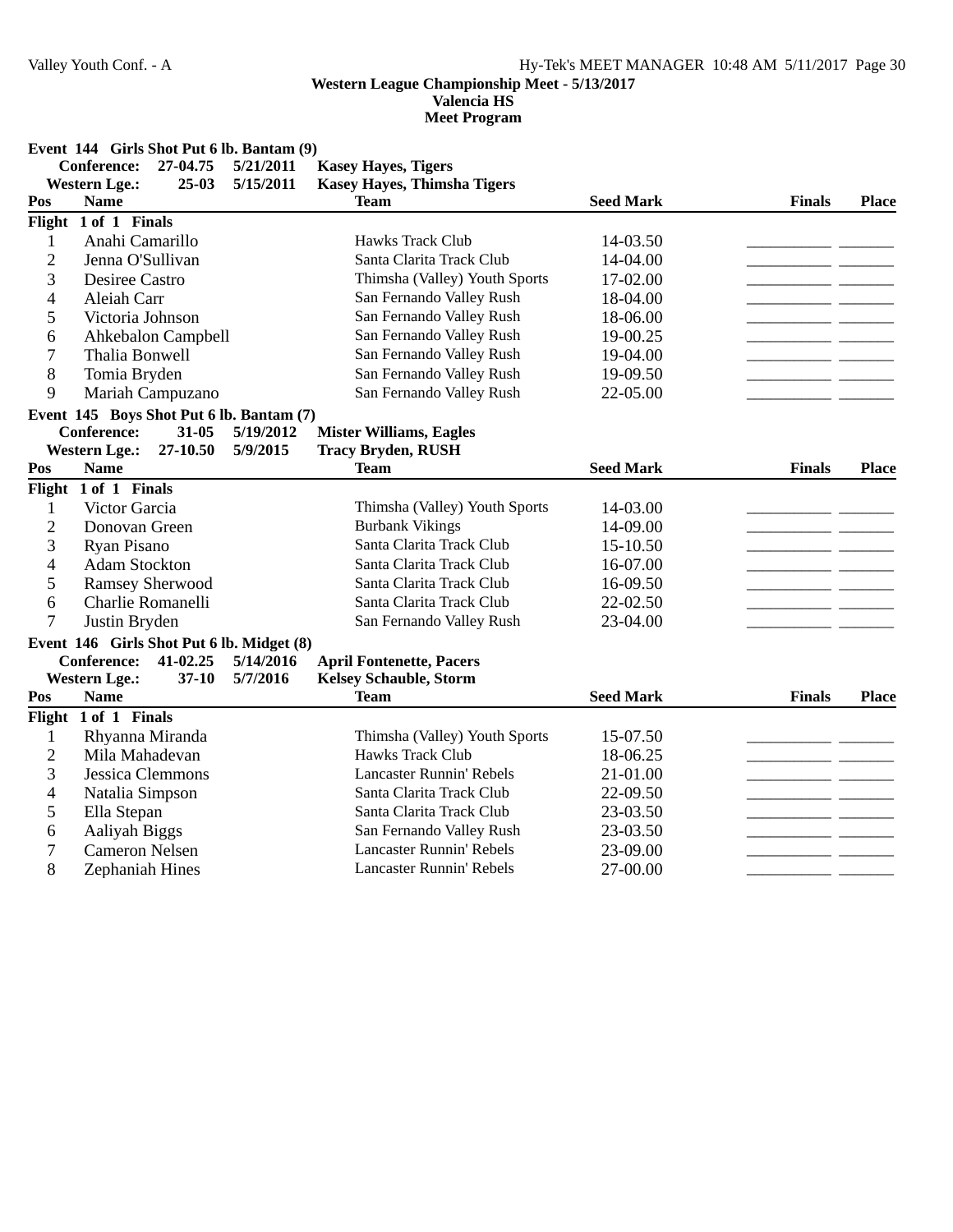**Western League Championship Meet - 5/13/2017**
**Valencia HS**
**Meet Program**

### Event 144 Girls Shot Put 6 lb. Bantam (9)

**Conference:** 27-04.75 5/21/2011 **Kasey Hayes, Tigers**
**Western Lge.:** 25-03 5/15/2011 **Kasey Hayes, Thimsha Tigers**

**Flight 1 of 1 Finals**

| Pos | Name | Team | Seed Mark | Finals | Place |
|---|---|---|---|---|---|
| 1 | Anahi Camarillo | Hawks Track Club | 14-03.50 | _________ | ______ |
| 2 | Jenna O'Sullivan | Santa Clarita Track Club | 14-04.00 | _________ | ______ |
| 3 | Desiree Castro | Thimsha (Valley) Youth Sports | 17-02.00 | _________ | ______ |
| 4 | Aleiah Carr | San Fernando Valley Rush | 18-04.00 | _________ | ______ |
| 5 | Victoria Johnson | San Fernando Valley Rush | 18-06.00 | _________ | ______ |
| 6 | Ahkebalon Campbell | San Fernando Valley Rush | 19-00.25 | _________ | ______ |
| 7 | Thalia Bonwell | San Fernando Valley Rush | 19-04.00 | _________ | ______ |
| 8 | Tomia Bryden | San Fernando Valley Rush | 19-09.50 | _________ | ______ |
| 9 | Mariah Campuzano | San Fernando Valley Rush | 22-05.00 | _________ | ______ |

### Event 145 Boys Shot Put 6 lb. Bantam (7)

**Conference:** 31-05 5/19/2012 **Mister Williams, Eagles**
**Western Lge.:** 27-10.50 5/9/2015 **Tracy Bryden, RUSH**

**Flight 1 of 1 Finals**

| Pos | Name | Team | Seed Mark | Finals | Place |
|---|---|---|---|---|---|
| 1 | Victor Garcia | Thimsha (Valley) Youth Sports | 14-03.00 | _________ | ______ |
| 2 | Donovan Green | Burbank Vikings | 14-09.00 | _________ | ______ |
| 3 | Ryan Pisano | Santa Clarita Track Club | 15-10.50 | _________ | ______ |
| 4 | Adam Stockton | Santa Clarita Track Club | 16-07.00 | _________ | ______ |
| 5 | Ramsey Sherwood | Santa Clarita Track Club | 16-09.50 | _________ | ______ |
| 6 | Charlie Romanelli | Santa Clarita Track Club | 22-02.50 | _________ | ______ |
| 7 | Justin Bryden | San Fernando Valley Rush | 23-04.00 | _________ | ______ |

### Event 146 Girls Shot Put 6 lb. Midget (8)

**Conference:** 41-02.25 5/14/2016 **April Fontenette, Pacers**
**Western Lge.:** 37-10 5/7/2016 **Kelsey Schauble, Storm**

**Flight 1 of 1 Finals**

| Pos | Name | Team | Seed Mark | Finals | Place |
|---|---|---|---|---|---|
| 1 | Rhyanna Miranda | Thimsha (Valley) Youth Sports | 15-07.50 | _________ | ______ |
| 2 | Mila Mahadevan | Hawks Track Club | 18-06.25 | _________ | ______ |
| 3 | Jessica Clemmons | Lancaster Runnin' Rebels | 21-01.00 | _________ | ______ |
| 4 | Natalia Simpson | Santa Clarita Track Club | 22-09.50 | _________ | ______ |
| 5 | Ella Stepan | Santa Clarita Track Club | 23-03.50 | _________ | ______ |
| 6 | Aaliyah Biggs | San Fernando Valley Rush | 23-03.50 | _________ | ______ |
| 7 | Cameron Nelsen | Lancaster Runnin' Rebels | 23-09.00 | _________ | ______ |
| 8 | Zephaniah Hines | Lancaster Runnin' Rebels | 27-00.00 | _________ | ______ |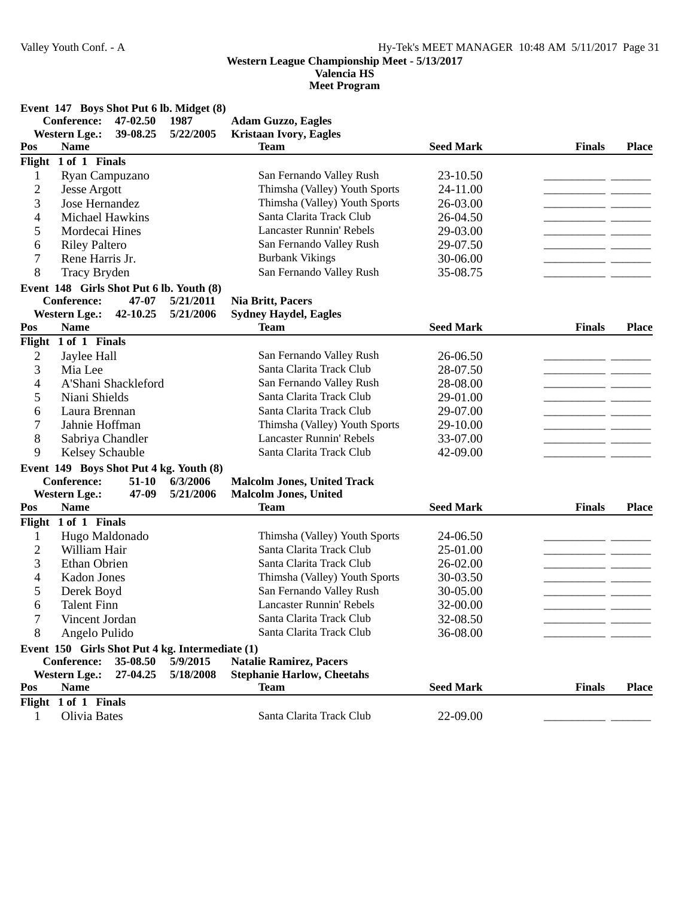Valley Youth Conf. - A Hy-Tek's MEET MANAGER 10:48 AM 5/11/2017

**Western League Championship Meet - 5/13/2017**
**Valencia HS**
**Meet Program**

### Event 147 Boys Shot Put 6 lb. Midget (8)

**Conference:** 47-02.50 1987 **Adam Guzzo, Eagles**
**Western Lge.:** 39-08.25 5/22/2005 **Kristaan Ivory, Eagles**

| Pos | Name | Team | Seed Mark | Finals | Place |
|---|---|---|---|---|---|
| **Flight 1 of 1 Finals** | | | | | |
| 1 | Ryan Campuzano | San Fernando Valley Rush | 23-10.50 | __________ | _______ |
| 2 | Jesse Argott | Thimsha (Valley) Youth Sports | 24-11.00 | __________ | _______ |
| 3 | Jose Hernandez | Thimsha (Valley) Youth Sports | 26-03.00 | __________ | _______ |
| 4 | Michael Hawkins | Santa Clarita Track Club | 26-04.50 | __________ | _______ |
| 5 | Mordecai Hines | Lancaster Runnin' Rebels | 29-03.00 | __________ | _______ |
| 6 | Riley Paltero | San Fernando Valley Rush | 29-07.50 | __________ | _______ |
| 7 | Rene Harris Jr. | Burbank Vikings | 30-06.00 | __________ | _______ |
| 8 | Tracy Bryden | San Fernando Valley Rush | 35-08.75 | __________ | _______ |

### Event 148 Girls Shot Put 6 lb. Youth (8)

**Conference:** 47-07 5/21/2011 **Nia Britt, Pacers**
**Western Lge.:** 42-10.25 5/21/2006 **Sydney Haydel, Eagles**

| Pos | Name | Team | Seed Mark | Finals | Place |
|---|---|---|---|---|---|
| **Flight 1 of 1 Finals** | | | | | |
| 2 | Jaylee Hall | San Fernando Valley Rush | 26-06.50 | __________ | _______ |
| 3 | Mia Lee | Santa Clarita Track Club | 28-07.50 | __________ | _______ |
| 4 | A'Shani Shackleford | San Fernando Valley Rush | 28-08.00 | __________ | _______ |
| 5 | Niani Shields | Santa Clarita Track Club | 29-01.00 | __________ | _______ |
| 6 | Laura Brennan | Santa Clarita Track Club | 29-07.00 | __________ | _______ |
| 7 | Jahnie Hoffman | Thimsha (Valley) Youth Sports | 29-10.00 | __________ | _______ |
| 8 | Sabriya Chandler | Lancaster Runnin' Rebels | 33-07.00 | __________ | _______ |
| 9 | Kelsey Schauble | Santa Clarita Track Club | 42-09.00 | __________ | _______ |

### Event 149 Boys Shot Put 4 kg. Youth (8)

**Conference:** 51-10 6/3/2006 **Malcolm Jones, United Track**
**Western Lge.:** 47-09 5/21/2006 **Malcolm Jones, United**

| Pos | Name | Team | Seed Mark | Finals | Place |
|---|---|---|---|---|---|
| **Flight 1 of 1 Finals** | | | | | |
| 1 | Hugo Maldonado | Thimsha (Valley) Youth Sports | 24-06.50 | __________ | _______ |
| 2 | William Hair | Santa Clarita Track Club | 25-01.00 | __________ | _______ |
| 3 | Ethan Obrien | Santa Clarita Track Club | 26-02.00 | __________ | _______ |
| 4 | Kadon Jones | Thimsha (Valley) Youth Sports | 30-03.50 | __________ | _______ |
| 5 | Derek Boyd | San Fernando Valley Rush | 30-05.00 | __________ | _______ |
| 6 | Talent Finn | Lancaster Runnin' Rebels | 32-00.00 | __________ | _______ |
| 7 | Vincent Jordan | Santa Clarita Track Club | 32-08.50 | __________ | _______ |
| 8 | Angelo Pulido | Santa Clarita Track Club | 36-08.00 | __________ | _______ |

### Event 150 Girls Shot Put 4 kg. Intermediate (1)

**Conference:** 35-08.50 5/9/2015 **Natalie Ramirez, Pacers**
**Western Lge.:** 27-04.25 5/18/2008 **Stephanie Harlow, Cheetahs**

| Pos | Name | Team | Seed Mark | Finals | Place |
|---|---|---|---|---|---|
| **Flight 1 of 1 Finals** | | | | | |
| 1 | Olivia Bates | Santa Clarita Track Club | 22-09.00 | __________ | _______ |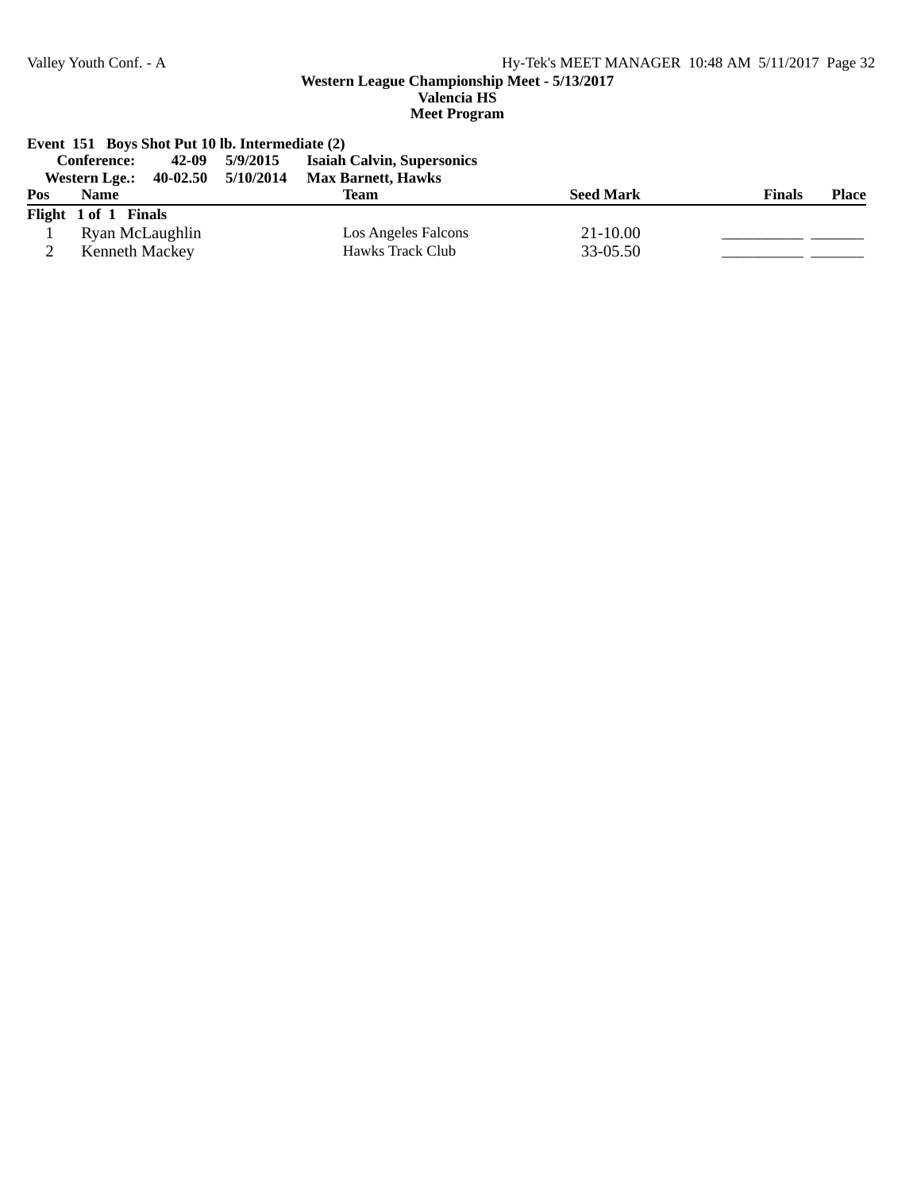**Western League Championship Meet - 5/13/2017**
**Valencia HS**
**Meet Program**

**Event 151 Boys Shot Put 10 lb. Intermediate (2)**

| | | | |
|---|---|---|---|
| **Conference:** | **42-09** | **5/9/2015** | **Isaiah Calvin, Supersonics** |
| **Western Lge.:** | **40-02.50** | **5/10/2014** | **Max Barnett, Hawks** |

**Flight 1 of 1 Finals**

| Pos | Name | Team | Seed Mark | Finals | Place |
|---|---|---|---|---|---|
| 1 | Ryan McLaughlin | Los Angeles Falcons | 21-10.00 | __________ | _______ |
| 2 | Kenneth Mackey | Hawks Track Club | 33-05.50 | __________ | _______ |